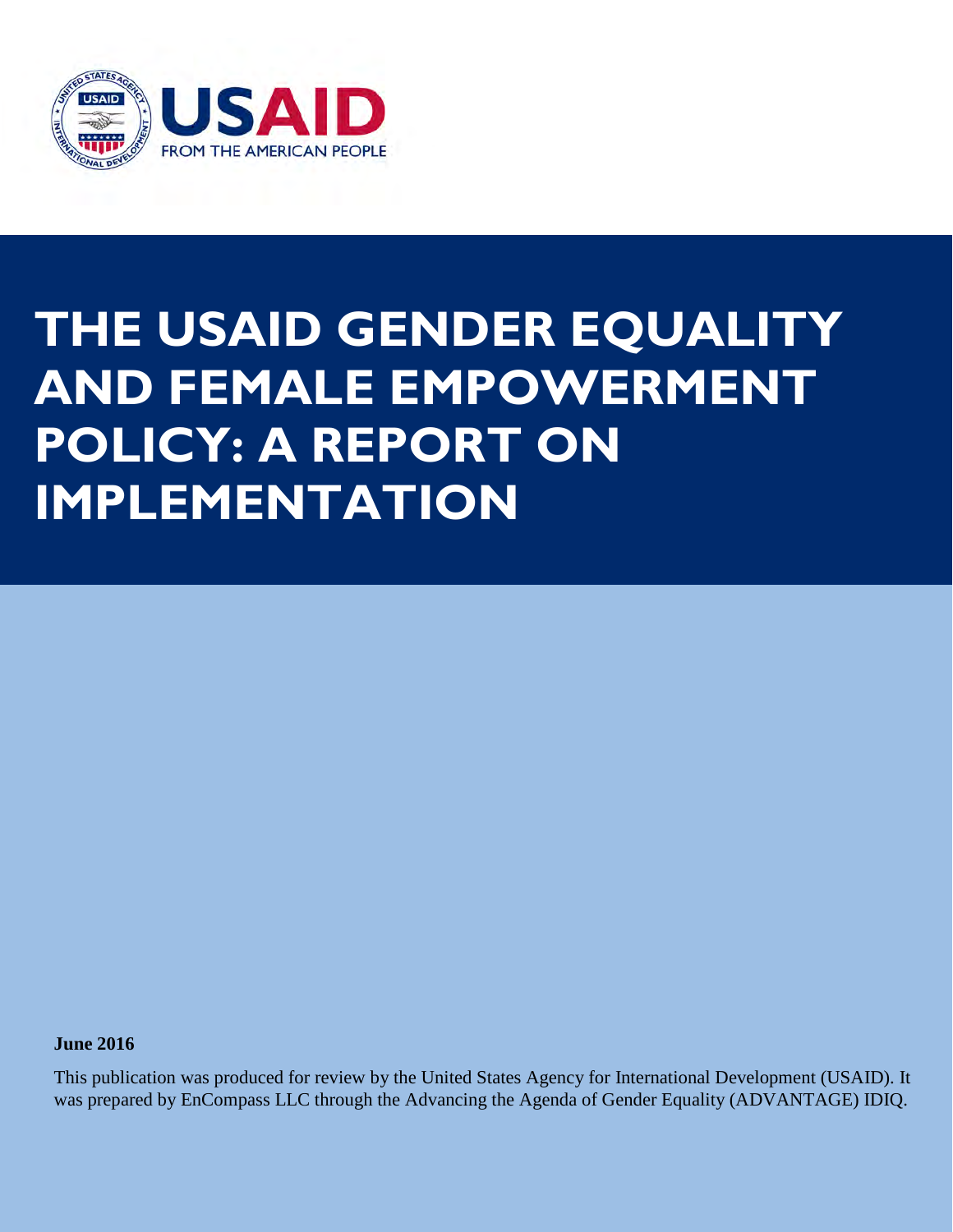USAID

FROM THE AMERICAN PEOPLE

# THE USAID GENDER EQUALITY AND FEMALE EMPOWERMENT POLICY: A REPORT ON IMPLEMENTATION

**June 2016**

This publication was produced for review by the United States Agency for International Development (USAID). It was prepared by EnCompass LLC through the Advancing the Agenda of Gender Equality (ADVANTAGE) IDIQ.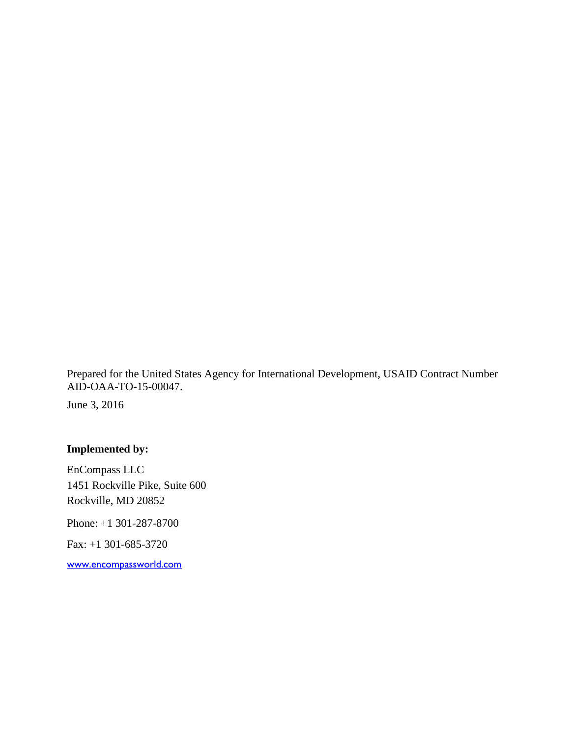Prepared for the United States Agency for International Development, USAID Contract Number AID-OAA-TO-15-00047.

June 3, 2016

**Implemented by:**

EnCompass LLC
1451 Rockville Pike, Suite 600
Rockville, MD 20852

Phone: +1 301-287-8700

Fax: +1 301-685-3720

www.encompassworld.com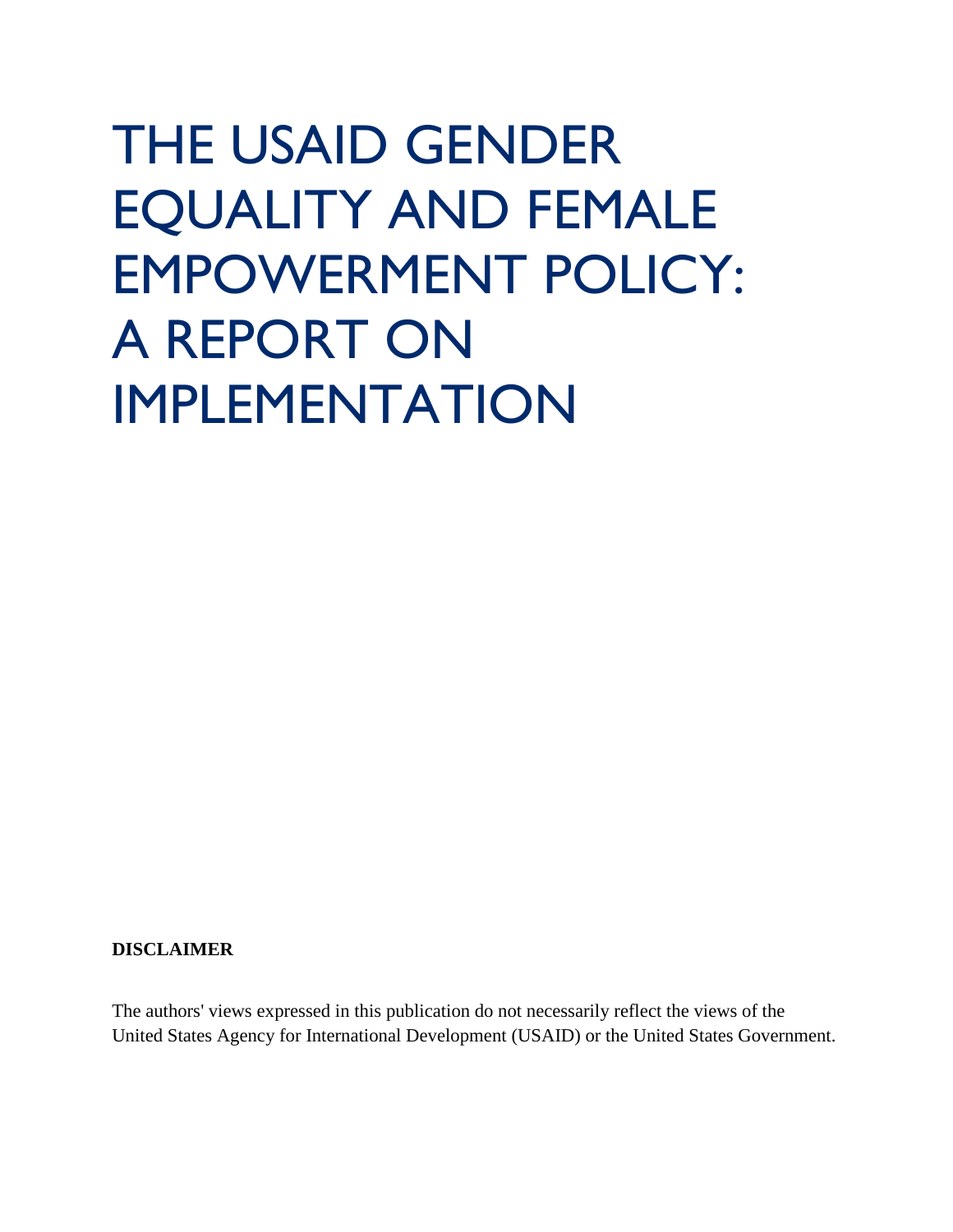# THE USAID GENDER EQUALITY AND FEMALE EMPOWERMENT POLICY: A REPORT ON IMPLEMENTATION

**DISCLAIMER**

The authors' views expressed in this publication do not necessarily reflect the views of the United States Agency for International Development (USAID) or the United States Government.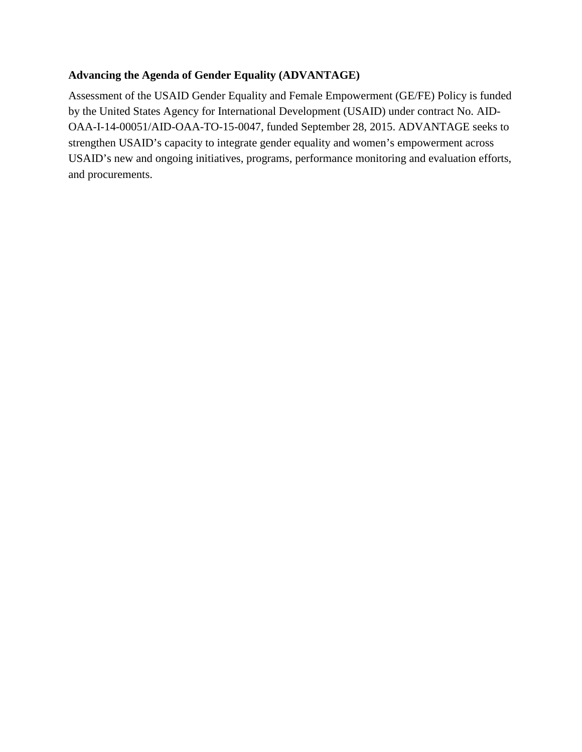**Advancing the Agenda of Gender Equality (ADVANTAGE)**

Assessment of the USAID Gender Equality and Female Empowerment (GE/FE) Policy is funded by the United States Agency for International Development (USAID) under contract No. AID-OAA-I-14-00051/AID-OAA-TO-15-0047, funded September 28, 2015. ADVANTAGE seeks to strengthen USAID's capacity to integrate gender equality and women's empowerment across USAID's new and ongoing initiatives, programs, performance monitoring and evaluation efforts, and procurements.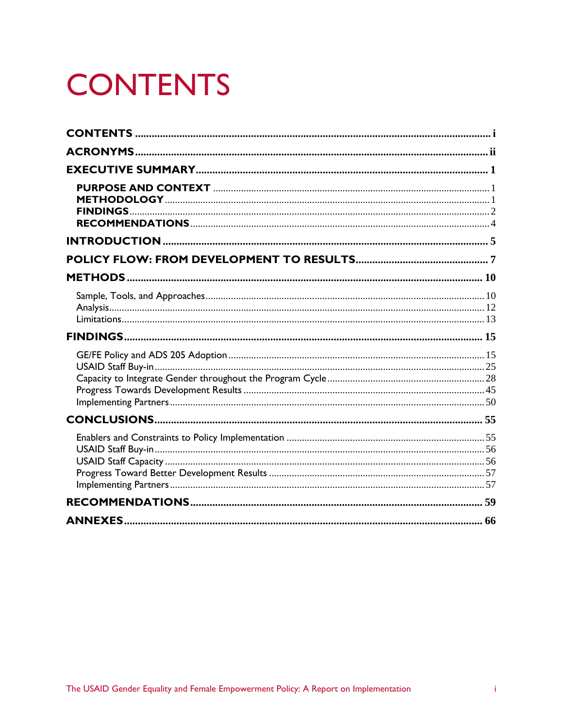# CONTENTS

**CONTENTS** ..... i

**ACRONYMS** ..... ii

**EXECUTIVE SUMMARY** ..... 1

- **PURPOSE AND CONTEXT** ..... 1
- **METHODOLOGY** ..... 1
- **FINDINGS** ..... 2
- **RECOMMENDATIONS** ..... 4

**INTRODUCTION** ..... 5

**POLICY FLOW: FROM DEVELOPMENT TO RESULTS** ..... 7

**METHODS** ..... 10

- Sample, Tools, and Approaches ..... 10
- Analysis ..... 12
- Limitations ..... 13

**FINDINGS** ..... 15

- GE/FE Policy and ADS 205 Adoption ..... 15
- USAID Staff Buy-in ..... 25
- Capacity to Integrate Gender throughout the Program Cycle ..... 28
- Progress Towards Development Results ..... 45
- Implementing Partners ..... 50

**CONCLUSIONS** ..... 55

- Enablers and Constraints to Policy Implementation ..... 55
- USAID Staff Buy-in ..... 56
- USAID Staff Capacity ..... 56
- Progress Toward Better Development Results ..... 57
- Implementing Partners ..... 57

**RECOMMENDATIONS** ..... 59

**ANNEXES** ..... 66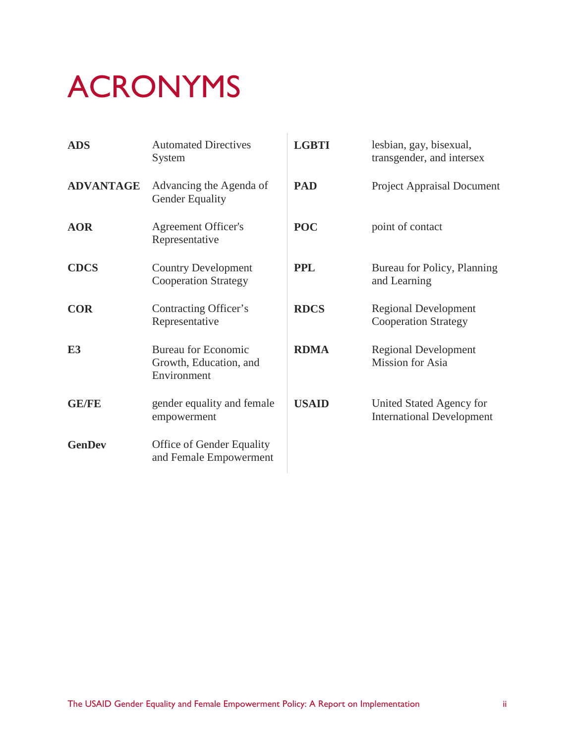# ACRONYMS

| | |
|---|---|
| **ADS** | Automated Directives System |
| **ADVANTAGE** | Advancing the Agenda of Gender Equality |
| **AOR** | Agreement Officer's Representative |
| **CDCS** | Country Development Cooperation Strategy |
| **COR** | Contracting Officer's Representative |
| **E3** | Bureau for Economic Growth, Education, and Environment |
| **GE/FE** | gender equality and female empowerment |
| **GenDev** | Office of Gender Equality and Female Empowerment |
| **LGBTI** | lesbian, gay, bisexual, transgender, and intersex |
| **PAD** | Project Appraisal Document |
| **POC** | point of contact |
| **PPL** | Bureau for Policy, Planning and Learning |
| **RDCS** | Regional Development Cooperation Strategy |
| **RDMA** | Regional Development Mission for Asia |
| **USAID** | United Stated Agency for International Development |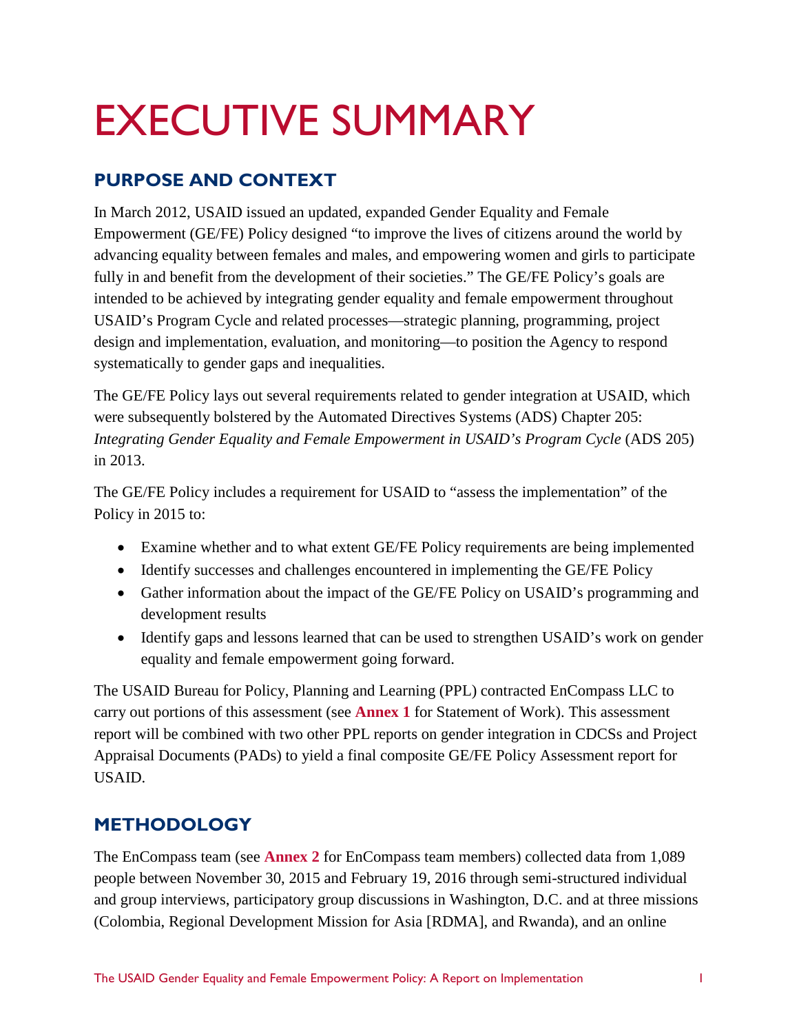# EXECUTIVE SUMMARY

## PURPOSE AND CONTEXT

In March 2012, USAID issued an updated, expanded Gender Equality and Female Empowerment (GE/FE) Policy designed "to improve the lives of citizens around the world by advancing equality between females and males, and empowering women and girls to participate fully in and benefit from the development of their societies." The GE/FE Policy's goals are intended to be achieved by integrating gender equality and female empowerment throughout USAID's Program Cycle and related processes—strategic planning, programming, project design and implementation, evaluation, and monitoring—to position the Agency to respond systematically to gender gaps and inequalities.

The GE/FE Policy lays out several requirements related to gender integration at USAID, which were subsequently bolstered by the Automated Directives Systems (ADS) Chapter 205: *Integrating Gender Equality and Female Empowerment in USAID's Program Cycle* (ADS 205) in 2013.

The GE/FE Policy includes a requirement for USAID to "assess the implementation" of the Policy in 2015 to:

- Examine whether and to what extent GE/FE Policy requirements are being implemented
- Identify successes and challenges encountered in implementing the GE/FE Policy
- Gather information about the impact of the GE/FE Policy on USAID's programming and development results
- Identify gaps and lessons learned that can be used to strengthen USAID's work on gender equality and female empowerment going forward.

The USAID Bureau for Policy, Planning and Learning (PPL) contracted EnCompass LLC to carry out portions of this assessment (see **Annex 1** for Statement of Work). This assessment report will be combined with two other PPL reports on gender integration in CDCSs and Project Appraisal Documents (PADs) to yield a final composite GE/FE Policy Assessment report for USAID.

## METHODOLOGY

The EnCompass team (see **Annex 2** for EnCompass team members) collected data from 1,089 people between November 30, 2015 and February 19, 2016 through semi-structured individual and group interviews, participatory group discussions in Washington, D.C. and at three missions (Colombia, Regional Development Mission for Asia [RDMA], and Rwanda), and an online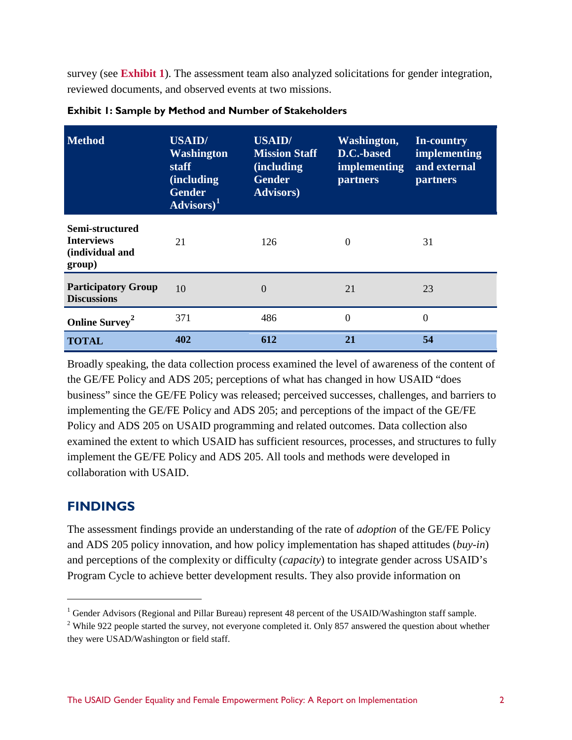survey (see **Exhibit 1**). The assessment team also analyzed solicitations for gender integration, reviewed documents, and observed events at two missions.

**Exhibit 1: Sample by Method and Number of Stakeholders**

| Method | USAID/ Washington staff (including Gender Advisors)[1] | USAID/ Mission Staff (including Gender Advisors) | Washington, D.C.-based implementing partners | In-country implementing and external partners |
|---|---|---|---|---|
| **Semi-structured Interviews (individual and group)** | 21 | 126 | 0 | 31 |
| **Participatory Group Discussions** | 10 | 0 | 21 | 23 |
| **Online Survey[2]** | 371 | 486 | 0 | 0 |
| **TOTAL** | **402** | **612** | **21** | **54** |

Broadly speaking, the data collection process examined the level of awareness of the content of the GE/FE Policy and ADS 205; perceptions of what has changed in how USAID "does business" since the GE/FE Policy was released; perceived successes, challenges, and barriers to implementing the GE/FE Policy and ADS 205; and perceptions of the impact of the GE/FE Policy and ADS 205 on USAID programming and related outcomes. Data collection also examined the extent to which USAID has sufficient resources, processes, and structures to fully implement the GE/FE Policy and ADS 205. All tools and methods were developed in collaboration with USAID.

## FINDINGS

The assessment findings provide an understanding of the rate of *adoption* of the GE/FE Policy and ADS 205 policy innovation, and how policy implementation has shaped attitudes (*buy-in*) and perceptions of the complexity or difficulty (*capacity*) to integrate gender across USAID's Program Cycle to achieve better development results. They also provide information on

---

[1] Gender Advisors (Regional and Pillar Bureau) represent 48 percent of the USAID/Washington staff sample.

[2] While 922 people started the survey, not everyone completed it. Only 857 answered the question about whether they were USAD/Washington or field staff.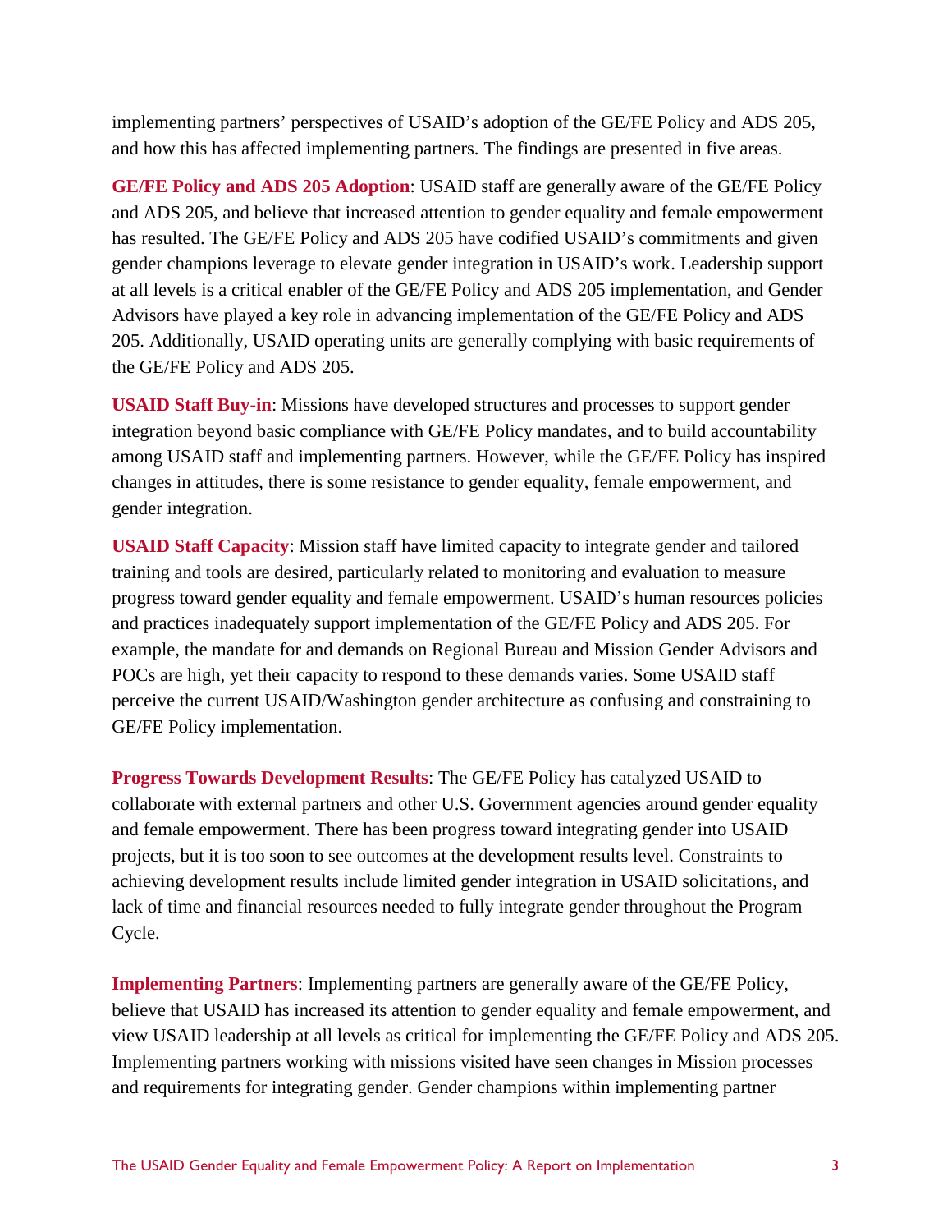implementing partners' perspectives of USAID's adoption of the GE/FE Policy and ADS 205, and how this has affected implementing partners. The findings are presented in five areas.

**GE/FE Policy and ADS 205 Adoption**: USAID staff are generally aware of the GE/FE Policy and ADS 205, and believe that increased attention to gender equality and female empowerment has resulted. The GE/FE Policy and ADS 205 have codified USAID's commitments and given gender champions leverage to elevate gender integration in USAID's work. Leadership support at all levels is a critical enabler of the GE/FE Policy and ADS 205 implementation, and Gender Advisors have played a key role in advancing implementation of the GE/FE Policy and ADS 205. Additionally, USAID operating units are generally complying with basic requirements of the GE/FE Policy and ADS 205.

**USAID Staff Buy-in**: Missions have developed structures and processes to support gender integration beyond basic compliance with GE/FE Policy mandates, and to build accountability among USAID staff and implementing partners. However, while the GE/FE Policy has inspired changes in attitudes, there is some resistance to gender equality, female empowerment, and gender integration.

**USAID Staff Capacity**: Mission staff have limited capacity to integrate gender and tailored training and tools are desired, particularly related to monitoring and evaluation to measure progress toward gender equality and female empowerment. USAID's human resources policies and practices inadequately support implementation of the GE/FE Policy and ADS 205. For example, the mandate for and demands on Regional Bureau and Mission Gender Advisors and POCs are high, yet their capacity to respond to these demands varies. Some USAID staff perceive the current USAID/Washington gender architecture as confusing and constraining to GE/FE Policy implementation.

**Progress Towards Development Results**: The GE/FE Policy has catalyzed USAID to collaborate with external partners and other U.S. Government agencies around gender equality and female empowerment. There has been progress toward integrating gender into USAID projects, but it is too soon to see outcomes at the development results level. Constraints to achieving development results include limited gender integration in USAID solicitations, and lack of time and financial resources needed to fully integrate gender throughout the Program Cycle.

**Implementing Partners**: Implementing partners are generally aware of the GE/FE Policy, believe that USAID has increased its attention to gender equality and female empowerment, and view USAID leadership at all levels as critical for implementing the GE/FE Policy and ADS 205. Implementing partners working with missions visited have seen changes in Mission processes and requirements for integrating gender. Gender champions within implementing partner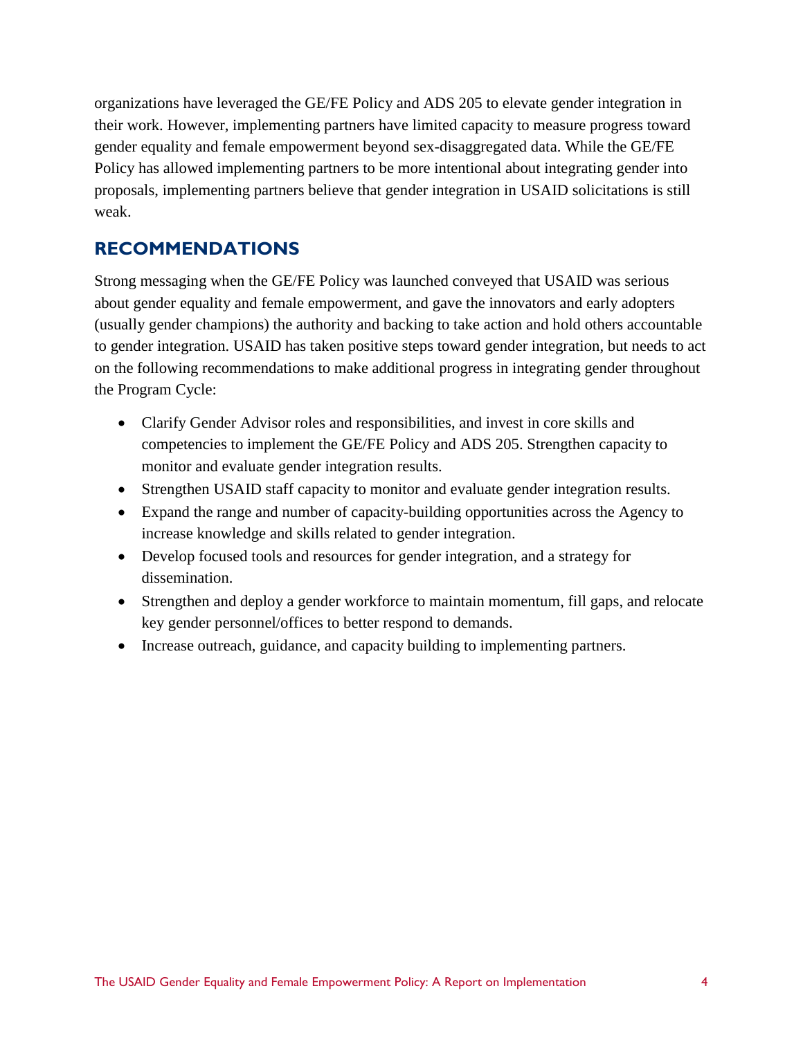organizations have leveraged the GE/FE Policy and ADS 205 to elevate gender integration in their work. However, implementing partners have limited capacity to measure progress toward gender equality and female empowerment beyond sex-disaggregated data. While the GE/FE Policy has allowed implementing partners to be more intentional about integrating gender into proposals, implementing partners believe that gender integration in USAID solicitations is still weak.

## RECOMMENDATIONS

Strong messaging when the GE/FE Policy was launched conveyed that USAID was serious about gender equality and female empowerment, and gave the innovators and early adopters (usually gender champions) the authority and backing to take action and hold others accountable to gender integration. USAID has taken positive steps toward gender integration, but needs to act on the following recommendations to make additional progress in integrating gender throughout the Program Cycle:

- Clarify Gender Advisor roles and responsibilities, and invest in core skills and competencies to implement the GE/FE Policy and ADS 205. Strengthen capacity to monitor and evaluate gender integration results.
- Strengthen USAID staff capacity to monitor and evaluate gender integration results.
- Expand the range and number of capacity-building opportunities across the Agency to increase knowledge and skills related to gender integration.
- Develop focused tools and resources for gender integration, and a strategy for dissemination.
- Strengthen and deploy a gender workforce to maintain momentum, fill gaps, and relocate key gender personnel/offices to better respond to demands.
- Increase outreach, guidance, and capacity building to implementing partners.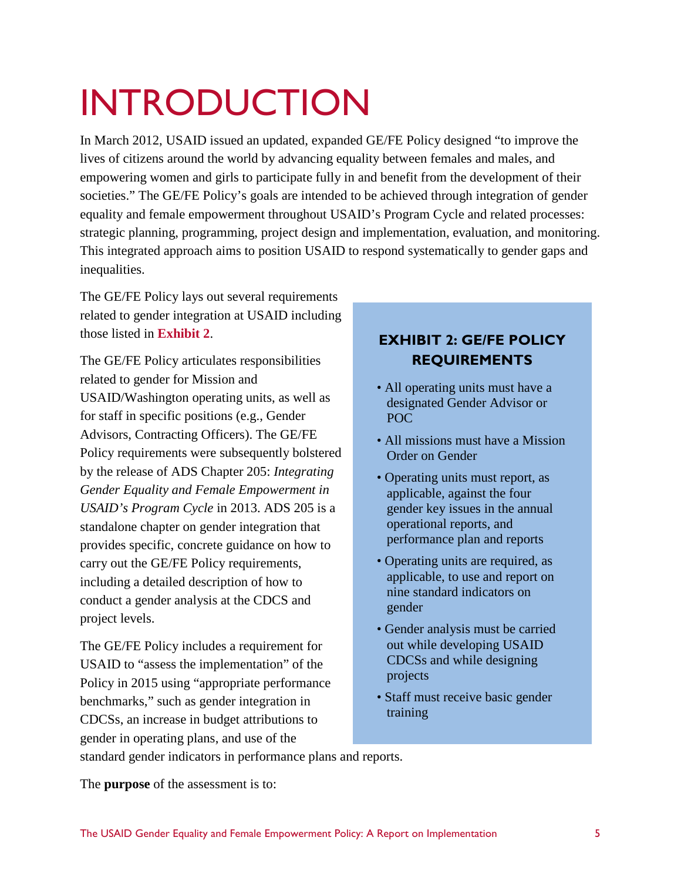# INTRODUCTION

In March 2012, USAID issued an updated, expanded GE/FE Policy designed "to improve the lives of citizens around the world by advancing equality between females and males, and empowering women and girls to participate fully in and benefit from the development of their societies." The GE/FE Policy's goals are intended to be achieved through integration of gender equality and female empowerment throughout USAID's Program Cycle and related processes: strategic planning, programming, project design and implementation, evaluation, and monitoring. This integrated approach aims to position USAID to respond systematically to gender gaps and inequalities.

The GE/FE Policy lays out several requirements related to gender integration at USAID including those listed in **Exhibit 2**.

> **EXHIBIT 2: GE/FE POLICY REQUIREMENTS**
>
> - All operating units must have a designated Gender Advisor or POC
> - All missions must have a Mission Order on Gender
> - Operating units must report, as applicable, against the four gender key issues in the annual operational reports, and performance plan and reports
> - Operating units are required, as applicable, to use and report on nine standard indicators on gender
> - Gender analysis must be carried out while developing USAID CDCSs and while designing projects
> - Staff must receive basic gender training

The GE/FE Policy articulates responsibilities related to gender for Mission and USAID/Washington operating units, as well as for staff in specific positions (e.g., Gender Advisors, Contracting Officers). The GE/FE Policy requirements were subsequently bolstered by the release of ADS Chapter 205: *Integrating Gender Equality and Female Empowerment in USAID's Program Cycle* in 2013. ADS 205 is a standalone chapter on gender integration that provides specific, concrete guidance on how to carry out the GE/FE Policy requirements, including a detailed description of how to conduct a gender analysis at the CDCS and project levels.

The GE/FE Policy includes a requirement for USAID to "assess the implementation" of the Policy in 2015 using "appropriate performance benchmarks," such as gender integration in CDCSs, an increase in budget attributions to gender in operating plans, and use of the standard gender indicators in performance plans and reports.

The **purpose** of the assessment is to: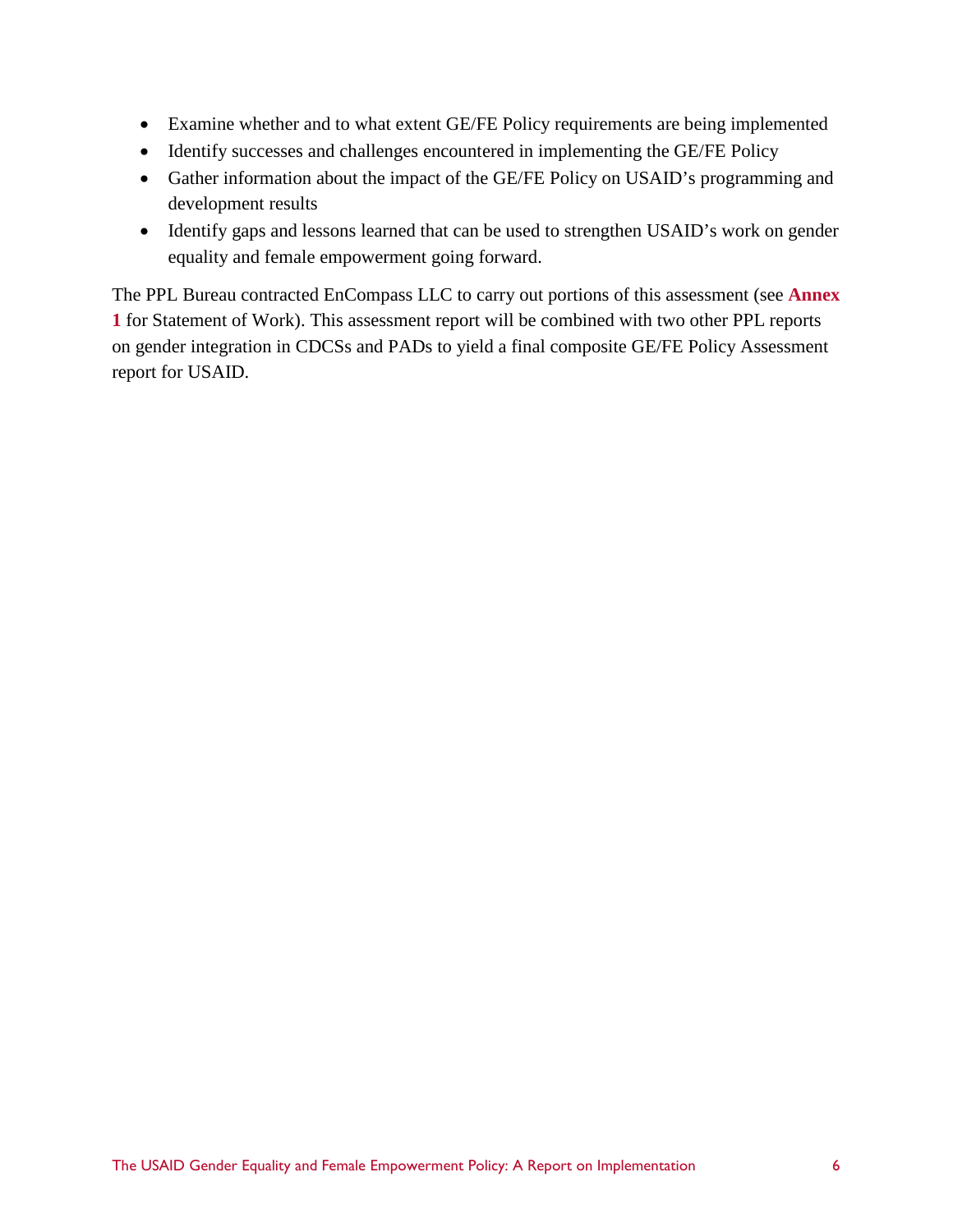- Examine whether and to what extent GE/FE Policy requirements are being implemented
- Identify successes and challenges encountered in implementing the GE/FE Policy
- Gather information about the impact of the GE/FE Policy on USAID's programming and development results
- Identify gaps and lessons learned that can be used to strengthen USAID's work on gender equality and female empowerment going forward.

The PPL Bureau contracted EnCompass LLC to carry out portions of this assessment (see **Annex 1** for Statement of Work). This assessment report will be combined with two other PPL reports on gender integration in CDCSs and PADs to yield a final composite GE/FE Policy Assessment report for USAID.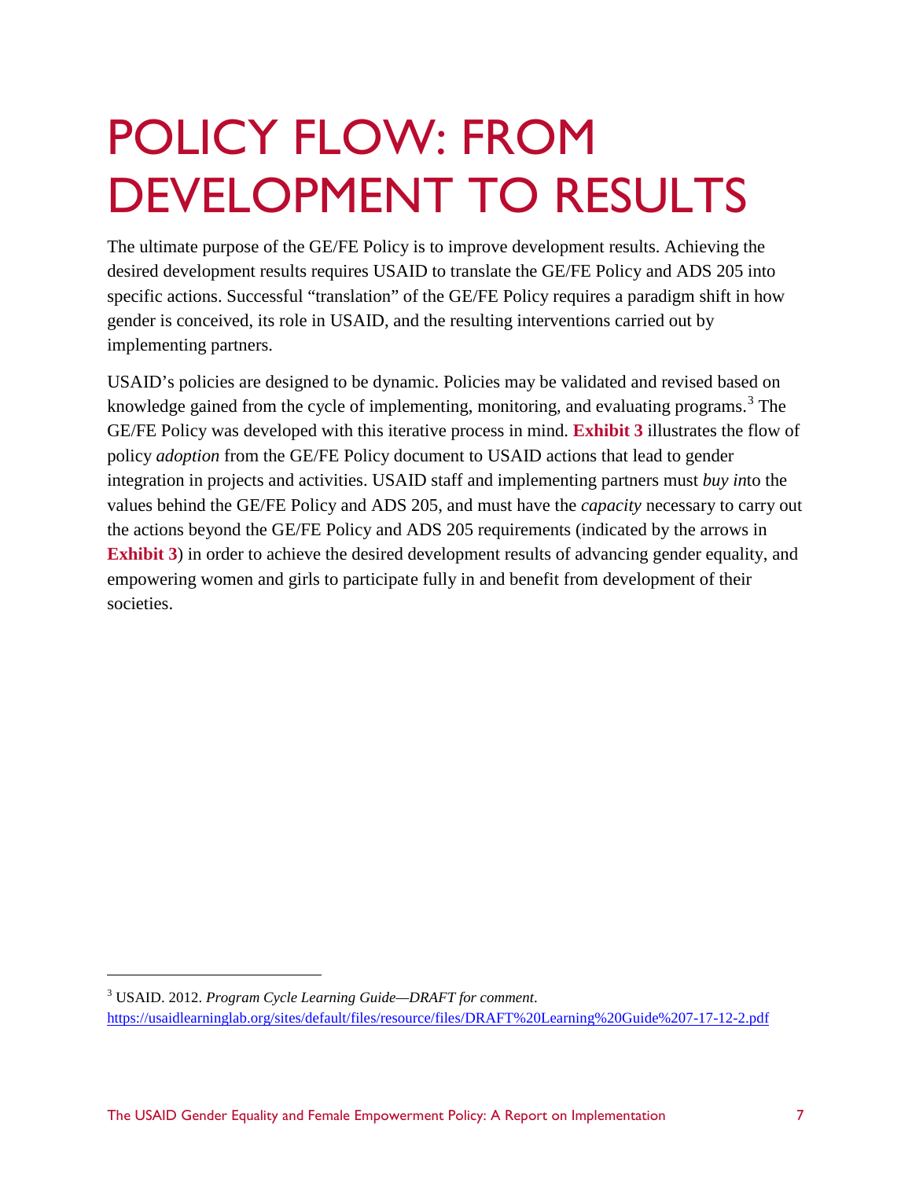# POLICY FLOW: FROM DEVELOPMENT TO RESULTS

The ultimate purpose of the GE/FE Policy is to improve development results. Achieving the desired development results requires USAID to translate the GE/FE Policy and ADS 205 into specific actions. Successful "translation" of the GE/FE Policy requires a paradigm shift in how gender is conceived, its role in USAID, and the resulting interventions carried out by implementing partners.

USAID's policies are designed to be dynamic. Policies may be validated and revised based on knowledge gained from the cycle of implementing, monitoring, and evaluating programs.[3] The GE/FE Policy was developed with this iterative process in mind. **Exhibit 3** illustrates the flow of policy *adoption* from the GE/FE Policy document to USAID actions that lead to gender integration in projects and activities. USAID staff and implementing partners must *buy in*to the values behind the GE/FE Policy and ADS 205, and must have the *capacity* necessary to carry out the actions beyond the GE/FE Policy and ADS 205 requirements (indicated by the arrows in **Exhibit 3**) in order to achieve the desired development results of advancing gender equality, and empowering women and girls to participate fully in and benefit from development of their societies.

[3] USAID. 2012. *Program Cycle Learning Guide—DRAFT for comment*. https://usaidlearninglab.org/sites/default/files/resource/files/DRAFT%20Learning%20Guide%207-17-12-2.pdf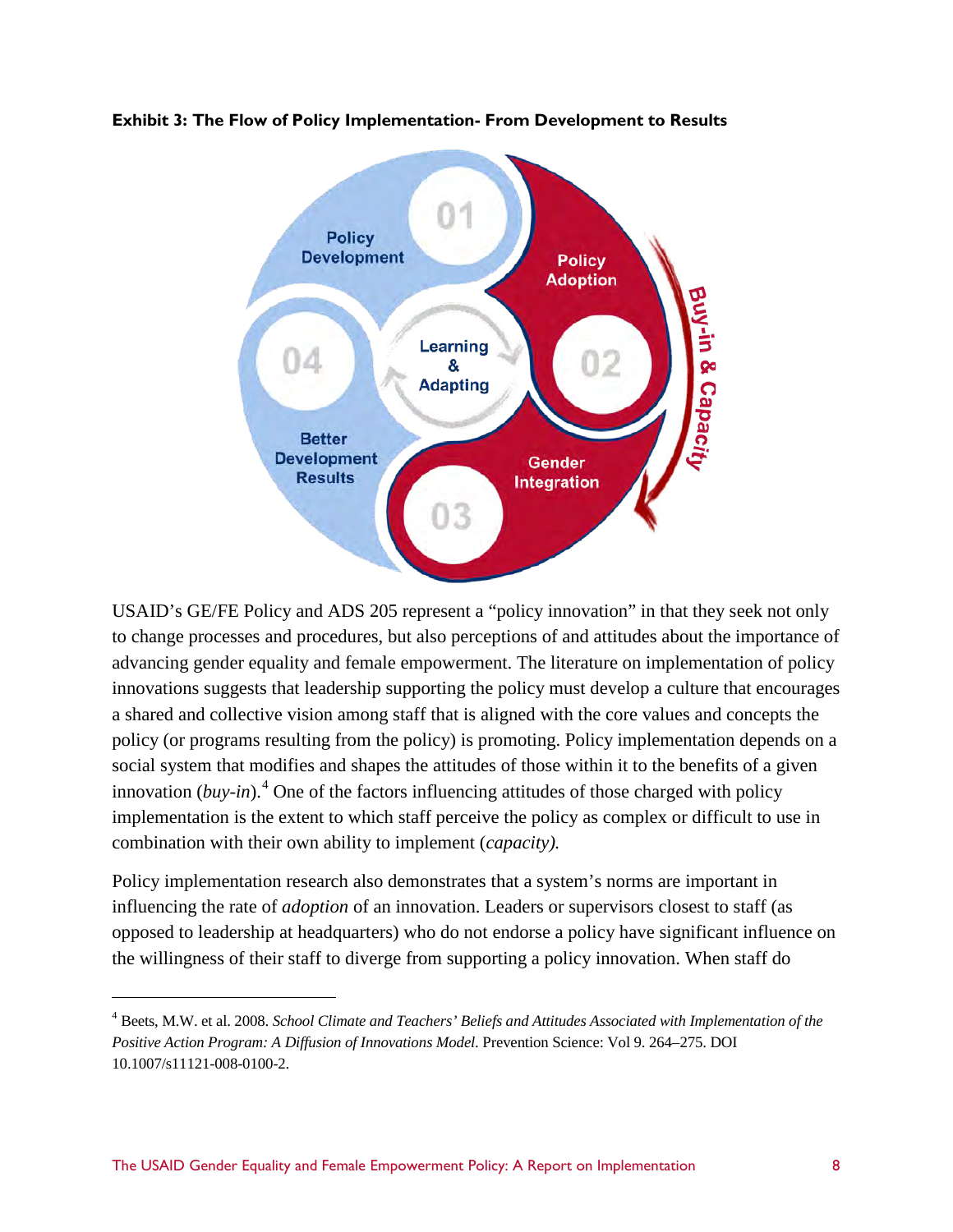**Exhibit 3: The Flow of Policy Implementation- From Development to Results**

01 Policy Development

02 Policy Adoption

03 Gender Integration

04 Better Development Results

Learning & Adapting

Buy-in & Capacity

USAID's GE/FE Policy and ADS 205 represent a "policy innovation" in that they seek not only to change processes and procedures, but also perceptions of and attitudes about the importance of advancing gender equality and female empowerment. The literature on implementation of policy innovations suggests that leadership supporting the policy must develop a culture that encourages a shared and collective vision among staff that is aligned with the core values and concepts the policy (or programs resulting from the policy) is promoting. Policy implementation depends on a social system that modifies and shapes the attitudes of those within it to the benefits of a given innovation (*buy-in*).[4] One of the factors influencing attitudes of those charged with policy implementation is the extent to which staff perceive the policy as complex or difficult to use in combination with their own ability to implement (*capacity).*

Policy implementation research also demonstrates that a system's norms are important in influencing the rate of *adoption* of an innovation. Leaders or supervisors closest to staff (as opposed to leadership at headquarters) who do not endorse a policy have significant influence on the willingness of their staff to diverge from supporting a policy innovation. When staff do

---

[4] Beets, M.W. et al. 2008. *School Climate and Teachers' Beliefs and Attitudes Associated with Implementation of the Positive Action Program: A Diffusion of Innovations Model.* Prevention Science: Vol 9. 264–275. DOI 10.1007/s11121-008-0100-2.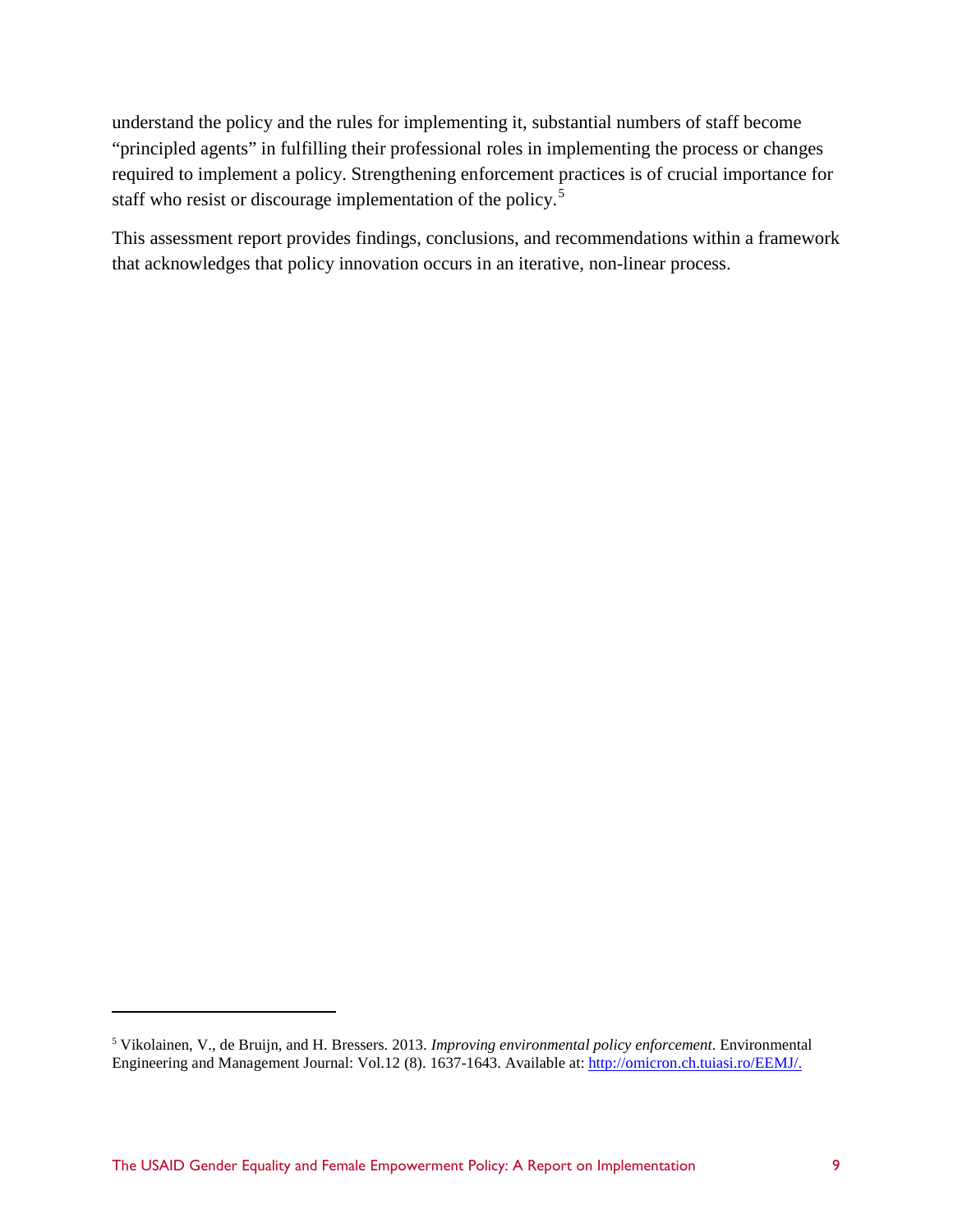understand the policy and the rules for implementing it, substantial numbers of staff become "principled agents" in fulfilling their professional roles in implementing the process or changes required to implement a policy. Strengthening enforcement practices is of crucial importance for staff who resist or discourage implementation of the policy.[5]

This assessment report provides findings, conclusions, and recommendations within a framework that acknowledges that policy innovation occurs in an iterative, non-linear process.

---

[5] Vikolainen, V., de Bruijn, and H. Bressers. 2013. *Improving environmental policy enforcement*. Environmental Engineering and Management Journal: Vol.12 (8). 1637-1643. Available at: http://omicron.ch.tuiasi.ro/EEMJ/.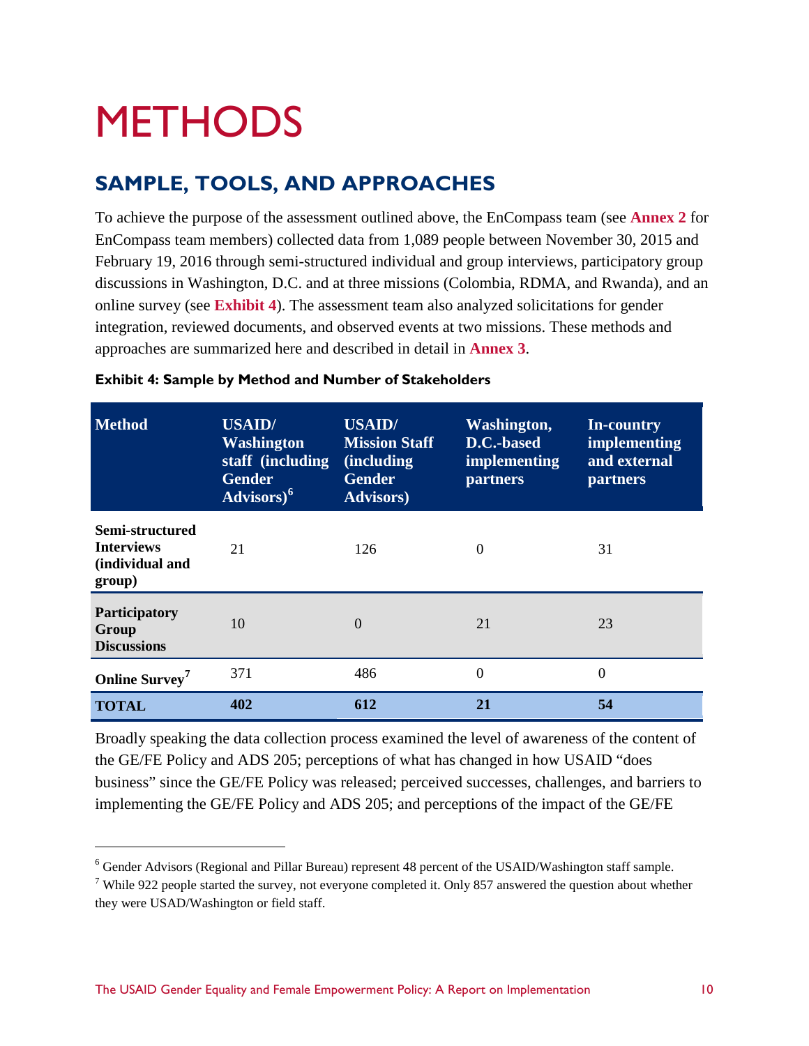// METHODS

## SAMPLE, TOOLS, AND APPROACHES

To achieve the purpose of the assessment outlined above, the EnCompass team (see **Annex 2** for EnCompass team members) collected data from 1,089 people between November 30, 2015 and February 19, 2016 through semi-structured individual and group interviews, participatory group discussions in Washington, D.C. and at three missions (Colombia, RDMA, and Rwanda), and an online survey (see **Exhibit 4**). The assessment team also analyzed solicitations for gender integration, reviewed documents, and observed events at two missions. These methods and approaches are summarized here and described in detail in **Annex 3**.

**Exhibit 4: Sample by Method and Number of Stakeholders**

| Method | USAID/ Washington staff (including Gender Advisors)[6] | USAID/ Mission Staff (including Gender Advisors) | Washington, D.C.-based implementing partners | In-country implementing and external partners |
|---|---|---|---|---|
| **Semi-structured Interviews (individual and group)** | 21 | 126 | 0 | 31 |
| **Participatory Group Discussions** | 10 | 0 | 21 | 23 |
| **Online Survey[7]** | 371 | 486 | 0 | 0 |
| **TOTAL** | **402** | **612** | **21** | **54** |

Broadly speaking the data collection process examined the level of awareness of the content of the GE/FE Policy and ADS 205; perceptions of what has changed in how USAID "does business" since the GE/FE Policy was released; perceived successes, challenges, and barriers to implementing the GE/FE Policy and ADS 205; and perceptions of the impact of the GE/FE

---

[6] Gender Advisors (Regional and Pillar Bureau) represent 48 percent of the USAID/Washington staff sample.

[7] While 922 people started the survey, not everyone completed it. Only 857 answered the question about whether they were USAD/Washington or field staff.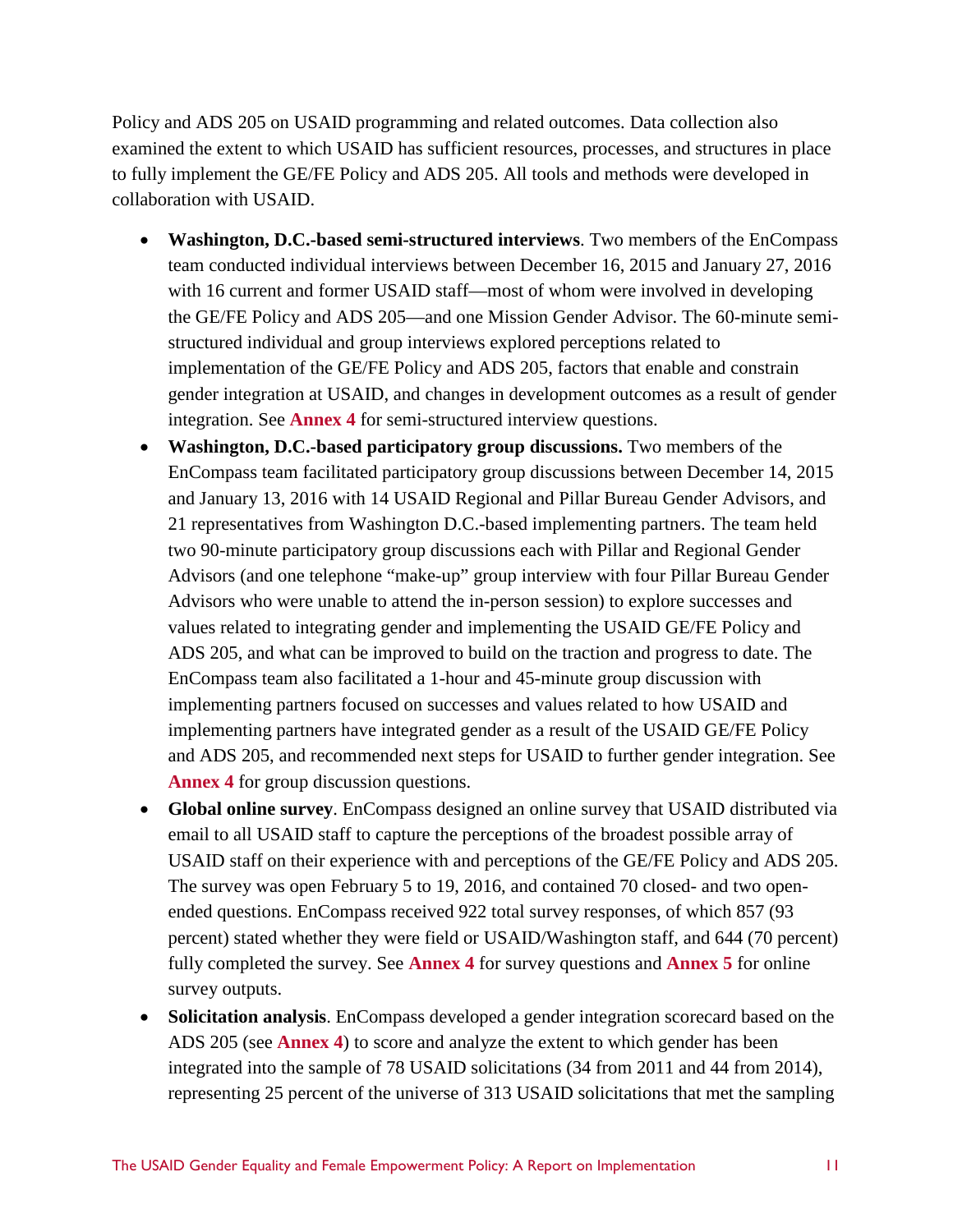Policy and ADS 205 on USAID programming and related outcomes. Data collection also examined the extent to which USAID has sufficient resources, processes, and structures in place to fully implement the GE/FE Policy and ADS 205. All tools and methods were developed in collaboration with USAID.

- **Washington, D.C.-based semi-structured interviews**. Two members of the EnCompass team conducted individual interviews between December 16, 2015 and January 27, 2016 with 16 current and former USAID staff—most of whom were involved in developing the GE/FE Policy and ADS 205—and one Mission Gender Advisor. The 60-minute semi-structured individual and group interviews explored perceptions related to implementation of the GE/FE Policy and ADS 205, factors that enable and constrain gender integration at USAID, and changes in development outcomes as a result of gender integration. See **Annex 4** for semi-structured interview questions.
- **Washington, D.C.-based participatory group discussions.** Two members of the EnCompass team facilitated participatory group discussions between December 14, 2015 and January 13, 2016 with 14 USAID Regional and Pillar Bureau Gender Advisors, and 21 representatives from Washington D.C.-based implementing partners. The team held two 90-minute participatory group discussions each with Pillar and Regional Gender Advisors (and one telephone "make-up" group interview with four Pillar Bureau Gender Advisors who were unable to attend the in-person session) to explore successes and values related to integrating gender and implementing the USAID GE/FE Policy and ADS 205, and what can be improved to build on the traction and progress to date. The EnCompass team also facilitated a 1-hour and 45-minute group discussion with implementing partners focused on successes and values related to how USAID and implementing partners have integrated gender as a result of the USAID GE/FE Policy and ADS 205, and recommended next steps for USAID to further gender integration. See **Annex 4** for group discussion questions.
- **Global online survey**. EnCompass designed an online survey that USAID distributed via email to all USAID staff to capture the perceptions of the broadest possible array of USAID staff on their experience with and perceptions of the GE/FE Policy and ADS 205. The survey was open February 5 to 19, 2016, and contained 70 closed- and two open-ended questions. EnCompass received 922 total survey responses, of which 857 (93 percent) stated whether they were field or USAID/Washington staff, and 644 (70 percent) fully completed the survey. See **Annex 4** for survey questions and **Annex 5** for online survey outputs.
- **Solicitation analysis**. EnCompass developed a gender integration scorecard based on the ADS 205 (see **Annex 4**) to score and analyze the extent to which gender has been integrated into the sample of 78 USAID solicitations (34 from 2011 and 44 from 2014), representing 25 percent of the universe of 313 USAID solicitations that met the sampling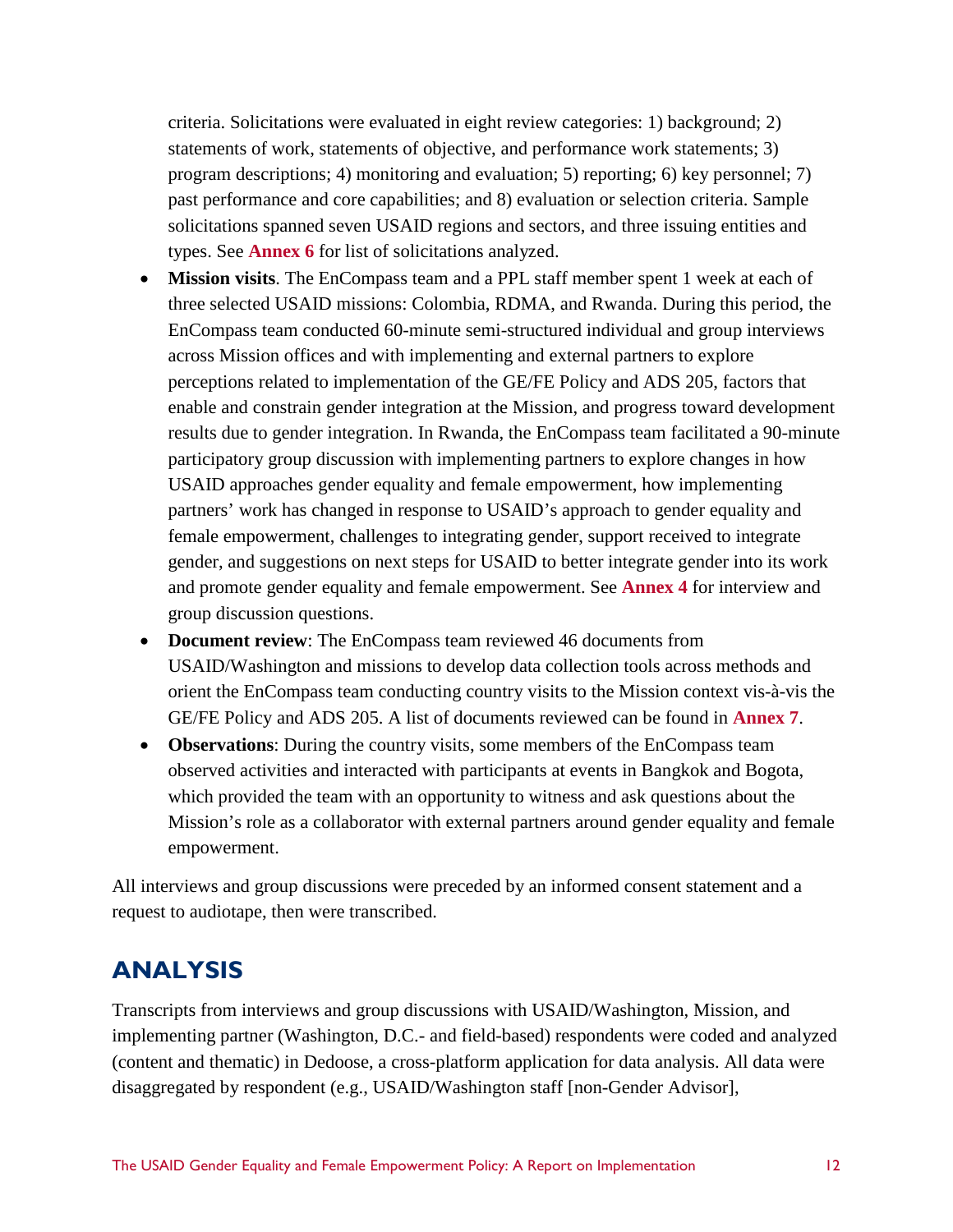criteria. Solicitations were evaluated in eight review categories: 1) background; 2) statements of work, statements of objective, and performance work statements; 3) program descriptions; 4) monitoring and evaluation; 5) reporting; 6) key personnel; 7) past performance and core capabilities; and 8) evaluation or selection criteria. Sample solicitations spanned seven USAID regions and sectors, and three issuing entities and types. See **Annex 6** for list of solicitations analyzed.

- **Mission visits**. The EnCompass team and a PPL staff member spent 1 week at each of three selected USAID missions: Colombia, RDMA, and Rwanda. During this period, the EnCompass team conducted 60-minute semi-structured individual and group interviews across Mission offices and with implementing and external partners to explore perceptions related to implementation of the GE/FE Policy and ADS 205, factors that enable and constrain gender integration at the Mission, and progress toward development results due to gender integration. In Rwanda, the EnCompass team facilitated a 90-minute participatory group discussion with implementing partners to explore changes in how USAID approaches gender equality and female empowerment, how implementing partners' work has changed in response to USAID's approach to gender equality and female empowerment, challenges to integrating gender, support received to integrate gender, and suggestions on next steps for USAID to better integrate gender into its work and promote gender equality and female empowerment. See **Annex 4** for interview and group discussion questions.
- **Document review**: The EnCompass team reviewed 46 documents from USAID/Washington and missions to develop data collection tools across methods and orient the EnCompass team conducting country visits to the Mission context vis-à-vis the GE/FE Policy and ADS 205. A list of documents reviewed can be found in **Annex 7**.
- **Observations**: During the country visits, some members of the EnCompass team observed activities and interacted with participants at events in Bangkok and Bogota, which provided the team with an opportunity to witness and ask questions about the Mission's role as a collaborator with external partners around gender equality and female empowerment.

All interviews and group discussions were preceded by an informed consent statement and a request to audiotape, then were transcribed.

## ANALYSIS

Transcripts from interviews and group discussions with USAID/Washington, Mission, and implementing partner (Washington, D.C.- and field-based) respondents were coded and analyzed (content and thematic) in Dedoose, a cross-platform application for data analysis. All data were disaggregated by respondent (e.g., USAID/Washington staff [non-Gender Advisor],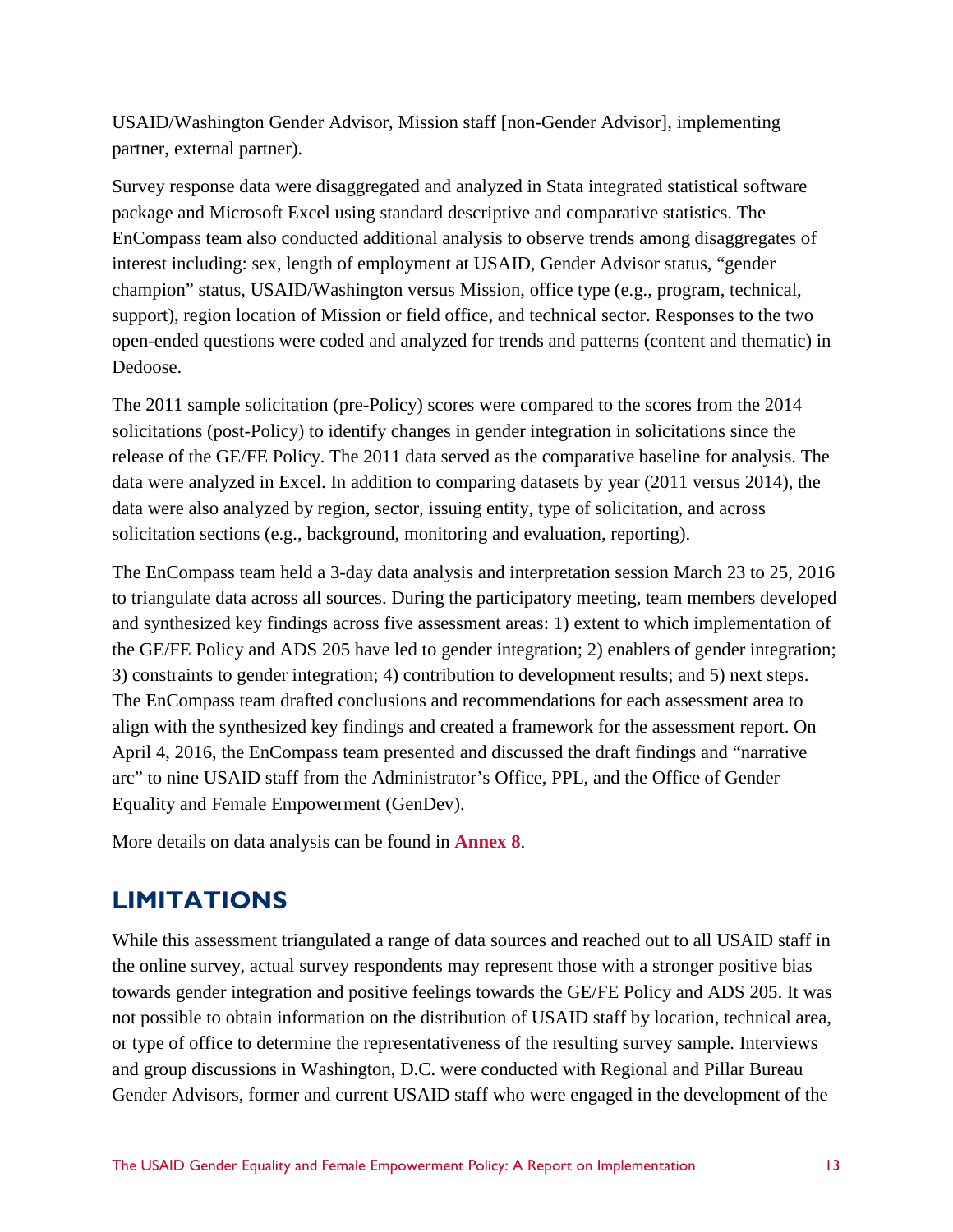USAID/Washington Gender Advisor, Mission staff [non-Gender Advisor], implementing partner, external partner).

Survey response data were disaggregated and analyzed in Stata integrated statistical software package and Microsoft Excel using standard descriptive and comparative statistics. The EnCompass team also conducted additional analysis to observe trends among disaggregates of interest including: sex, length of employment at USAID, Gender Advisor status, "gender champion" status, USAID/Washington versus Mission, office type (e.g., program, technical, support), region location of Mission or field office, and technical sector. Responses to the two open-ended questions were coded and analyzed for trends and patterns (content and thematic) in Dedoose.

The 2011 sample solicitation (pre-Policy) scores were compared to the scores from the 2014 solicitations (post-Policy) to identify changes in gender integration in solicitations since the release of the GE/FE Policy. The 2011 data served as the comparative baseline for analysis. The data were analyzed in Excel. In addition to comparing datasets by year (2011 versus 2014), the data were also analyzed by region, sector, issuing entity, type of solicitation, and across solicitation sections (e.g., background, monitoring and evaluation, reporting).

The EnCompass team held a 3-day data analysis and interpretation session March 23 to 25, 2016 to triangulate data across all sources. During the participatory meeting, team members developed and synthesized key findings across five assessment areas: 1) extent to which implementation of the GE/FE Policy and ADS 205 have led to gender integration; 2) enablers of gender integration; 3) constraints to gender integration; 4) contribution to development results; and 5) next steps. The EnCompass team drafted conclusions and recommendations for each assessment area to align with the synthesized key findings and created a framework for the assessment report. On April 4, 2016, the EnCompass team presented and discussed the draft findings and "narrative arc" to nine USAID staff from the Administrator's Office, PPL, and the Office of Gender Equality and Female Empowerment (GenDev).

More details on data analysis can be found in **Annex 8**.

## LIMITATIONS

While this assessment triangulated a range of data sources and reached out to all USAID staff in the online survey, actual survey respondents may represent those with a stronger positive bias towards gender integration and positive feelings towards the GE/FE Policy and ADS 205. It was not possible to obtain information on the distribution of USAID staff by location, technical area, or type of office to determine the representativeness of the resulting survey sample. Interviews and group discussions in Washington, D.C. were conducted with Regional and Pillar Bureau Gender Advisors, former and current USAID staff who were engaged in the development of the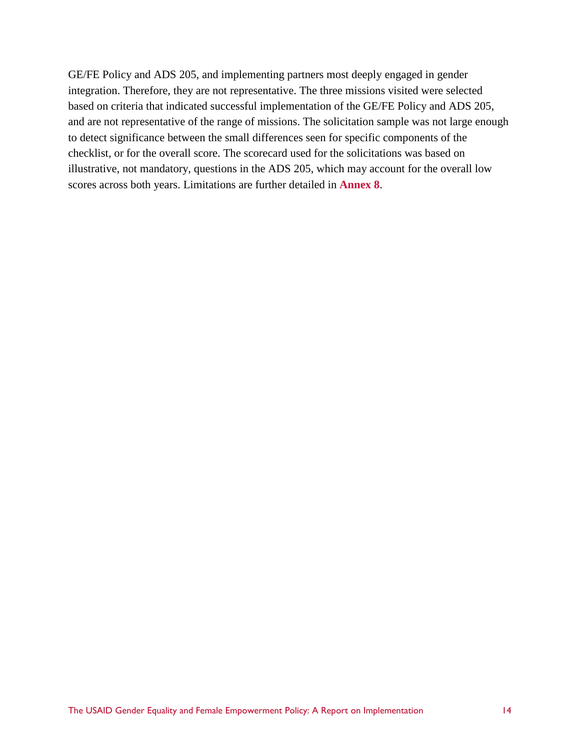GE/FE Policy and ADS 205, and implementing partners most deeply engaged in gender integration. Therefore, they are not representative. The three missions visited were selected based on criteria that indicated successful implementation of the GE/FE Policy and ADS 205, and are not representative of the range of missions. The solicitation sample was not large enough to detect significance between the small differences seen for specific components of the checklist, or for the overall score. The scorecard used for the solicitations was based on illustrative, not mandatory, questions in the ADS 205, which may account for the overall low scores across both years. Limitations are further detailed in **Annex 8**.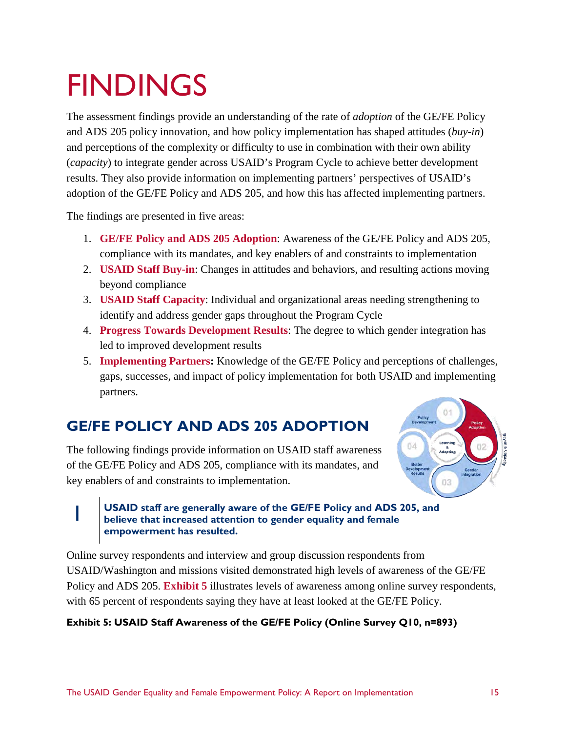# FINDINGS

The assessment findings provide an understanding of the rate of *adoption* of the GE/FE Policy and ADS 205 policy innovation, and how policy implementation has shaped attitudes (*buy-in*) and perceptions of the complexity or difficulty to use in combination with their own ability (*capacity*) to integrate gender across USAID's Program Cycle to achieve better development results. They also provide information on implementing partners' perspectives of USAID's adoption of the GE/FE Policy and ADS 205, and how this has affected implementing partners.

The findings are presented in five areas:

1. **GE/FE Policy and ADS 205 Adoption**: Awareness of the GE/FE Policy and ADS 205, compliance with its mandates, and key enablers of and constraints to implementation
2. **USAID Staff Buy-in**: Changes in attitudes and behaviors, and resulting actions moving beyond compliance
3. **USAID Staff Capacity**: Individual and organizational areas needing strengthening to identify and address gender gaps throughout the Program Cycle
4. **Progress Towards Development Results**: The degree to which gender integration has led to improved development results
5. **Implementing Partners:** Knowledge of the GE/FE Policy and perceptions of challenges, gaps, successes, and impact of policy implementation for both USAID and implementing partners.

## GE/FE POLICY AND ADS 205 ADOPTION

The following findings provide information on USAID staff awareness of the GE/FE Policy and ADS 205, compliance with its mandates, and key enablers of and constraints to implementation.

### 1 USAID staff are generally aware of the GE/FE Policy and ADS 205, and believe that increased attention to gender equality and female empowerment has resulted.

Online survey respondents and interview and group discussion respondents from USAID/Washington and missions visited demonstrated high levels of awareness of the GE/FE Policy and ADS 205. **Exhibit 5** illustrates levels of awareness among online survey respondents, with 65 percent of respondents saying they have at least looked at the GE/FE Policy.

**Exhibit 5: USAID Staff Awareness of the GE/FE Policy (Online Survey Q10, n=893)**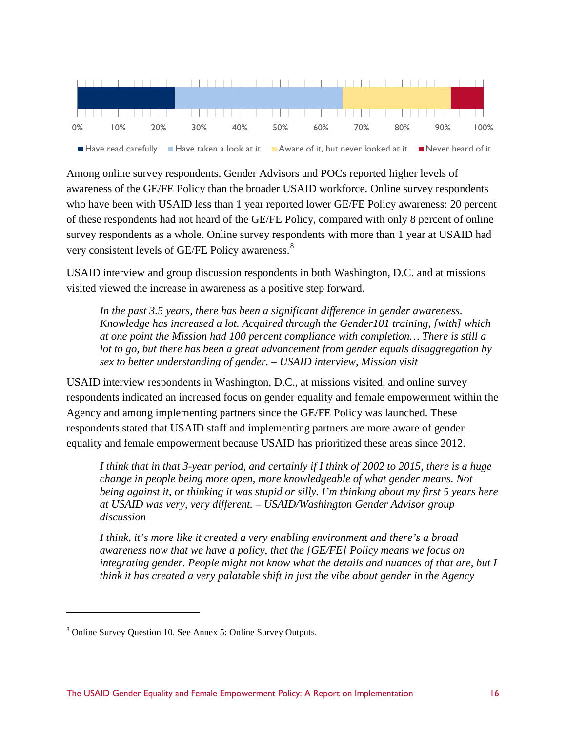0% 10% 20% 30% 40% 50% 60% 70% 80% 90% 100%

■ Have read carefully ■ Have taken a look at it ■ Aware of it, but never looked at it ■ Never heard of it

Among online survey respondents, Gender Advisors and POCs reported higher levels of awareness of the GE/FE Policy than the broader USAID workforce. Online survey respondents who have been with USAID less than 1 year reported lower GE/FE Policy awareness: 20 percent of these respondents had not heard of the GE/FE Policy, compared with only 8 percent of online survey respondents as a whole. Online survey respondents with more than 1 year at USAID had very consistent levels of GE/FE Policy awareness.[8]

USAID interview and group discussion respondents in both Washington, D.C. and at missions visited viewed the increase in awareness as a positive step forward.

> *In the past 3.5 years, there has been a significant difference in gender awareness. Knowledge has increased a lot. Acquired through the Gender101 training, [with] which at one point the Mission had 100 percent compliance with completion… There is still a lot to go, but there has been a great advancement from gender equals disaggregation by sex to better understanding of gender. – USAID interview, Mission visit*

USAID interview respondents in Washington, D.C., at missions visited, and online survey respondents indicated an increased focus on gender equality and female empowerment within the Agency and among implementing partners since the GE/FE Policy was launched. These respondents stated that USAID staff and implementing partners are more aware of gender equality and female empowerment because USAID has prioritized these areas since 2012.

> *I think that in that 3-year period, and certainly if I think of 2002 to 2015, there is a huge change in people being more open, more knowledgeable of what gender means. Not being against it, or thinking it was stupid or silly. I'm thinking about my first 5 years here at USAID was very, very different. – USAID/Washington Gender Advisor group discussion*

> *I think, it's more like it created a very enabling environment and there's a broad awareness now that we have a policy, that the [GE/FE] Policy means we focus on integrating gender. People might not know what the details and nuances of that are, but I think it has created a very palatable shift in just the vibe about gender in the Agency*

---

[8] Online Survey Question 10. See Annex 5: Online Survey Outputs.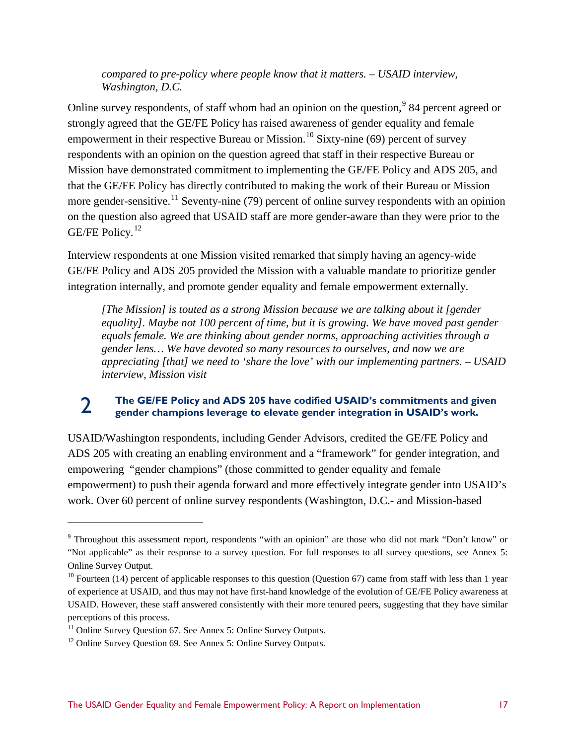*compared to pre-policy where people know that it matters. – USAID interview, Washington, D.C.*

Online survey respondents, of staff whom had an opinion on the question,[9] 84 percent agreed or strongly agreed that the GE/FE Policy has raised awareness of gender equality and female empowerment in their respective Bureau or Mission.[10] Sixty-nine (69) percent of survey respondents with an opinion on the question agreed that staff in their respective Bureau or Mission have demonstrated commitment to implementing the GE/FE Policy and ADS 205, and that the GE/FE Policy has directly contributed to making the work of their Bureau or Mission more gender-sensitive.[11] Seventy-nine (79) percent of online survey respondents with an opinion on the question also agreed that USAID staff are more gender-aware than they were prior to the GE/FE Policy.[12]

Interview respondents at one Mission visited remarked that simply having an agency-wide GE/FE Policy and ADS 205 provided the Mission with a valuable mandate to prioritize gender integration internally, and promote gender equality and female empowerment externally.

> *[The Mission] is touted as a strong Mission because we are talking about it [gender equality]. Maybe not 100 percent of time, but it is growing. We have moved past gender equals female. We are thinking about gender norms, approaching activities through a gender lens… We have devoted so many resources to ourselves, and now we are appreciating [that] we need to 'share the love' with our implementing partners. – USAID interview, Mission visit*

## 2 The GE/FE Policy and ADS 205 have codified USAID's commitments and given gender champions leverage to elevate gender integration in USAID's work.

USAID/Washington respondents, including Gender Advisors, credited the GE/FE Policy and ADS 205 with creating an enabling environment and a "framework" for gender integration, and empowering "gender champions" (those committed to gender equality and female empowerment) to push their agenda forward and more effectively integrate gender into USAID's work. Over 60 percent of online survey respondents (Washington, D.C.- and Mission-based

---

[9] Throughout this assessment report, respondents "with an opinion" are those who did not mark "Don't know" or "Not applicable" as their response to a survey question. For full responses to all survey questions, see Annex 5: Online Survey Output.

[10] Fourteen (14) percent of applicable responses to this question (Question 67) came from staff with less than 1 year of experience at USAID, and thus may not have first-hand knowledge of the evolution of GE/FE Policy awareness at USAID. However, these staff answered consistently with their more tenured peers, suggesting that they have similar perceptions of this process.

[11] Online Survey Question 67. See Annex 5: Online Survey Outputs.

[12] Online Survey Question 69. See Annex 5: Online Survey Outputs.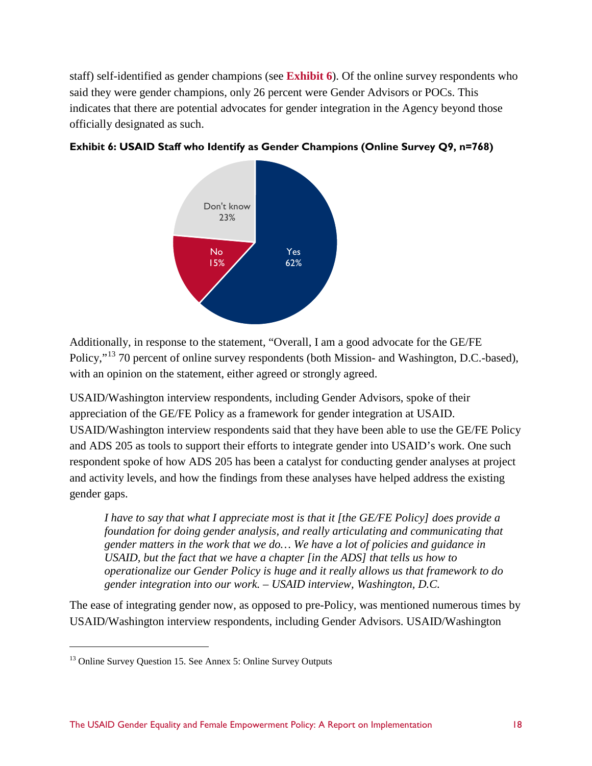staff) self-identified as gender champions (see **Exhibit 6**). Of the online survey respondents who said they were gender champions, only 26 percent were Gender Advisors or POCs. This indicates that there are potential advocates for gender integration in the Agency beyond those officially designated as such.

**Exhibit 6: USAID Staff who Identify as Gender Champions (Online Survey Q9, n=768)**

| Response | Percent |
|---|---|
| Yes | 62% |
| No | 15% |
| Don't know | 23% |

Additionally, in response to the statement, "Overall, I am a good advocate for the GE/FE Policy,"[13] 70 percent of online survey respondents (both Mission- and Washington, D.C.-based), with an opinion on the statement, either agreed or strongly agreed.

USAID/Washington interview respondents, including Gender Advisors, spoke of their appreciation of the GE/FE Policy as a framework for gender integration at USAID. USAID/Washington interview respondents said that they have been able to use the GE/FE Policy and ADS 205 as tools to support their efforts to integrate gender into USAID's work. One such respondent spoke of how ADS 205 has been a catalyst for conducting gender analyses at project and activity levels, and how the findings from these analyses have helped address the existing gender gaps.

> *I have to say that what I appreciate most is that it [the GE/FE Policy] does provide a foundation for doing gender analysis, and really articulating and communicating that gender matters in the work that we do… We have a lot of policies and guidance in USAID, but the fact that we have a chapter [in the ADS] that tells us how to operationalize our Gender Policy is huge and it really allows us that framework to do gender integration into our work. – USAID interview, Washington, D.C.*

The ease of integrating gender now, as opposed to pre-Policy, was mentioned numerous times by USAID/Washington interview respondents, including Gender Advisors. USAID/Washington

[13] Online Survey Question 15. See Annex 5: Online Survey Outputs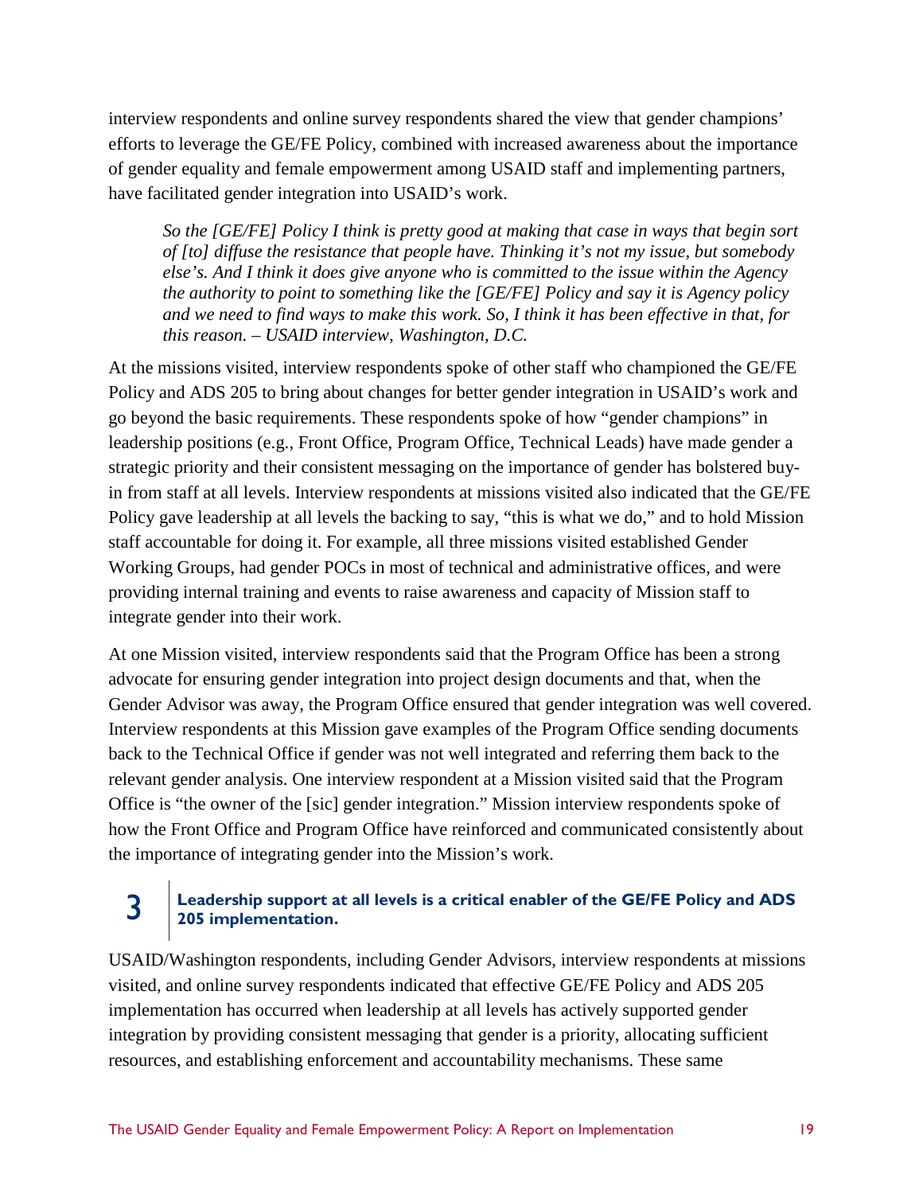interview respondents and online survey respondents shared the view that gender champions' efforts to leverage the GE/FE Policy, combined with increased awareness about the importance of gender equality and female empowerment among USAID staff and implementing partners, have facilitated gender integration into USAID's work.

> *So the [GE/FE] Policy I think is pretty good at making that case in ways that begin sort of [to] diffuse the resistance that people have. Thinking it's not my issue, but somebody else's. And I think it does give anyone who is committed to the issue within the Agency the authority to point to something like the [GE/FE] Policy and say it is Agency policy and we need to find ways to make this work. So, I think it has been effective in that, for this reason. – USAID interview, Washington, D.C.*

At the missions visited, interview respondents spoke of other staff who championed the GE/FE Policy and ADS 205 to bring about changes for better gender integration in USAID's work and go beyond the basic requirements. These respondents spoke of how "gender champions" in leadership positions (e.g., Front Office, Program Office, Technical Leads) have made gender a strategic priority and their consistent messaging on the importance of gender has bolstered buy-in from staff at all levels. Interview respondents at missions visited also indicated that the GE/FE Policy gave leadership at all levels the backing to say, "this is what we do," and to hold Mission staff accountable for doing it. For example, all three missions visited established Gender Working Groups, had gender POCs in most of technical and administrative offices, and were providing internal training and events to raise awareness and capacity of Mission staff to integrate gender into their work.

At one Mission visited, interview respondents said that the Program Office has been a strong advocate for ensuring gender integration into project design documents and that, when the Gender Advisor was away, the Program Office ensured that gender integration was well covered. Interview respondents at this Mission gave examples of the Program Office sending documents back to the Technical Office if gender was not well integrated and referring them back to the relevant gender analysis. One interview respondent at a Mission visited said that the Program Office is "the owner of the [sic] gender integration." Mission interview respondents spoke of how the Front Office and Program Office have reinforced and communicated consistently about the importance of integrating gender into the Mission's work.

### 3 Leadership support at all levels is a critical enabler of the GE/FE Policy and ADS 205 implementation.

USAID/Washington respondents, including Gender Advisors, interview respondents at missions visited, and online survey respondents indicated that effective GE/FE Policy and ADS 205 implementation has occurred when leadership at all levels has actively supported gender integration by providing consistent messaging that gender is a priority, allocating sufficient resources, and establishing enforcement and accountability mechanisms. These same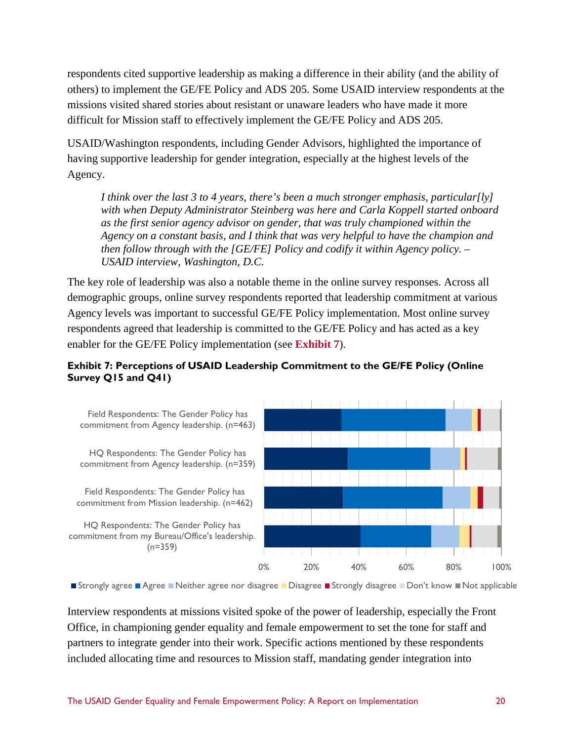respondents cited supportive leadership as making a difference in their ability (and the ability of others) to implement the GE/FE Policy and ADS 205. Some USAID interview respondents at the missions visited shared stories about resistant or unaware leaders who have made it more difficult for Mission staff to effectively implement the GE/FE Policy and ADS 205.

USAID/Washington respondents, including Gender Advisors, highlighted the importance of having supportive leadership for gender integration, especially at the highest levels of the Agency.

> *I think over the last 3 to 4 years, there's been a much stronger emphasis, particular[ly] with when Deputy Administrator Steinberg was here and Carla Koppell started onboard as the first senior agency advisor on gender, that was truly championed within the Agency on a constant basis, and I think that was very helpful to have the champion and then follow through with the [GE/FE] Policy and codify it within Agency policy. – USAID interview, Washington, D.C.*

The key role of leadership was also a notable theme in the online survey responses. Across all demographic groups, online survey respondents reported that leadership commitment at various Agency levels was important to successful GE/FE Policy implementation. Most online survey respondents agreed that leadership is committed to the GE/FE Policy and has acted as a key enabler for the GE/FE Policy implementation (see **Exhibit 7**).

**Exhibit 7: Perceptions of USAID Leadership Commitment to the GE/FE Policy (Online Survey Q15 and Q41)**

Field Respondents: The Gender Policy has commitment from Agency leadership. (n=463)

HQ Respondents: The Gender Policy has commitment from Agency leadership. (n=359)

Field Respondents: The Gender Policy has commitment from Mission leadership. (n=462)

HQ Respondents: The Gender Policy has commitment from my Bureau/Office's leadership. (n=359)

0% 20% 40% 60% 80% 100%

■ Strongly agree ■ Agree ■ Neither agree nor disagree ■ Disagree ■ Strongly disagree ■ Don't know ■ Not applicable

Interview respondents at missions visited spoke of the power of leadership, especially the Front Office, in championing gender equality and female empowerment to set the tone for staff and partners to integrate gender into their work. Specific actions mentioned by these respondents included allocating time and resources to Mission staff, mandating gender integration into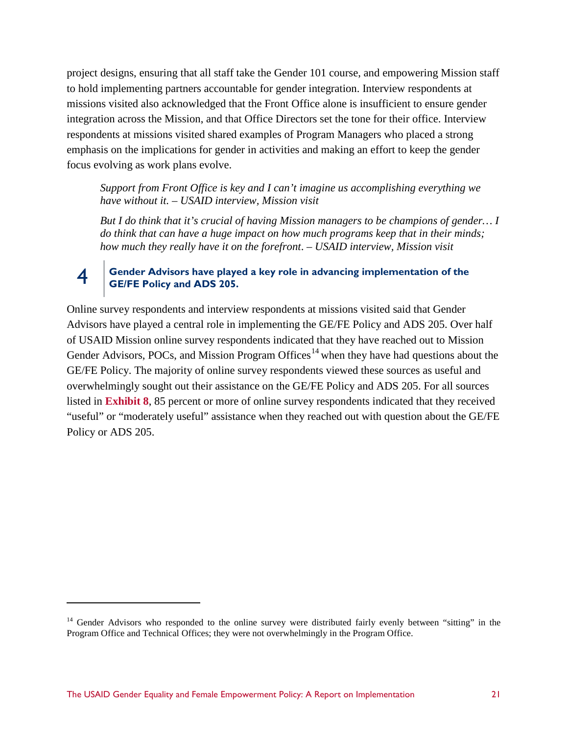project designs, ensuring that all staff take the Gender 101 course, and empowering Mission staff to hold implementing partners accountable for gender integration. Interview respondents at missions visited also acknowledged that the Front Office alone is insufficient to ensure gender integration across the Mission, and that Office Directors set the tone for their office. Interview respondents at missions visited shared examples of Program Managers who placed a strong emphasis on the implications for gender in activities and making an effort to keep the gender focus evolving as work plans evolve.

> *Support from Front Office is key and I can't imagine us accomplishing everything we have without it. – USAID interview, Mission visit*
>
> *But I do think that it's crucial of having Mission managers to be champions of gender… I do think that can have a huge impact on how much programs keep that in their minds; how much they really have it on the forefront. – USAID interview, Mission visit*

### 4 Gender Advisors have played a key role in advancing implementation of the GE/FE Policy and ADS 205.

Online survey respondents and interview respondents at missions visited said that Gender Advisors have played a central role in implementing the GE/FE Policy and ADS 205. Over half of USAID Mission online survey respondents indicated that they have reached out to Mission Gender Advisors, POCs, and Mission Program Offices[14] when they have had questions about the GE/FE Policy. The majority of online survey respondents viewed these sources as useful and overwhelmingly sought out their assistance on the GE/FE Policy and ADS 205. For all sources listed in **Exhibit 8**, 85 percent or more of online survey respondents indicated that they received "useful" or "moderately useful" assistance when they reached out with question about the GE/FE Policy or ADS 205.

---

[14] Gender Advisors who responded to the online survey were distributed fairly evenly between "sitting" in the Program Office and Technical Offices; they were not overwhelmingly in the Program Office.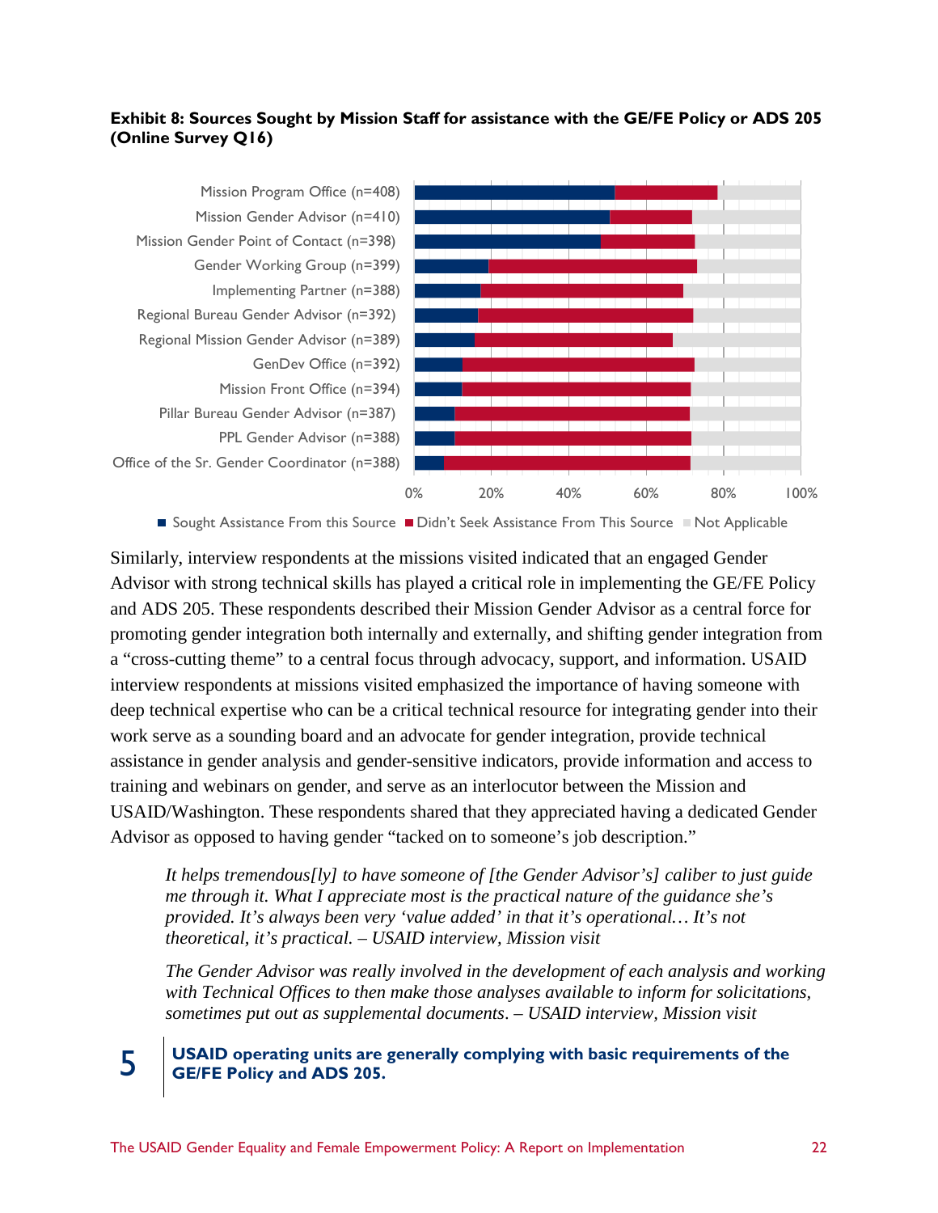**Exhibit 8: Sources Sought by Mission Staff for assistance with the GE/FE Policy or ADS 205 (Online Survey Q16)**

Mission Program Office (n=408)
Mission Gender Advisor (n=410)
Mission Gender Point of Contact (n=398)
Gender Working Group (n=399)
Implementing Partner (n=388)
Regional Bureau Gender Advisor (n=392)
Regional Mission Gender Advisor (n=389)
GenDev Office (n=392)
Mission Front Office (n=394)
Pillar Bureau Gender Advisor (n=387)
PPL Gender Advisor (n=388)
Office of the Sr. Gender Coordinator (n=388)

0% 20% 40% 60% 80% 100%

■ Sought Assistance From this Source ■ Didn't Seek Assistance From This Source ■ Not Applicable

Similarly, interview respondents at the missions visited indicated that an engaged Gender Advisor with strong technical skills has played a critical role in implementing the GE/FE Policy and ADS 205. These respondents described their Mission Gender Advisor as a central force for promoting gender integration both internally and externally, and shifting gender integration from a "cross-cutting theme" to a central focus through advocacy, support, and information. USAID interview respondents at missions visited emphasized the importance of having someone with deep technical expertise who can be a critical technical resource for integrating gender into their work serve as a sounding board and an advocate for gender integration, provide technical assistance in gender analysis and gender-sensitive indicators, provide information and access to training and webinars on gender, and serve as an interlocutor between the Mission and USAID/Washington. These respondents shared that they appreciated having a dedicated Gender Advisor as opposed to having gender "tacked on to someone's job description."

> *It helps tremendous[ly] to have someone of [the Gender Advisor's] caliber to just guide me through it. What I appreciate most is the practical nature of the guidance she's provided. It's always been very 'value added' in that it's operational… It's not theoretical, it's practical. – USAID interview, Mission visit*

> *The Gender Advisor was really involved in the development of each analysis and working with Technical Offices to then make those analyses available to inform for solicitations, sometimes put out as supplemental documents. – USAID interview, Mission visit*

## 5 USAID operating units are generally complying with basic requirements of the GE/FE Policy and ADS 205.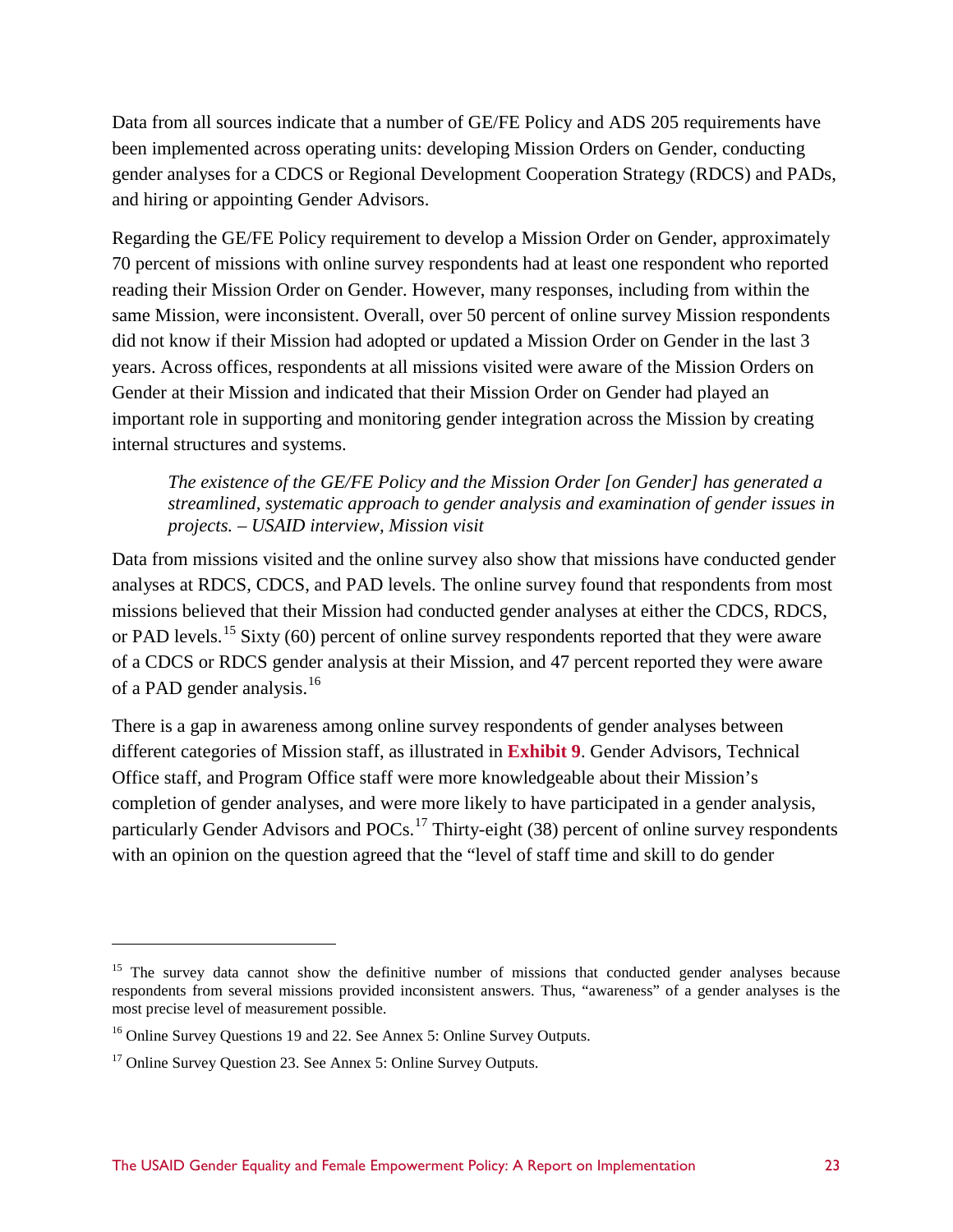Data from all sources indicate that a number of GE/FE Policy and ADS 205 requirements have been implemented across operating units: developing Mission Orders on Gender, conducting gender analyses for a CDCS or Regional Development Cooperation Strategy (RDCS) and PADs, and hiring or appointing Gender Advisors.

Regarding the GE/FE Policy requirement to develop a Mission Order on Gender, approximately 70 percent of missions with online survey respondents had at least one respondent who reported reading their Mission Order on Gender. However, many responses, including from within the same Mission, were inconsistent. Overall, over 50 percent of online survey Mission respondents did not know if their Mission had adopted or updated a Mission Order on Gender in the last 3 years. Across offices, respondents at all missions visited were aware of the Mission Orders on Gender at their Mission and indicated that their Mission Order on Gender had played an important role in supporting and monitoring gender integration across the Mission by creating internal structures and systems.

> *The existence of the GE/FE Policy and the Mission Order [on Gender] has generated a streamlined, systematic approach to gender analysis and examination of gender issues in projects. – USAID interview, Mission visit*

Data from missions visited and the online survey also show that missions have conducted gender analyses at RDCS, CDCS, and PAD levels. The online survey found that respondents from most missions believed that their Mission had conducted gender analyses at either the CDCS, RDCS, or PAD levels.[15] Sixty (60) percent of online survey respondents reported that they were aware of a CDCS or RDCS gender analysis at their Mission, and 47 percent reported they were aware of a PAD gender analysis.[16]

There is a gap in awareness among online survey respondents of gender analyses between different categories of Mission staff, as illustrated in **Exhibit 9**. Gender Advisors, Technical Office staff, and Program Office staff were more knowledgeable about their Mission's completion of gender analyses, and were more likely to have participated in a gender analysis, particularly Gender Advisors and POCs.[17] Thirty-eight (38) percent of online survey respondents with an opinion on the question agreed that the "level of staff time and skill to do gender

---

[15] The survey data cannot show the definitive number of missions that conducted gender analyses because respondents from several missions provided inconsistent answers. Thus, "awareness" of a gender analyses is the most precise level of measurement possible.

[16] Online Survey Questions 19 and 22. See Annex 5: Online Survey Outputs.

[17] Online Survey Question 23. See Annex 5: Online Survey Outputs.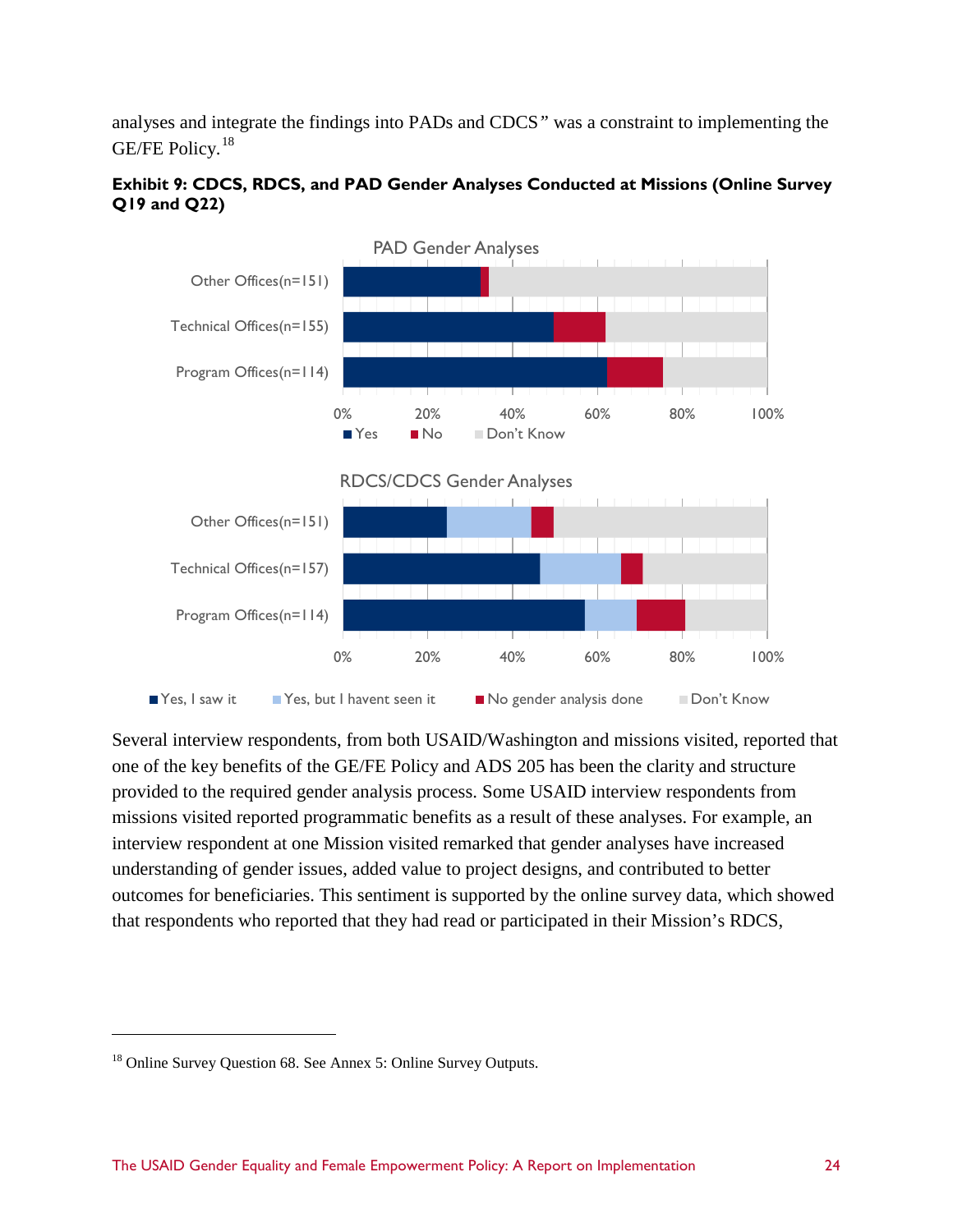analyses and integrate the findings into PADs and CDCS" was a constraint to implementing the GE/FE Policy.[18]

**Exhibit 9: CDCS, RDCS, and PAD Gender Analyses Conducted at Missions (Online Survey Q19 and Q22)**

PAD Gender Analyses

Other Offices(n=151)
Technical Offices(n=155)
Program Offices(n=114)

0% 20% 40% 60% 80% 100%

■ Yes ■ No ■ Don't Know

RDCS/CDCS Gender Analyses

Other Offices(n=151)
Technical Offices(n=157)
Program Offices(n=114)

0% 20% 40% 60% 80% 100%

■ Yes, I saw it ■ Yes, but I havent seen it ■ No gender analysis done ■ Don't Know

Several interview respondents, from both USAID/Washington and missions visited, reported that one of the key benefits of the GE/FE Policy and ADS 205 has been the clarity and structure provided to the required gender analysis process. Some USAID interview respondents from missions visited reported programmatic benefits as a result of these analyses. For example, an interview respondent at one Mission visited remarked that gender analyses have increased understanding of gender issues, added value to project designs, and contributed to better outcomes for beneficiaries. This sentiment is supported by the online survey data, which showed that respondents who reported that they had read or participated in their Mission's RDCS,

[18] Online Survey Question 68. See Annex 5: Online Survey Outputs.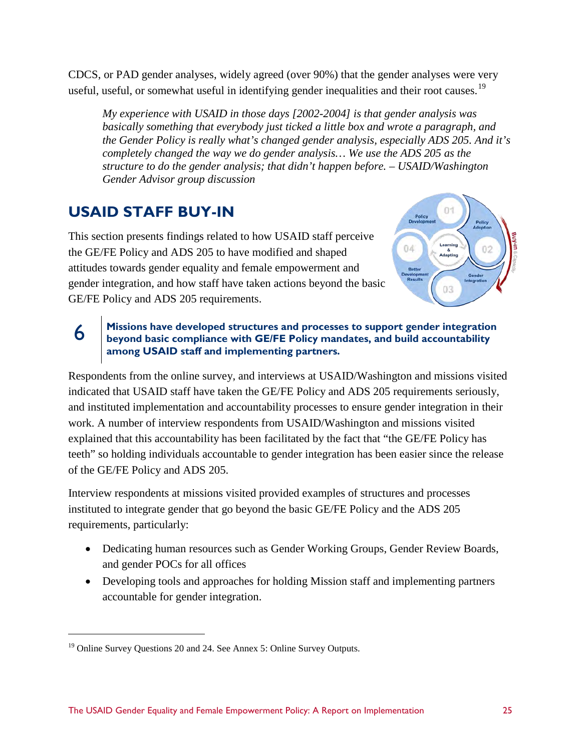CDCS, or PAD gender analyses, widely agreed (over 90%) that the gender analyses were very useful, useful, or somewhat useful in identifying gender inequalities and their root causes.[19]

> *My experience with USAID in those days [2002-2004] is that gender analysis was basically something that everybody just ticked a little box and wrote a paragraph, and the Gender Policy is really what's changed gender analysis, especially ADS 205. And it's completely changed the way we do gender analysis… We use the ADS 205 as the structure to do the gender analysis; that didn't happen before. – USAID/Washington Gender Advisor group discussion*

## USAID STAFF BUY-IN

This section presents findings related to how USAID staff perceive the GE/FE Policy and ADS 205 to have modified and shaped attitudes towards gender equality and female empowerment and gender integration, and how staff have taken actions beyond the basic GE/FE Policy and ADS 205 requirements.

### 6 Missions have developed structures and processes to support gender integration beyond basic compliance with GE/FE Policy mandates, and build accountability among USAID staff and implementing partners.

Respondents from the online survey, and interviews at USAID/Washington and missions visited indicated that USAID staff have taken the GE/FE Policy and ADS 205 requirements seriously, and instituted implementation and accountability processes to ensure gender integration in their work. A number of interview respondents from USAID/Washington and missions visited explained that this accountability has been facilitated by the fact that "the GE/FE Policy has teeth" so holding individuals accountable to gender integration has been easier since the release of the GE/FE Policy and ADS 205.

Interview respondents at missions visited provided examples of structures and processes instituted to integrate gender that go beyond the basic GE/FE Policy and the ADS 205 requirements, particularly:

- Dedicating human resources such as Gender Working Groups, Gender Review Boards, and gender POCs for all offices
- Developing tools and approaches for holding Mission staff and implementing partners accountable for gender integration.

---

[19] Online Survey Questions 20 and 24. See Annex 5: Online Survey Outputs.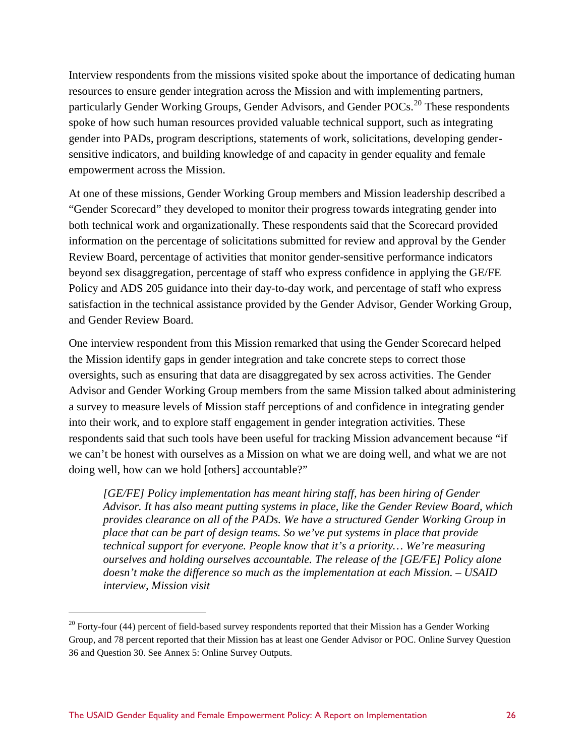Interview respondents from the missions visited spoke about the importance of dedicating human resources to ensure gender integration across the Mission and with implementing partners, particularly Gender Working Groups, Gender Advisors, and Gender POCs.[20] These respondents spoke of how such human resources provided valuable technical support, such as integrating gender into PADs, program descriptions, statements of work, solicitations, developing gender-sensitive indicators, and building knowledge of and capacity in gender equality and female empowerment across the Mission.

At one of these missions, Gender Working Group members and Mission leadership described a "Gender Scorecard" they developed to monitor their progress towards integrating gender into both technical work and organizationally. These respondents said that the Scorecard provided information on the percentage of solicitations submitted for review and approval by the Gender Review Board, percentage of activities that monitor gender-sensitive performance indicators beyond sex disaggregation, percentage of staff who express confidence in applying the GE/FE Policy and ADS 205 guidance into their day-to-day work, and percentage of staff who express satisfaction in the technical assistance provided by the Gender Advisor, Gender Working Group, and Gender Review Board.

One interview respondent from this Mission remarked that using the Gender Scorecard helped the Mission identify gaps in gender integration and take concrete steps to correct those oversights, such as ensuring that data are disaggregated by sex across activities. The Gender Advisor and Gender Working Group members from the same Mission talked about administering a survey to measure levels of Mission staff perceptions of and confidence in integrating gender into their work, and to explore staff engagement in gender integration activities. These respondents said that such tools have been useful for tracking Mission advancement because "if we can't be honest with ourselves as a Mission on what we are doing well, and what we are not doing well, how can we hold [others] accountable?"

> *[GE/FE] Policy implementation has meant hiring staff, has been hiring of Gender Advisor. It has also meant putting systems in place, like the Gender Review Board, which provides clearance on all of the PADs. We have a structured Gender Working Group in place that can be part of design teams. So we've put systems in place that provide technical support for everyone. People know that it's a priority… We're measuring ourselves and holding ourselves accountable. The release of the [GE/FE] Policy alone doesn't make the difference so much as the implementation at each Mission. – USAID interview, Mission visit*

---

[20] Forty-four (44) percent of field-based survey respondents reported that their Mission has a Gender Working Group, and 78 percent reported that their Mission has at least one Gender Advisor or POC. Online Survey Question 36 and Question 30. See Annex 5: Online Survey Outputs.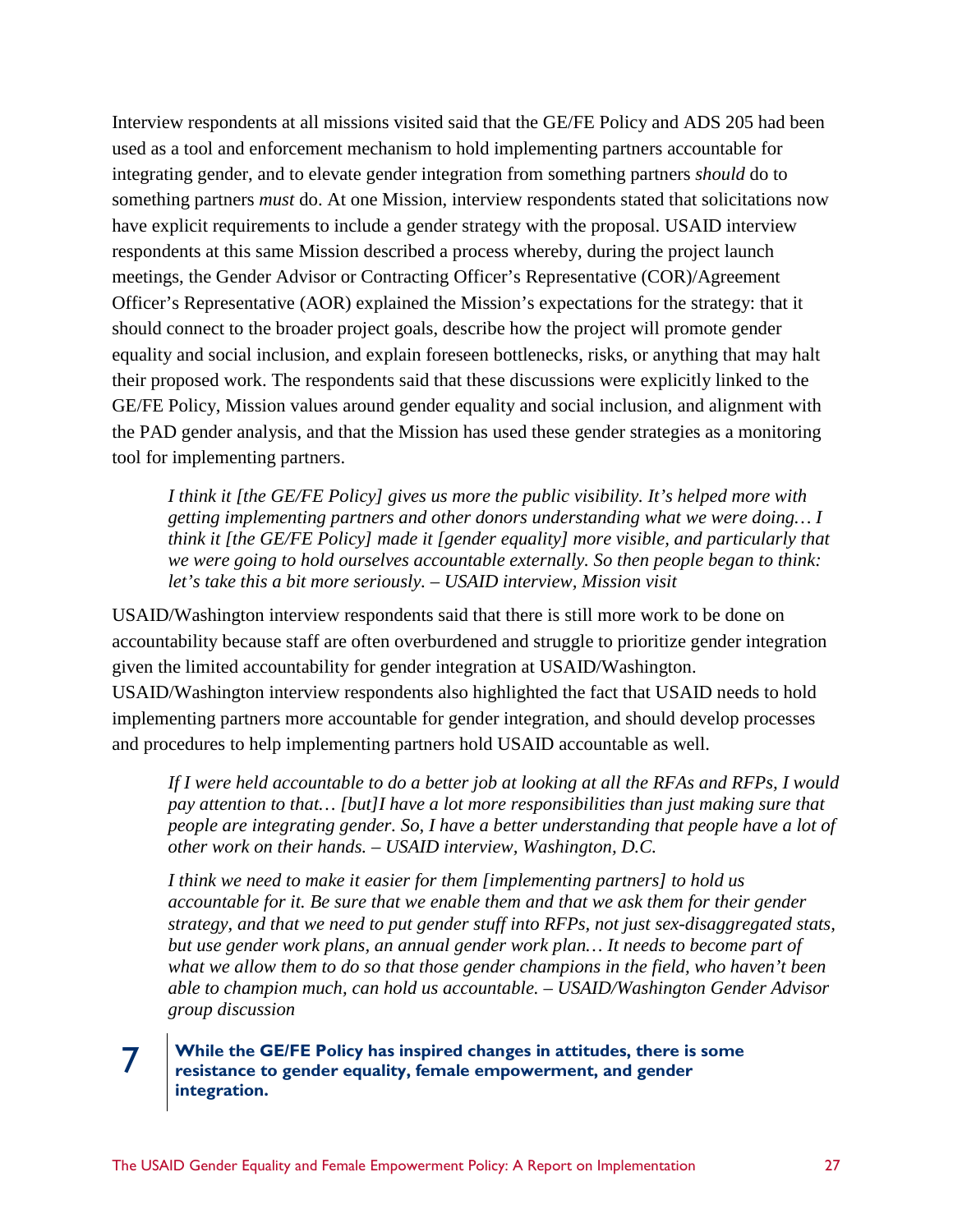Interview respondents at all missions visited said that the GE/FE Policy and ADS 205 had been used as a tool and enforcement mechanism to hold implementing partners accountable for integrating gender, and to elevate gender integration from something partners *should* do to something partners *must* do. At one Mission, interview respondents stated that solicitations now have explicit requirements to include a gender strategy with the proposal. USAID interview respondents at this same Mission described a process whereby, during the project launch meetings, the Gender Advisor or Contracting Officer's Representative (COR)/Agreement Officer's Representative (AOR) explained the Mission's expectations for the strategy: that it should connect to the broader project goals, describe how the project will promote gender equality and social inclusion, and explain foreseen bottlenecks, risks, or anything that may halt their proposed work. The respondents said that these discussions were explicitly linked to the GE/FE Policy, Mission values around gender equality and social inclusion, and alignment with the PAD gender analysis, and that the Mission has used these gender strategies as a monitoring tool for implementing partners.

> *I think it [the GE/FE Policy] gives us more the public visibility. It's helped more with getting implementing partners and other donors understanding what we were doing… I think it [the GE/FE Policy] made it [gender equality] more visible, and particularly that we were going to hold ourselves accountable externally. So then people began to think: let's take this a bit more seriously. – USAID interview, Mission visit*

USAID/Washington interview respondents said that there is still more work to be done on accountability because staff are often overburdened and struggle to prioritize gender integration given the limited accountability for gender integration at USAID/Washington. USAID/Washington interview respondents also highlighted the fact that USAID needs to hold implementing partners more accountable for gender integration, and should develop processes and procedures to help implementing partners hold USAID accountable as well.

> *If I were held accountable to do a better job at looking at all the RFAs and RFPs, I would pay attention to that… [but]I have a lot more responsibilities than just making sure that people are integrating gender. So, I have a better understanding that people have a lot of other work on their hands. – USAID interview, Washington, D.C.*

> *I think we need to make it easier for them [implementing partners] to hold us accountable for it. Be sure that we enable them and that we ask them for their gender strategy, and that we need to put gender stuff into RFPs, not just sex-disaggregated stats, but use gender work plans, an annual gender work plan… It needs to become part of what we allow them to do so that those gender champions in the field, who haven't been able to champion much, can hold us accountable. – USAID/Washington Gender Advisor group discussion*

## 7 While the GE/FE Policy has inspired changes in attitudes, there is some resistance to gender equality, female empowerment, and gender integration.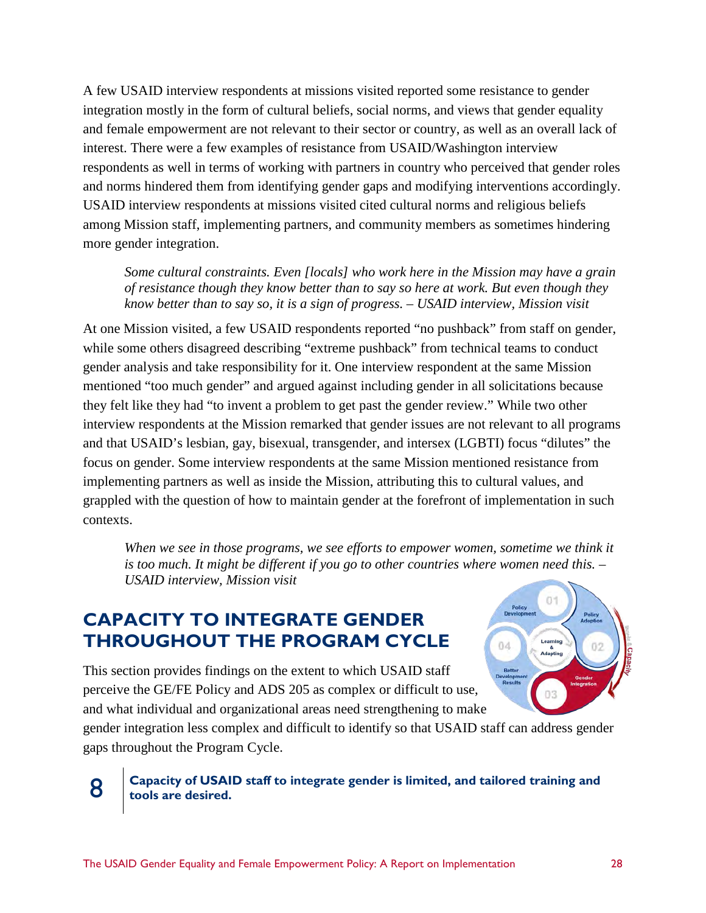A few USAID interview respondents at missions visited reported some resistance to gender integration mostly in the form of cultural beliefs, social norms, and views that gender equality and female empowerment are not relevant to their sector or country, as well as an overall lack of interest. There were a few examples of resistance from USAID/Washington interview respondents as well in terms of working with partners in country who perceived that gender roles and norms hindered them from identifying gender gaps and modifying interventions accordingly. USAID interview respondents at missions visited cited cultural norms and religious beliefs among Mission staff, implementing partners, and community members as sometimes hindering more gender integration.

> *Some cultural constraints. Even [locals] who work here in the Mission may have a grain of resistance though they know better than to say so here at work. But even though they know better than to say so, it is a sign of progress. – USAID interview, Mission visit*

At one Mission visited, a few USAID respondents reported "no pushback" from staff on gender, while some others disagreed describing "extreme pushback" from technical teams to conduct gender analysis and take responsibility for it. One interview respondent at the same Mission mentioned "too much gender" and argued against including gender in all solicitations because they felt like they had "to invent a problem to get past the gender review." While two other interview respondents at the Mission remarked that gender issues are not relevant to all programs and that USAID's lesbian, gay, bisexual, transgender, and intersex (LGBTI) focus "dilutes" the focus on gender. Some interview respondents at the same Mission mentioned resistance from implementing partners as well as inside the Mission, attributing this to cultural values, and grappled with the question of how to maintain gender at the forefront of implementation in such contexts.

> *When we see in those programs, we see efforts to empower women, sometime we think it is too much. It might be different if you go to other countries where women need this. – USAID interview, Mission visit*

## CAPACITY TO INTEGRATE GENDER THROUGHOUT THE PROGRAM CYCLE

This section provides findings on the extent to which USAID staff perceive the GE/FE Policy and ADS 205 as complex or difficult to use, and what individual and organizational areas need strengthening to make gender integration less complex and difficult to identify so that USAID staff can address gender gaps throughout the Program Cycle.

### 8 | Capacity of USAID staff to integrate gender is limited, and tailored training and tools are desired.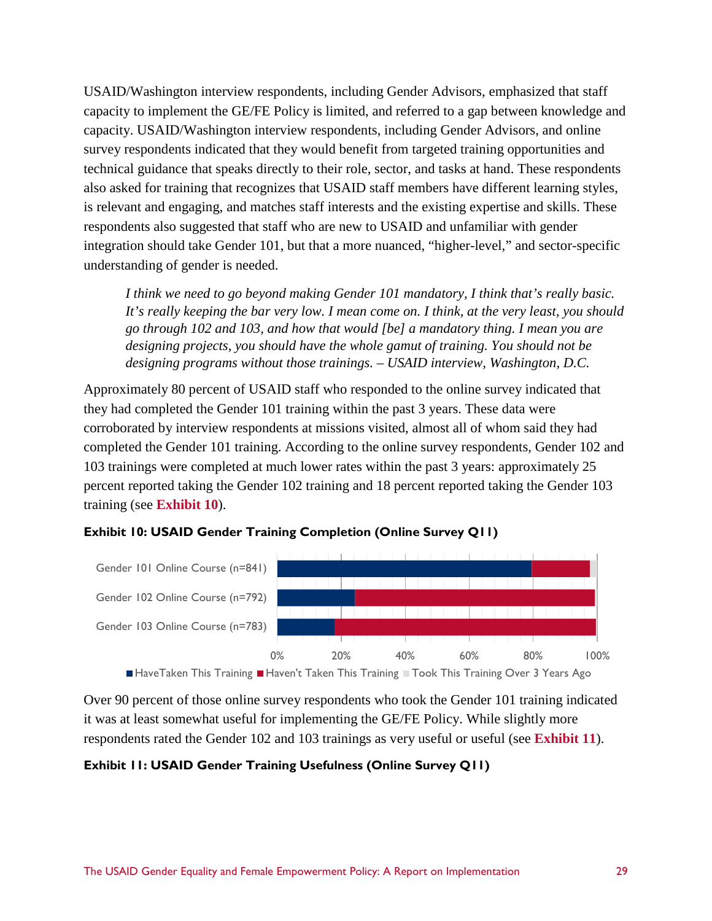USAID/Washington interview respondents, including Gender Advisors, emphasized that staff capacity to implement the GE/FE Policy is limited, and referred to a gap between knowledge and capacity. USAID/Washington interview respondents, including Gender Advisors, and online survey respondents indicated that they would benefit from targeted training opportunities and technical guidance that speaks directly to their role, sector, and tasks at hand. These respondents also asked for training that recognizes that USAID staff members have different learning styles, is relevant and engaging, and matches staff interests and the existing expertise and skills. These respondents also suggested that staff who are new to USAID and unfamiliar with gender integration should take Gender 101, but that a more nuanced, "higher-level," and sector-specific understanding of gender is needed.

> *I think we need to go beyond making Gender 101 mandatory, I think that's really basic. It's really keeping the bar very low. I mean come on. I think, at the very least, you should go through 102 and 103, and how that would [be] a mandatory thing. I mean you are designing projects, you should have the whole gamut of training. You should not be designing programs without those trainings. – USAID interview, Washington, D.C.*

Approximately 80 percent of USAID staff who responded to the online survey indicated that they had completed the Gender 101 training within the past 3 years. These data were corroborated by interview respondents at missions visited, almost all of whom said they had completed the Gender 101 training. According to the online survey respondents, Gender 102 and 103 trainings were completed at much lower rates within the past 3 years: approximately 25 percent reported taking the Gender 102 training and 18 percent reported taking the Gender 103 training (see **Exhibit 10**).

**Exhibit 10: USAID Gender Training Completion (Online Survey Q11)**

| Training | HaveTaken This Training | Haven't Taken This Training | Took This Training Over 3 Years Ago |
|---|---|---|---|
| Gender 101 Online Course (n=841) | ~80% | ~18% | ~2% |
| Gender 102 Online Course (n=792) | ~25% | ~75% | |
| Gender 103 Online Course (n=783) | ~18% | ~82% | |

Over 90 percent of those online survey respondents who took the Gender 101 training indicated it was at least somewhat useful for implementing the GE/FE Policy. While slightly more respondents rated the Gender 102 and 103 trainings as very useful or useful (see **Exhibit 11**).

**Exhibit 11: USAID Gender Training Usefulness (Online Survey Q11)**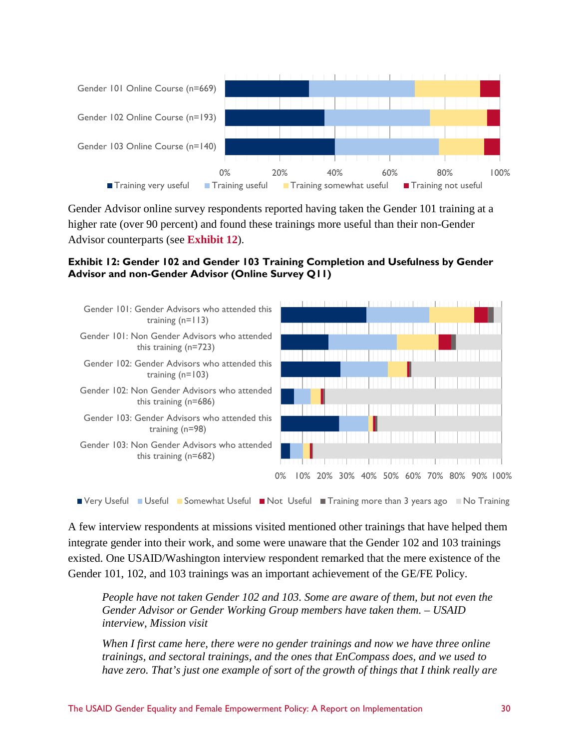Gender 101 Online Course (n=669)
Gender 102 Online Course (n=193)
Gender 103 Online Course (n=140)

0% 20% 40% 60% 80% 100%

■ Training very useful ■ Training useful ■ Training somewhat useful ■ Training not useful

Gender Advisor online survey respondents reported having taken the Gender 101 training at a higher rate (over 90 percent) and found these trainings more useful than their non-Gender Advisor counterparts (see **Exhibit 12**).

**Exhibit 12: Gender 102 and Gender 103 Training Completion and Usefulness by Gender Advisor and non-Gender Advisor (Online Survey Q11)**

Gender 101: Gender Advisors who attended this training (n=113)
Gender 101: Non Gender Advisors who attended this training (n=723)
Gender 102: Gender Advisors who attended this training (n=103)
Gender 102: Non Gender Advisors who attended this training (n=686)
Gender 103: Gender Advisors who attended this training (n=98)
Gender 103: Non Gender Advisors who attended this training (n=682)

0% 10% 20% 30% 40% 50% 60% 70% 80% 90% 100%

■ Very Useful ■ Useful ■ Somewhat Useful ■ Not Useful ■ Training more than 3 years ago ■ No Training

A few interview respondents at missions visited mentioned other trainings that have helped them integrate gender into their work, and some were unaware that the Gender 102 and 103 trainings existed. One USAID/Washington interview respondent remarked that the mere existence of the Gender 101, 102, and 103 trainings was an important achievement of the GE/FE Policy.

> *People have not taken Gender 102 and 103. Some are aware of them, but not even the Gender Advisor or Gender Working Group members have taken them. – USAID interview, Mission visit*

> *When I first came here, there were no gender trainings and now we have three online trainings, and sectoral trainings, and the ones that EnCompass does, and we used to have zero. That's just one example of sort of the growth of things that I think really are*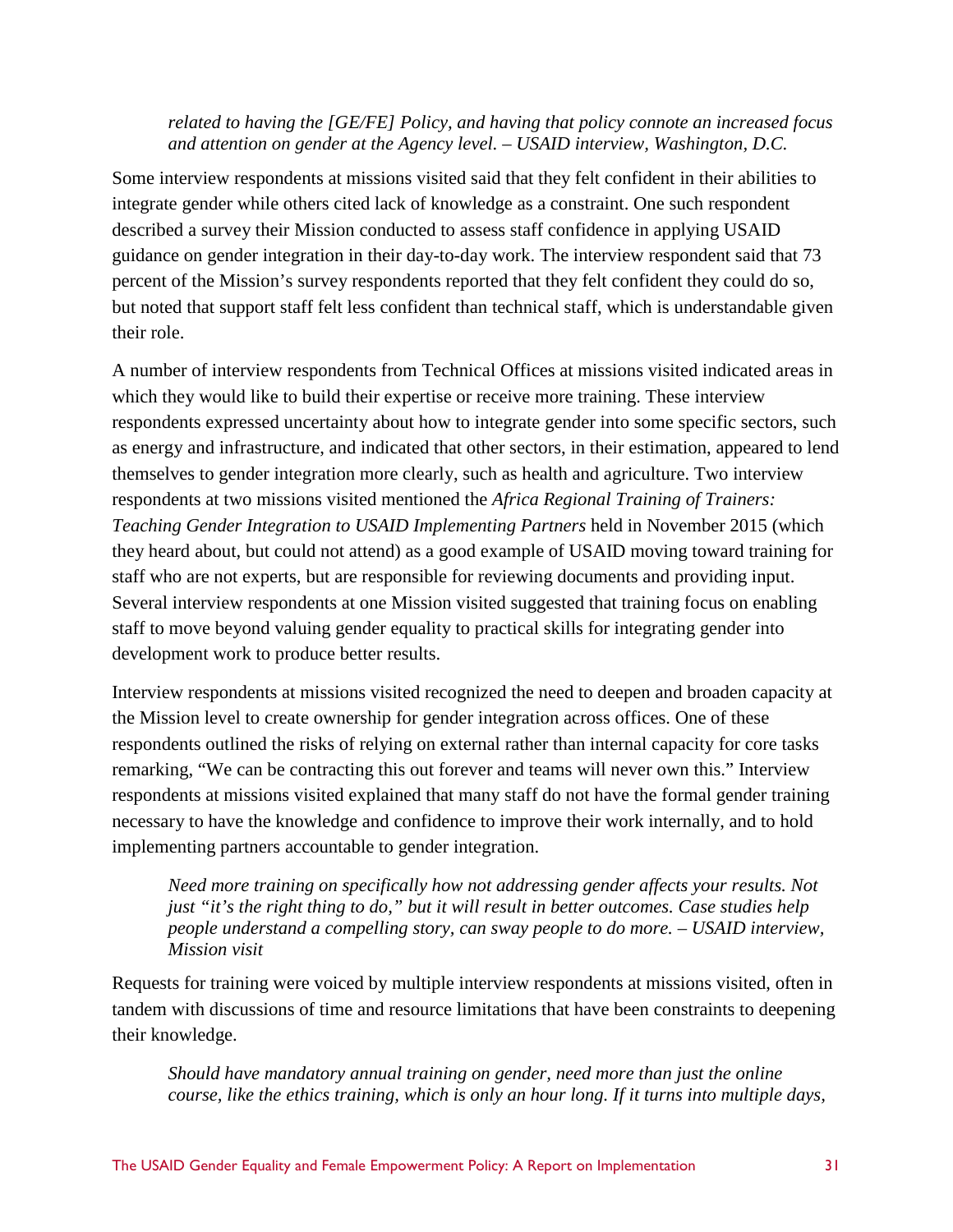*related to having the [GE/FE] Policy, and having that policy connote an increased focus and attention on gender at the Agency level. – USAID interview, Washington, D.C.*

Some interview respondents at missions visited said that they felt confident in their abilities to integrate gender while others cited lack of knowledge as a constraint. One such respondent described a survey their Mission conducted to assess staff confidence in applying USAID guidance on gender integration in their day-to-day work. The interview respondent said that 73 percent of the Mission's survey respondents reported that they felt confident they could do so, but noted that support staff felt less confident than technical staff, which is understandable given their role.

A number of interview respondents from Technical Offices at missions visited indicated areas in which they would like to build their expertise or receive more training. These interview respondents expressed uncertainty about how to integrate gender into some specific sectors, such as energy and infrastructure, and indicated that other sectors, in their estimation, appeared to lend themselves to gender integration more clearly, such as health and agriculture. Two interview respondents at two missions visited mentioned the *Africa Regional Training of Trainers: Teaching Gender Integration to USAID Implementing Partners* held in November 2015 (which they heard about, but could not attend) as a good example of USAID moving toward training for staff who are not experts, but are responsible for reviewing documents and providing input. Several interview respondents at one Mission visited suggested that training focus on enabling staff to move beyond valuing gender equality to practical skills for integrating gender into development work to produce better results.

Interview respondents at missions visited recognized the need to deepen and broaden capacity at the Mission level to create ownership for gender integration across offices. One of these respondents outlined the risks of relying on external rather than internal capacity for core tasks remarking, "We can be contracting this out forever and teams will never own this." Interview respondents at missions visited explained that many staff do not have the formal gender training necessary to have the knowledge and confidence to improve their work internally, and to hold implementing partners accountable to gender integration.

*Need more training on specifically how not addressing gender affects your results. Not just "it's the right thing to do," but it will result in better outcomes. Case studies help people understand a compelling story, can sway people to do more. – USAID interview, Mission visit*

Requests for training were voiced by multiple interview respondents at missions visited, often in tandem with discussions of time and resource limitations that have been constraints to deepening their knowledge.

*Should have mandatory annual training on gender, need more than just the online course, like the ethics training, which is only an hour long. If it turns into multiple days,*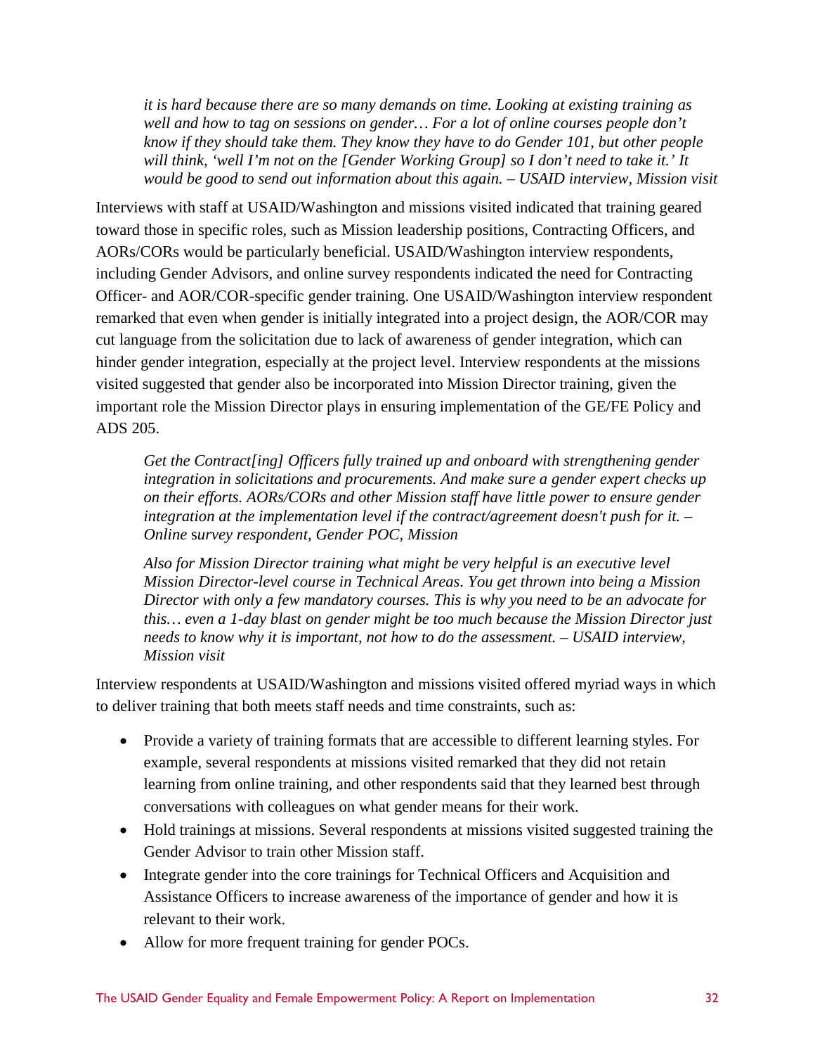> *it is hard because there are so many demands on time. Looking at existing training as well and how to tag on sessions on gender… For a lot of online courses people don't know if they should take them. They know they have to do Gender 101, but other people will think, 'well I'm not on the [Gender Working Group] so I don't need to take it.' It would be good to send out information about this again. – USAID interview, Mission visit*

Interviews with staff at USAID/Washington and missions visited indicated that training geared toward those in specific roles, such as Mission leadership positions, Contracting Officers, and AORs/CORs would be particularly beneficial. USAID/Washington interview respondents, including Gender Advisors, and online survey respondents indicated the need for Contracting Officer- and AOR/COR-specific gender training. One USAID/Washington interview respondent remarked that even when gender is initially integrated into a project design, the AOR/COR may cut language from the solicitation due to lack of awareness of gender integration, which can hinder gender integration, especially at the project level. Interview respondents at the missions visited suggested that gender also be incorporated into Mission Director training, given the important role the Mission Director plays in ensuring implementation of the GE/FE Policy and ADS 205.

> *Get the Contract[ing] Officers fully trained up and onboard with strengthening gender integration in solicitations and procurements. And make sure a gender expert checks up on their efforts. AORs/CORs and other Mission staff have little power to ensure gender integration at the implementation level if the contract/agreement doesn't push for it. – Online survey respondent, Gender POC, Mission*

> *Also for Mission Director training what might be very helpful is an executive level Mission Director-level course in Technical Areas. You get thrown into being a Mission Director with only a few mandatory courses. This is why you need to be an advocate for this… even a 1-day blast on gender might be too much because the Mission Director just needs to know why it is important, not how to do the assessment. – USAID interview, Mission visit*

Interview respondents at USAID/Washington and missions visited offered myriad ways in which to deliver training that both meets staff needs and time constraints, such as:

- Provide a variety of training formats that are accessible to different learning styles. For example, several respondents at missions visited remarked that they did not retain learning from online training, and other respondents said that they learned best through conversations with colleagues on what gender means for their work.
- Hold trainings at missions. Several respondents at missions visited suggested training the Gender Advisor to train other Mission staff.
- Integrate gender into the core trainings for Technical Officers and Acquisition and Assistance Officers to increase awareness of the importance of gender and how it is relevant to their work.
- Allow for more frequent training for gender POCs.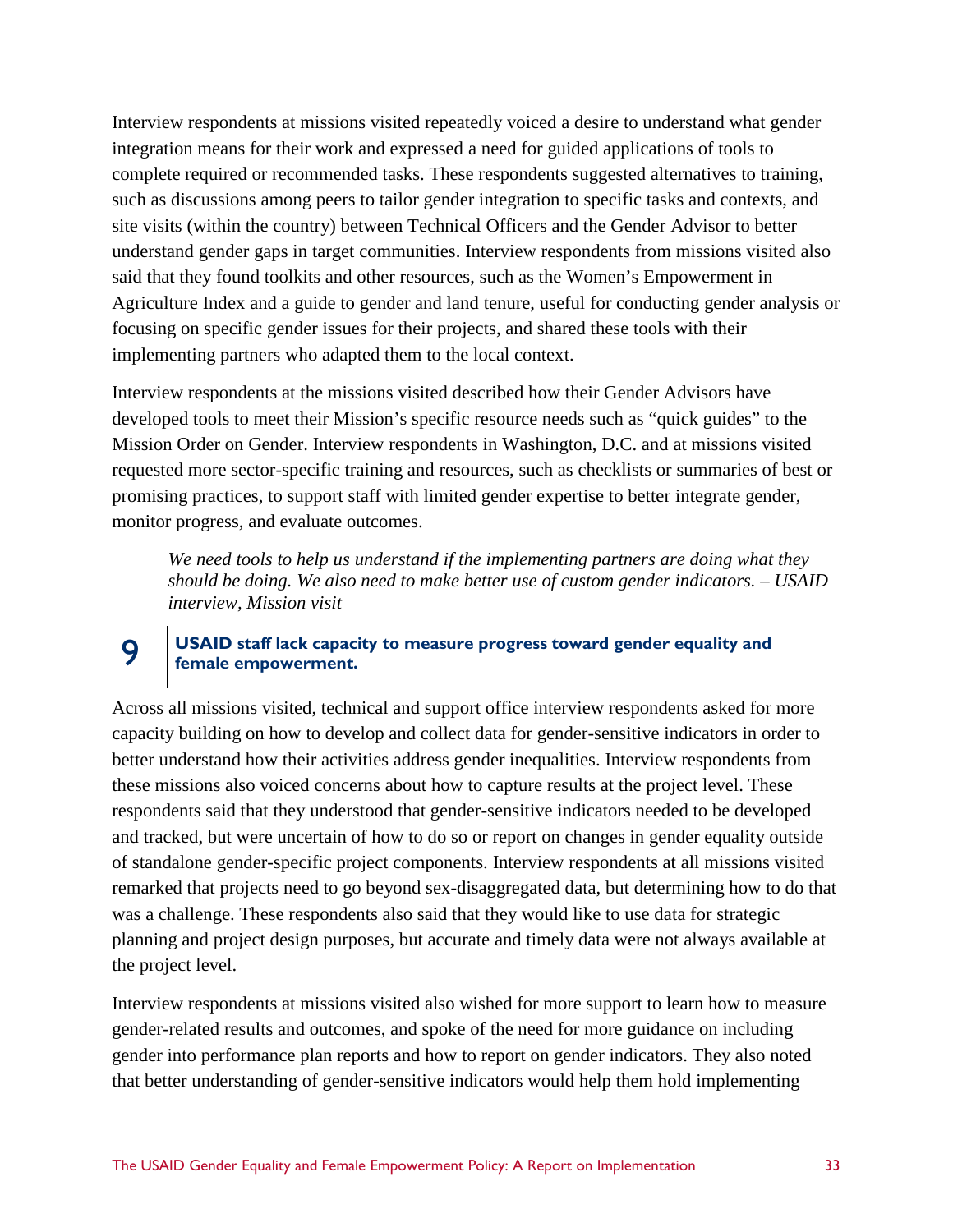Interview respondents at missions visited repeatedly voiced a desire to understand what gender integration means for their work and expressed a need for guided applications of tools to complete required or recommended tasks. These respondents suggested alternatives to training, such as discussions among peers to tailor gender integration to specific tasks and contexts, and site visits (within the country) between Technical Officers and the Gender Advisor to better understand gender gaps in target communities. Interview respondents from missions visited also said that they found toolkits and other resources, such as the Women's Empowerment in Agriculture Index and a guide to gender and land tenure, useful for conducting gender analysis or focusing on specific gender issues for their projects, and shared these tools with their implementing partners who adapted them to the local context.

Interview respondents at the missions visited described how their Gender Advisors have developed tools to meet their Mission's specific resource needs such as "quick guides" to the Mission Order on Gender. Interview respondents in Washington, D.C. and at missions visited requested more sector-specific training and resources, such as checklists or summaries of best or promising practices, to support staff with limited gender expertise to better integrate gender, monitor progress, and evaluate outcomes.

> *We need tools to help us understand if the implementing partners are doing what they should be doing. We also need to make better use of custom gender indicators. – USAID interview, Mission visit*

## 9 USAID staff lack capacity to measure progress toward gender equality and female empowerment.

Across all missions visited, technical and support office interview respondents asked for more capacity building on how to develop and collect data for gender-sensitive indicators in order to better understand how their activities address gender inequalities. Interview respondents from these missions also voiced concerns about how to capture results at the project level. These respondents said that they understood that gender-sensitive indicators needed to be developed and tracked, but were uncertain of how to do so or report on changes in gender equality outside of standalone gender-specific project components. Interview respondents at all missions visited remarked that projects need to go beyond sex-disaggregated data, but determining how to do that was a challenge. These respondents also said that they would like to use data for strategic planning and project design purposes, but accurate and timely data were not always available at the project level.

Interview respondents at missions visited also wished for more support to learn how to measure gender-related results and outcomes, and spoke of the need for more guidance on including gender into performance plan reports and how to report on gender indicators. They also noted that better understanding of gender-sensitive indicators would help them hold implementing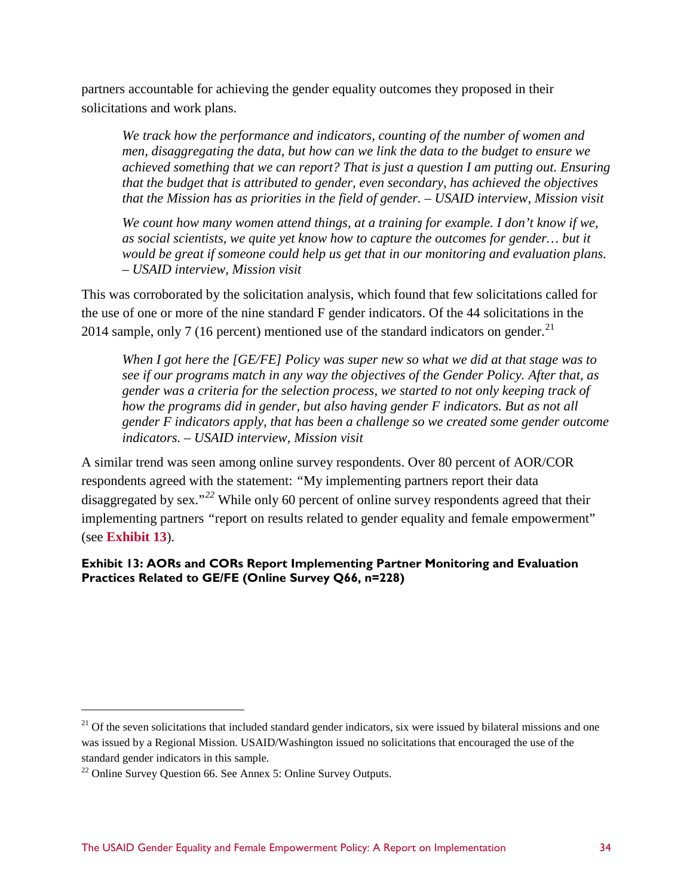partners accountable for achieving the gender equality outcomes they proposed in their solicitations and work plans.

> *We track how the performance and indicators, counting of the number of women and men, disaggregating the data, but how can we link the data to the budget to ensure we achieved something that we can report? That is just a question I am putting out. Ensuring that the budget that is attributed to gender, even secondary, has achieved the objectives that the Mission has as priorities in the field of gender. – USAID interview, Mission visit*

> *We count how many women attend things, at a training for example. I don't know if we, as social scientists, we quite yet know how to capture the outcomes for gender… but it would be great if someone could help us get that in our monitoring and evaluation plans. – USAID interview, Mission visit*

This was corroborated by the solicitation analysis, which found that few solicitations called for the use of one or more of the nine standard F gender indicators. Of the 44 solicitations in the 2014 sample, only 7 (16 percent) mentioned use of the standard indicators on gender.[21]

> *When I got here the [GE/FE] Policy was super new so what we did at that stage was to see if our programs match in any way the objectives of the Gender Policy. After that, as gender was a criteria for the selection process, we started to not only keeping track of how the programs did in gender, but also having gender F indicators. But as not all gender F indicators apply, that has been a challenge so we created some gender outcome indicators. – USAID interview, Mission visit*

A similar trend was seen among online survey respondents. Over 80 percent of AOR/COR respondents agreed with the statement: "My implementing partners report their data disaggregated by sex."[22] While only 60 percent of online survey respondents agreed that their implementing partners "report on results related to gender equality and female empowerment" (see **Exhibit 13**).

**Exhibit 13: AORs and CORs Report Implementing Partner Monitoring and Evaluation Practices Related to GE/FE (Online Survey Q66, n=228)**

---

[21] Of the seven solicitations that included standard gender indicators, six were issued by bilateral missions and one was issued by a Regional Mission. USAID/Washington issued no solicitations that encouraged the use of the standard gender indicators in this sample.

[22] Online Survey Question 66. See Annex 5: Online Survey Outputs.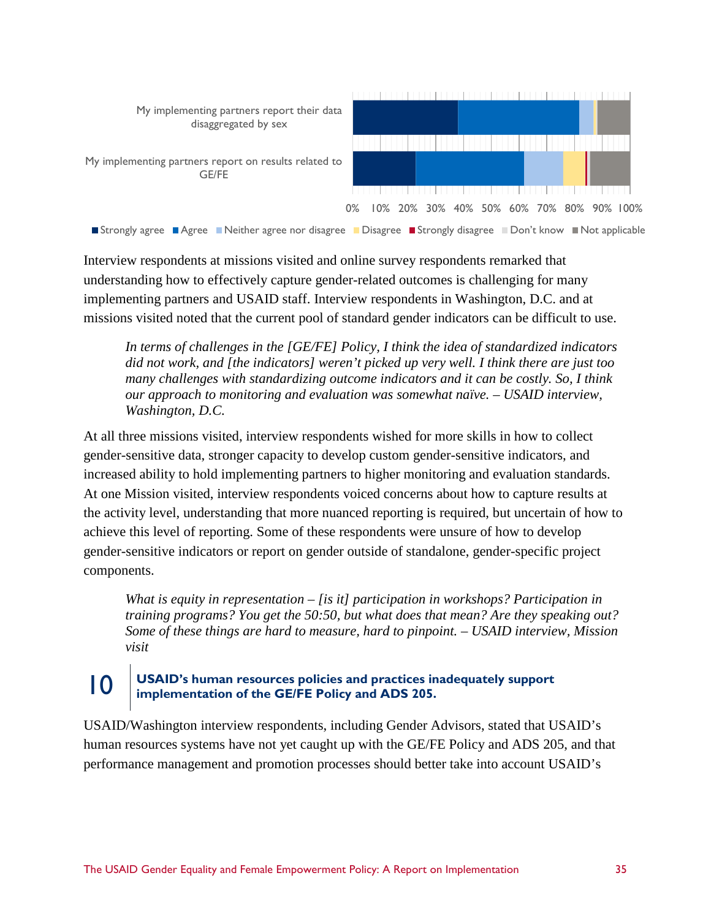My implementing partners report their data disaggregated by sex

My implementing partners report on results related to GE/FE

0% 10% 20% 30% 40% 50% 60% 70% 80% 90% 100%

■ Strongly agree ■ Agree ■ Neither agree nor disagree ■ Disagree ■ Strongly disagree ■ Don't know ■ Not applicable

Interview respondents at missions visited and online survey respondents remarked that understanding how to effectively capture gender-related outcomes is challenging for many implementing partners and USAID staff. Interview respondents in Washington, D.C. and at missions visited noted that the current pool of standard gender indicators can be difficult to use.

> *In terms of challenges in the [GE/FE] Policy, I think the idea of standardized indicators did not work, and [the indicators] weren't picked up very well. I think there are just too many challenges with standardizing outcome indicators and it can be costly. So, I think our approach to monitoring and evaluation was somewhat naïve. – USAID interview, Washington, D.C.*

At all three missions visited, interview respondents wished for more skills in how to collect gender-sensitive data, stronger capacity to develop custom gender-sensitive indicators, and increased ability to hold implementing partners to higher monitoring and evaluation standards. At one Mission visited, interview respondents voiced concerns about how to capture results at the activity level, understanding that more nuanced reporting is required, but uncertain of how to achieve this level of reporting. Some of these respondents were unsure of how to develop gender-sensitive indicators or report on gender outside of standalone, gender-specific project components.

> *What is equity in representation – [is it] participation in workshops? Participation in training programs? You get the 50:50, but what does that mean? Are they speaking out? Some of these things are hard to measure, hard to pinpoint. – USAID interview, Mission visit*

## 10 USAID's human resources policies and practices inadequately support implementation of the GE/FE Policy and ADS 205.

USAID/Washington interview respondents, including Gender Advisors, stated that USAID's human resources systems have not yet caught up with the GE/FE Policy and ADS 205, and that performance management and promotion processes should better take into account USAID's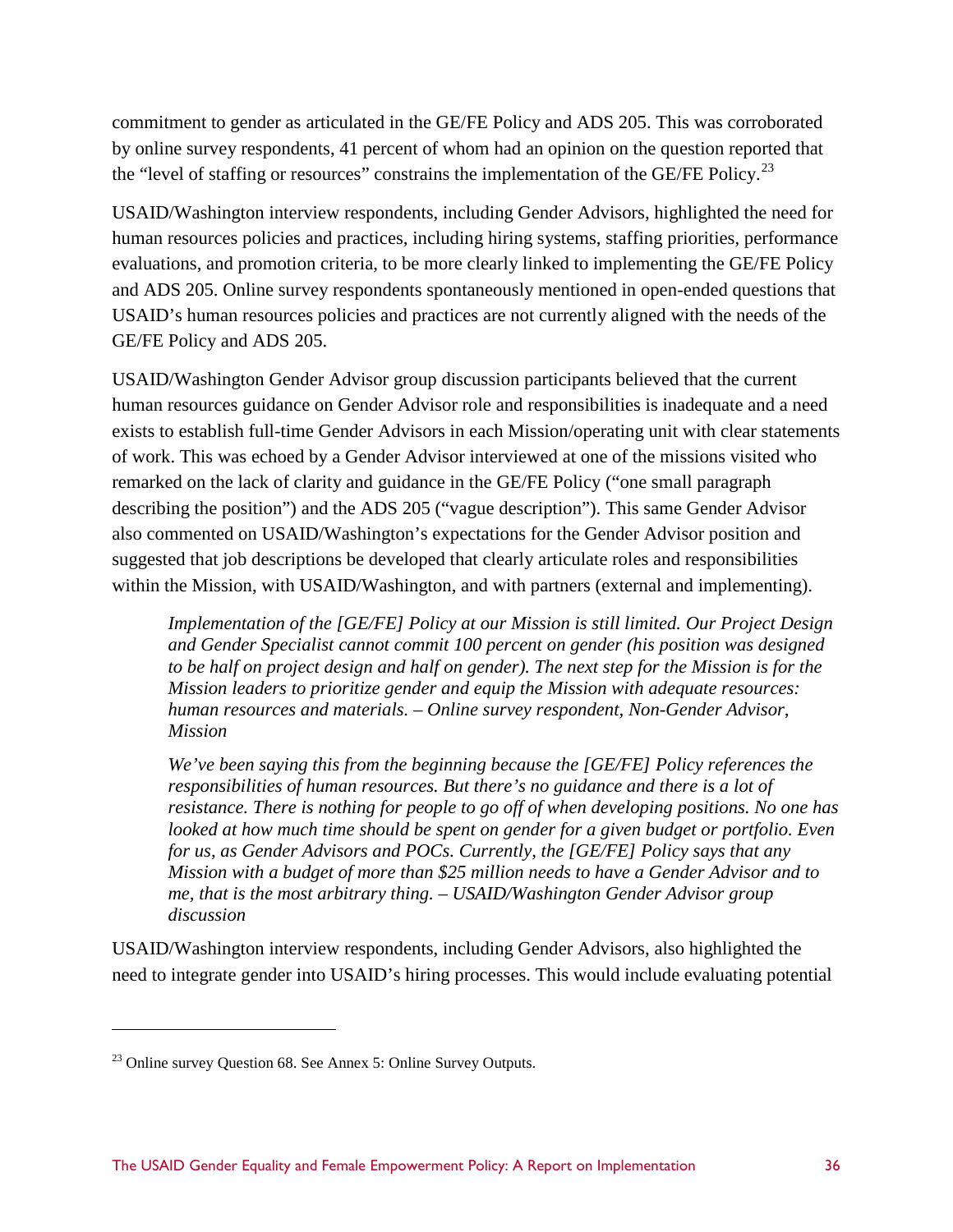commitment to gender as articulated in the GE/FE Policy and ADS 205. This was corroborated by online survey respondents, 41 percent of whom had an opinion on the question reported that the "level of staffing or resources" constrains the implementation of the GE/FE Policy.[23]

USAID/Washington interview respondents, including Gender Advisors, highlighted the need for human resources policies and practices, including hiring systems, staffing priorities, performance evaluations, and promotion criteria, to be more clearly linked to implementing the GE/FE Policy and ADS 205. Online survey respondents spontaneously mentioned in open-ended questions that USAID's human resources policies and practices are not currently aligned with the needs of the GE/FE Policy and ADS 205.

USAID/Washington Gender Advisor group discussion participants believed that the current human resources guidance on Gender Advisor role and responsibilities is inadequate and a need exists to establish full-time Gender Advisors in each Mission/operating unit with clear statements of work. This was echoed by a Gender Advisor interviewed at one of the missions visited who remarked on the lack of clarity and guidance in the GE/FE Policy ("one small paragraph describing the position") and the ADS 205 ("vague description"). This same Gender Advisor also commented on USAID/Washington's expectations for the Gender Advisor position and suggested that job descriptions be developed that clearly articulate roles and responsibilities within the Mission, with USAID/Washington, and with partners (external and implementing).

> *Implementation of the [GE/FE] Policy at our Mission is still limited. Our Project Design and Gender Specialist cannot commit 100 percent on gender (his position was designed to be half on project design and half on gender). The next step for the Mission is for the Mission leaders to prioritize gender and equip the Mission with adequate resources: human resources and materials. – Online survey respondent, Non-Gender Advisor, Mission*

> *We've been saying this from the beginning because the [GE/FE] Policy references the responsibilities of human resources. But there's no guidance and there is a lot of resistance. There is nothing for people to go off of when developing positions. No one has looked at how much time should be spent on gender for a given budget or portfolio. Even for us, as Gender Advisors and POCs. Currently, the [GE/FE] Policy says that any Mission with a budget of more than $25 million needs to have a Gender Advisor and to me, that is the most arbitrary thing. – USAID/Washington Gender Advisor group discussion*

USAID/Washington interview respondents, including Gender Advisors, also highlighted the need to integrate gender into USAID's hiring processes. This would include evaluating potential

[23] Online survey Question 68. See Annex 5: Online Survey Outputs.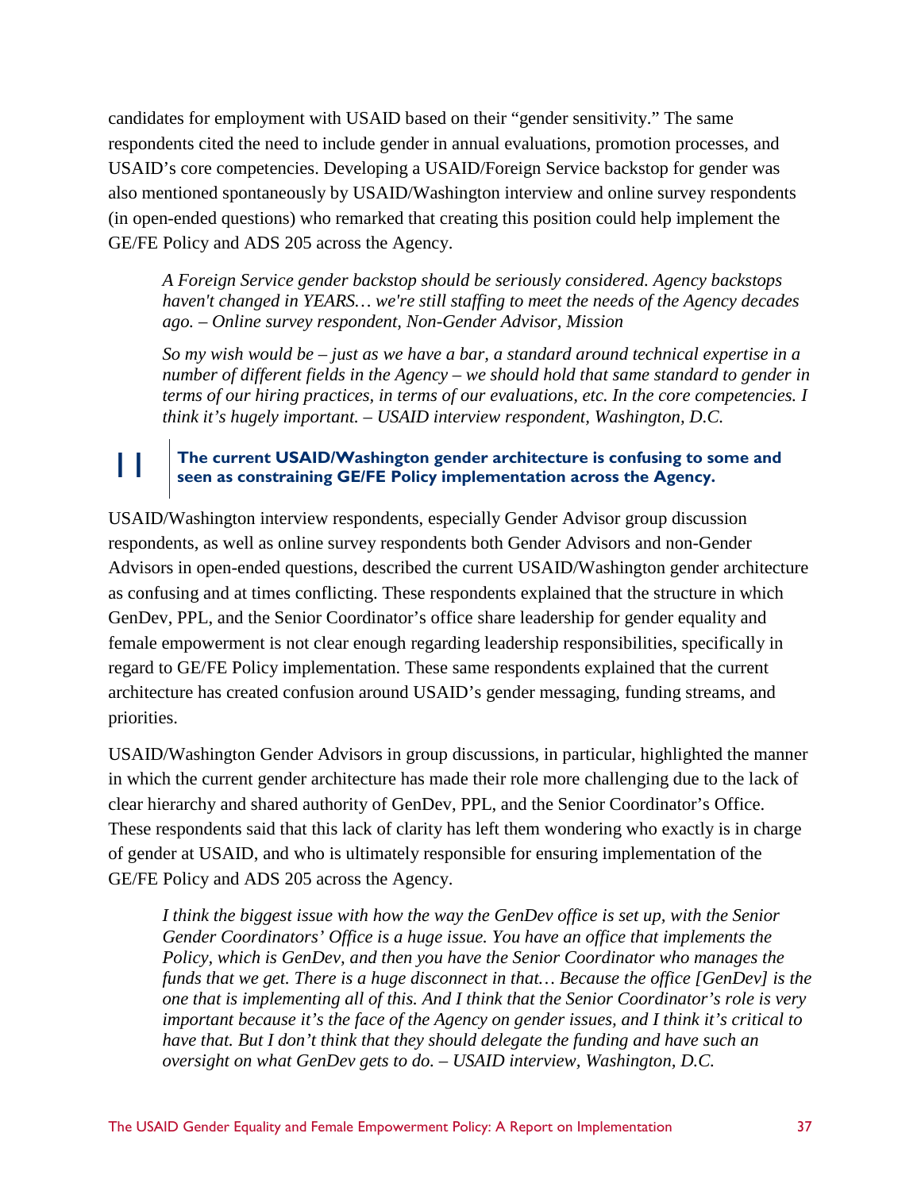candidates for employment with USAID based on their "gender sensitivity." The same respondents cited the need to include gender in annual evaluations, promotion processes, and USAID's core competencies. Developing a USAID/Foreign Service backstop for gender was also mentioned spontaneously by USAID/Washington interview and online survey respondents (in open-ended questions) who remarked that creating this position could help implement the GE/FE Policy and ADS 205 across the Agency.

> *A Foreign Service gender backstop should be seriously considered. Agency backstops haven't changed in YEARS… we're still staffing to meet the needs of the Agency decades ago. – Online survey respondent, Non-Gender Advisor, Mission*

> *So my wish would be – just as we have a bar, a standard around technical expertise in a number of different fields in the Agency – we should hold that same standard to gender in terms of our hiring practices, in terms of our evaluations, etc. In the core competencies. I think it's hugely important. – USAID interview respondent, Washington, D.C.*

### 11 The current USAID/Washington gender architecture is confusing to some and seen as constraining GE/FE Policy implementation across the Agency.

USAID/Washington interview respondents, especially Gender Advisor group discussion respondents, as well as online survey respondents both Gender Advisors and non-Gender Advisors in open-ended questions, described the current USAID/Washington gender architecture as confusing and at times conflicting. These respondents explained that the structure in which GenDev, PPL, and the Senior Coordinator's office share leadership for gender equality and female empowerment is not clear enough regarding leadership responsibilities, specifically in regard to GE/FE Policy implementation. These same respondents explained that the current architecture has created confusion around USAID's gender messaging, funding streams, and priorities.

USAID/Washington Gender Advisors in group discussions, in particular, highlighted the manner in which the current gender architecture has made their role more challenging due to the lack of clear hierarchy and shared authority of GenDev, PPL, and the Senior Coordinator's Office. These respondents said that this lack of clarity has left them wondering who exactly is in charge of gender at USAID, and who is ultimately responsible for ensuring implementation of the GE/FE Policy and ADS 205 across the Agency.

> *I think the biggest issue with how the way the GenDev office is set up, with the Senior Gender Coordinators' Office is a huge issue. You have an office that implements the Policy, which is GenDev, and then you have the Senior Coordinator who manages the funds that we get. There is a huge disconnect in that… Because the office [GenDev] is the one that is implementing all of this. And I think that the Senior Coordinator's role is very important because it's the face of the Agency on gender issues, and I think it's critical to have that. But I don't think that they should delegate the funding and have such an oversight on what GenDev gets to do. – USAID interview, Washington, D.C.*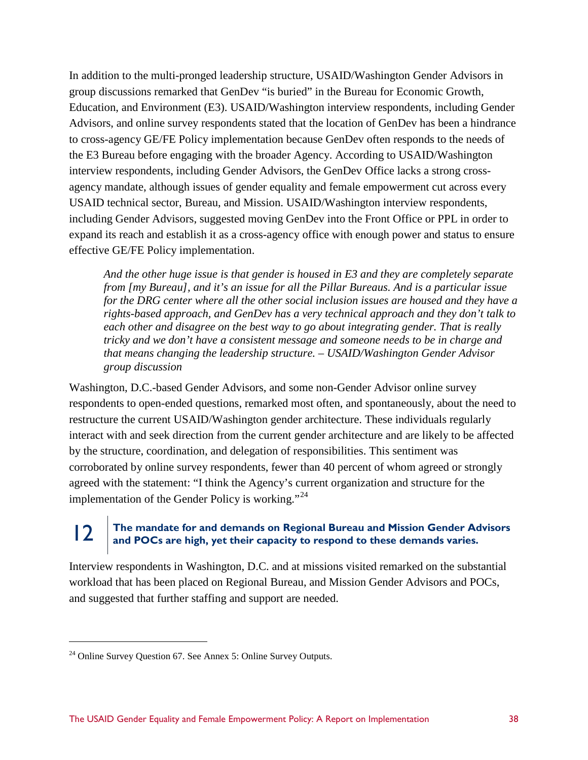In addition to the multi-pronged leadership structure, USAID/Washington Gender Advisors in group discussions remarked that GenDev "is buried" in the Bureau for Economic Growth, Education, and Environment (E3). USAID/Washington interview respondents, including Gender Advisors, and online survey respondents stated that the location of GenDev has been a hindrance to cross-agency GE/FE Policy implementation because GenDev often responds to the needs of the E3 Bureau before engaging with the broader Agency. According to USAID/Washington interview respondents, including Gender Advisors, the GenDev Office lacks a strong cross-agency mandate, although issues of gender equality and female empowerment cut across every USAID technical sector, Bureau, and Mission. USAID/Washington interview respondents, including Gender Advisors, suggested moving GenDev into the Front Office or PPL in order to expand its reach and establish it as a cross-agency office with enough power and status to ensure effective GE/FE Policy implementation.

> *And the other huge issue is that gender is housed in E3 and they are completely separate from [my Bureau], and it's an issue for all the Pillar Bureaus. And is a particular issue for the DRG center where all the other social inclusion issues are housed and they have a rights-based approach, and GenDev has a very technical approach and they don't talk to each other and disagree on the best way to go about integrating gender. That is really tricky and we don't have a consistent message and someone needs to be in charge and that means changing the leadership structure. – USAID/Washington Gender Advisor group discussion*

Washington, D.C.-based Gender Advisors, and some non-Gender Advisor online survey respondents to open-ended questions, remarked most often, and spontaneously, about the need to restructure the current USAID/Washington gender architecture. These individuals regularly interact with and seek direction from the current gender architecture and are likely to be affected by the structure, coordination, and delegation of responsibilities. This sentiment was corroborated by online survey respondents, fewer than 40 percent of whom agreed or strongly agreed with the statement: "I think the Agency's current organization and structure for the implementation of the Gender Policy is working."[24]

## 12 | The mandate for and demands on Regional Bureau and Mission Gender Advisors and POCs are high, yet their capacity to respond to these demands varies.

Interview respondents in Washington, D.C. and at missions visited remarked on the substantial workload that has been placed on Regional Bureau, and Mission Gender Advisors and POCs, and suggested that further staffing and support are needed.

---

[24] Online Survey Question 67. See Annex 5: Online Survey Outputs.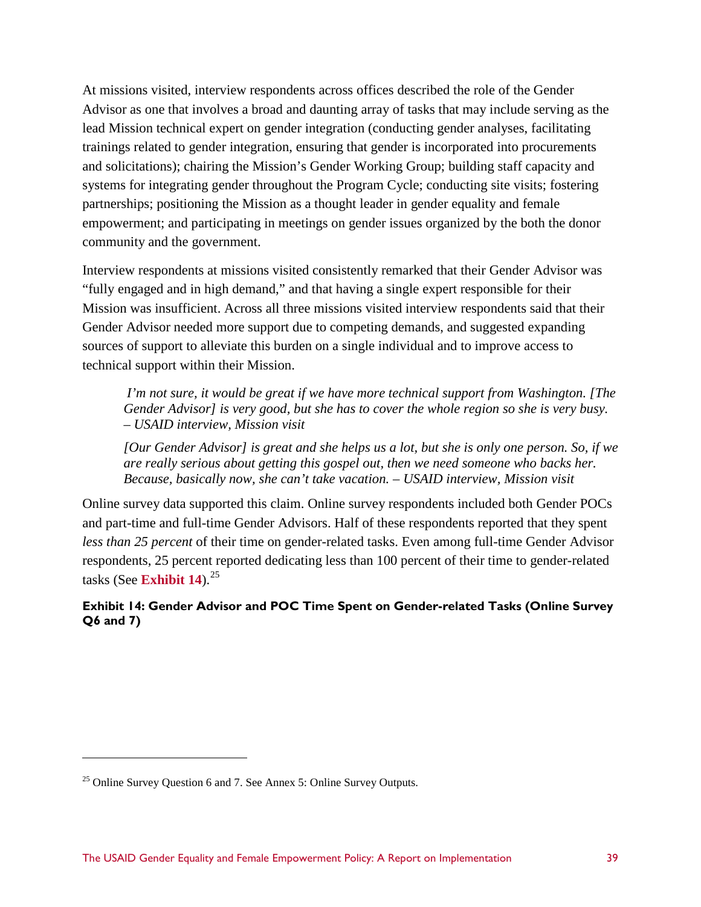At missions visited, interview respondents across offices described the role of the Gender Advisor as one that involves a broad and daunting array of tasks that may include serving as the lead Mission technical expert on gender integration (conducting gender analyses, facilitating trainings related to gender integration, ensuring that gender is incorporated into procurements and solicitations); chairing the Mission's Gender Working Group; building staff capacity and systems for integrating gender throughout the Program Cycle; conducting site visits; fostering partnerships; positioning the Mission as a thought leader in gender equality and female empowerment; and participating in meetings on gender issues organized by the both the donor community and the government.

Interview respondents at missions visited consistently remarked that their Gender Advisor was "fully engaged and in high demand," and that having a single expert responsible for their Mission was insufficient. Across all three missions visited interview respondents said that their Gender Advisor needed more support due to competing demands, and suggested expanding sources of support to alleviate this burden on a single individual and to improve access to technical support within their Mission.

> *I'm not sure, it would be great if we have more technical support from Washington. [The Gender Advisor] is very good, but she has to cover the whole region so she is very busy. – USAID interview, Mission visit*
>
> *[Our Gender Advisor] is great and she helps us a lot, but she is only one person. So, if we are really serious about getting this gospel out, then we need someone who backs her. Because, basically now, she can't take vacation. – USAID interview, Mission visit*

Online survey data supported this claim. Online survey respondents included both Gender POCs and part-time and full-time Gender Advisors. Half of these respondents reported that they spent *less than 25 percent* of their time on gender-related tasks. Even among full-time Gender Advisor respondents, 25 percent reported dedicating less than 100 percent of their time to gender-related tasks (See **Exhibit 14**).[25]

**Exhibit 14: Gender Advisor and POC Time Spent on Gender-related Tasks (Online Survey Q6 and 7)**

[25] Online Survey Question 6 and 7. See Annex 5: Online Survey Outputs.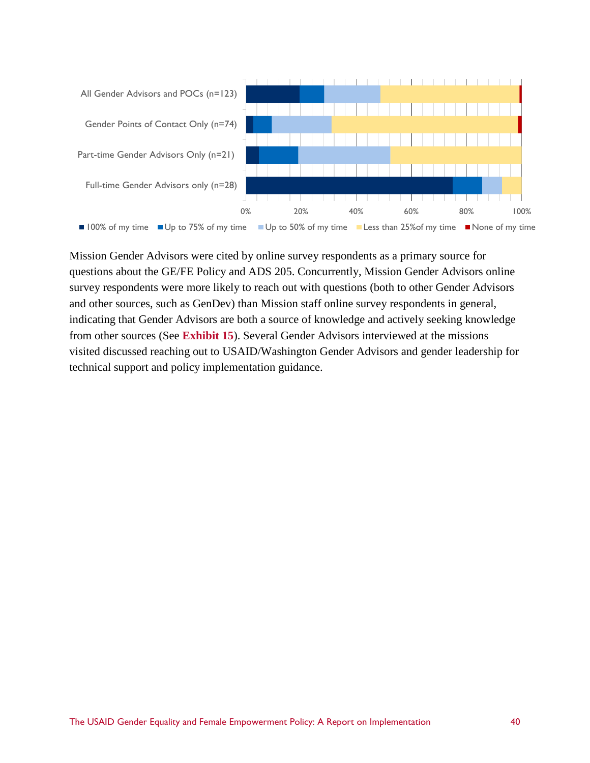All Gender Advisors and POCs (n=123)

Gender Points of Contact Only (n=74)

Part-time Gender Advisors Only (n=21)

Full-time Gender Advisors only (n=28)

0% 20% 40% 60% 80% 100%

■ 100% of my time ■ Up to 75% of my time ■ Up to 50% of my time ■ Less than 25%of my time ■ None of my time

Mission Gender Advisors were cited by online survey respondents as a primary source for questions about the GE/FE Policy and ADS 205. Concurrently, Mission Gender Advisors online survey respondents were more likely to reach out with questions (both to other Gender Advisors and other sources, such as GenDev) than Mission staff online survey respondents in general, indicating that Gender Advisors are both a source of knowledge and actively seeking knowledge from other sources (See **Exhibit 15**). Several Gender Advisors interviewed at the missions visited discussed reaching out to USAID/Washington Gender Advisors and gender leadership for technical support and policy implementation guidance.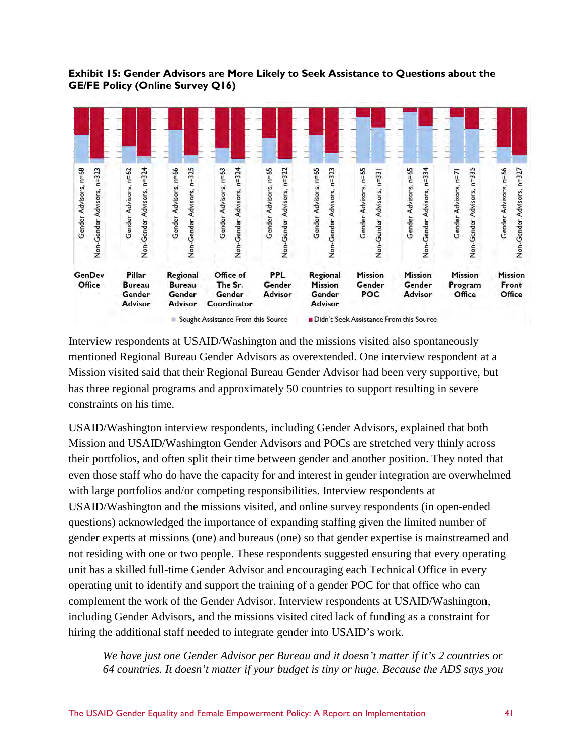**Exhibit 15: Gender Advisors are More Likely to Seek Assistance to Questions about the GE/FE Policy (Online Survey Q16)**

| Source | Group |
|---|---|
| GenDev Office | Gender Advisors, n=68; Non-Gender Advisors, n=323 |
| Pillar Bureau Gender Advisor | Gender Advisors, n=62; Non-Gender Advisors, n=324 |
| Regional Bureau Gender Advisor | Gender Advisors, n=66; Non-Gender Advisors, n=325 |
| Office of The Sr. Gender Coordinator | Gender Advisors, n=63; Non-Gender Advisors, n=324 |
| PPL Gender Advisor | Gender Advisors, n=65; Non-Gender Advisors, n=322 |
| Regional Mission Gender Advisor | Gender Advisors, n=65; Non-Gender Advisors, n=323 |
| Mission Gender POC | Gender Advisors, n=65; Non-Gender Advisors, n=331 |
| Mission Gender Advisor | Gender Advisors, n=65; Non-Gender Advisors, n=334 |
| Mission Program Office | Gender Advisors, n=71; Non-Gender Advisors, n=335 |
| Mission Front Office | Gender Advisors, n=66; Non-Gender Advisors, n=327 |

Sought Assistance From this Source | Didn't Seek Assistance From this Source

Interview respondents at USAID/Washington and the missions visited also spontaneously mentioned Regional Bureau Gender Advisors as overextended. One interview respondent at a Mission visited said that their Regional Bureau Gender Advisor had been very supportive, but has three regional programs and approximately 50 countries to support resulting in severe constraints on his time.

USAID/Washington interview respondents, including Gender Advisors, explained that both Mission and USAID/Washington Gender Advisors and POCs are stretched very thinly across their portfolios, and often split their time between gender and another position. They noted that even those staff who do have the capacity for and interest in gender integration are overwhelmed with large portfolios and/or competing responsibilities. Interview respondents at USAID/Washington and the missions visited, and online survey respondents (in open-ended questions) acknowledged the importance of expanding staffing given the limited number of gender experts at missions (one) and bureaus (one) so that gender expertise is mainstreamed and not residing with one or two people. These respondents suggested ensuring that every operating unit has a skilled full-time Gender Advisor and encouraging each Technical Office in every operating unit to identify and support the training of a gender POC for that office who can complement the work of the Gender Advisor. Interview respondents at USAID/Washington, including Gender Advisors, and the missions visited cited lack of funding as a constraint for hiring the additional staff needed to integrate gender into USAID's work.

> *We have just one Gender Advisor per Bureau and it doesn't matter if it's 2 countries or 64 countries. It doesn't matter if your budget is tiny or huge. Because the ADS says you*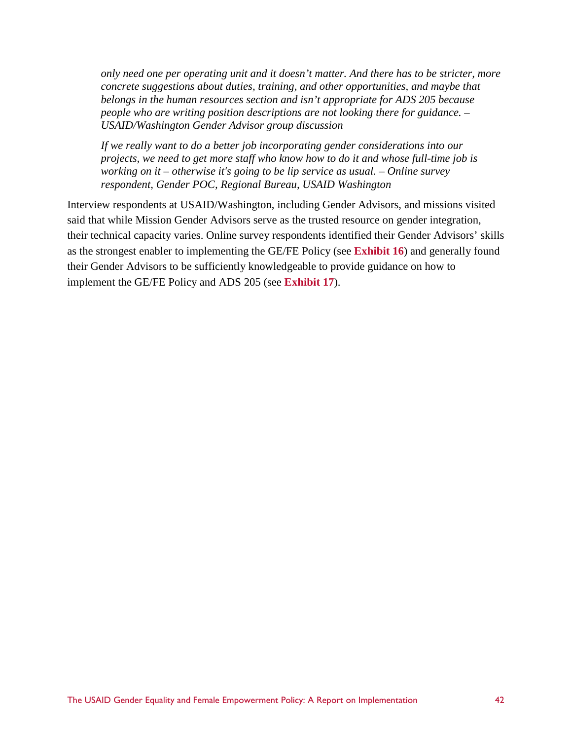*only need one per operating unit and it doesn't matter. And there has to be stricter, more concrete suggestions about duties, training, and other opportunities, and maybe that belongs in the human resources section and isn't appropriate for ADS 205 because people who are writing position descriptions are not looking there for guidance. – USAID/Washington Gender Advisor group discussion*

*If we really want to do a better job incorporating gender considerations into our projects, we need to get more staff who know how to do it and whose full-time job is working on it – otherwise it's going to be lip service as usual. – Online survey respondent, Gender POC, Regional Bureau, USAID Washington*

Interview respondents at USAID/Washington, including Gender Advisors, and missions visited said that while Mission Gender Advisors serve as the trusted resource on gender integration, their technical capacity varies. Online survey respondents identified their Gender Advisors' skills as the strongest enabler to implementing the GE/FE Policy (see **Exhibit 16**) and generally found their Gender Advisors to be sufficiently knowledgeable to provide guidance on how to implement the GE/FE Policy and ADS 205 (see **Exhibit 17**).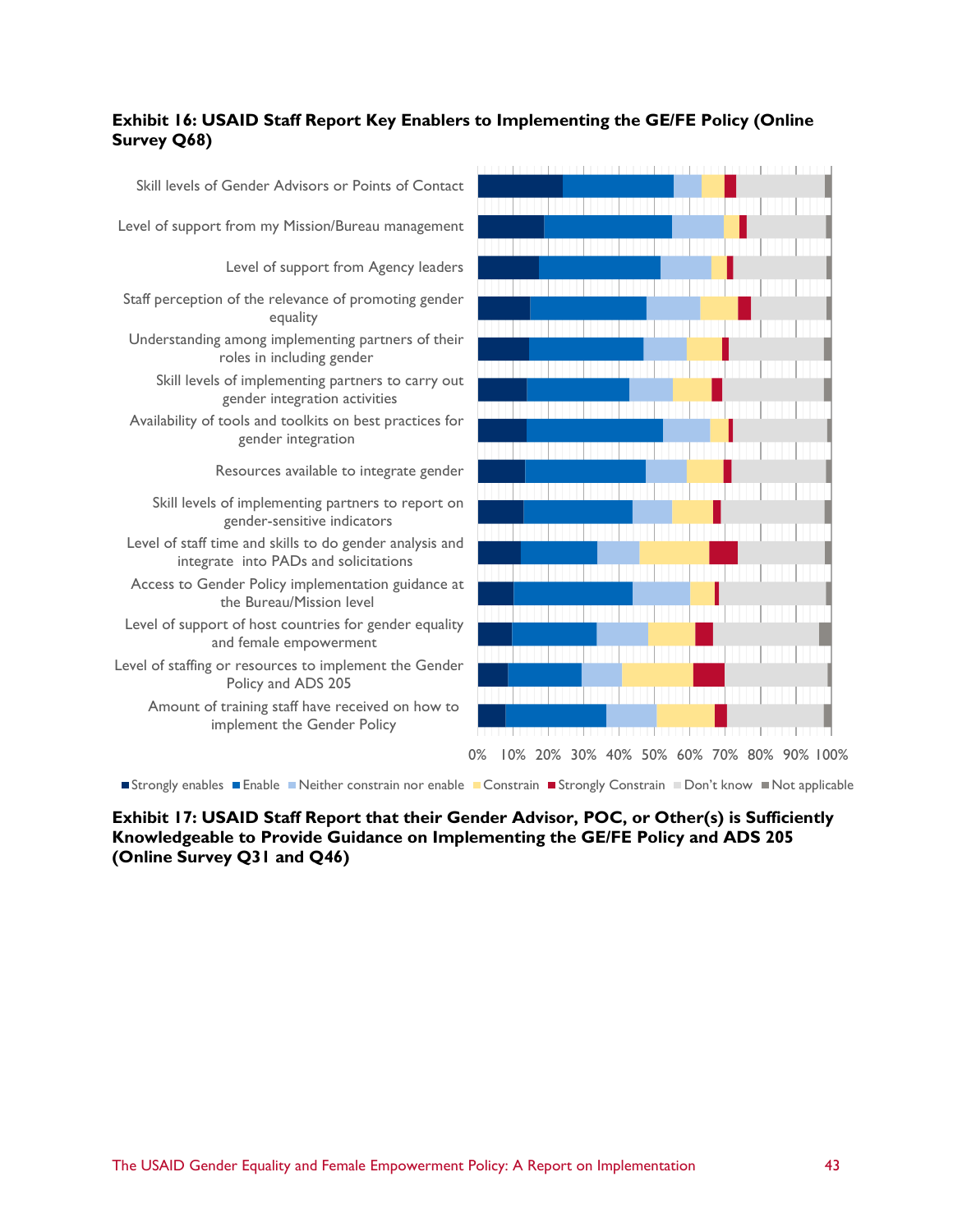**Exhibit 16: USAID Staff Report Key Enablers to Implementing the GE/FE Policy (Online Survey Q68)**

Skill levels of Gender Advisors or Points of Contact

Level of support from my Mission/Bureau management

Level of support from Agency leaders

Staff perception of the relevance of promoting gender equality

Understanding among implementing partners of their roles in including gender

Skill levels of implementing partners to carry out gender integration activities

Availability of tools and toolkits on best practices for gender integration

Resources available to integrate gender

Skill levels of implementing partners to report on gender-sensitive indicators

Level of staff time and skills to do gender analysis and integrate into PADs and solicitations

Access to Gender Policy implementation guidance at the Bureau/Mission level

Level of support of host countries for gender equality and female empowerment

Level of staffing or resources to implement the Gender Policy and ADS 205

Amount of training staff have received on how to implement the Gender Policy

0% 10% 20% 30% 40% 50% 60% 70% 80% 90% 100%

Strongly enables | Enable | Neither constrain nor enable | Constrain | Strongly Constrain | Don't know | Not applicable

**Exhibit 17: USAID Staff Report that their Gender Advisor, POC, or Other(s) is Sufficiently Knowledgeable to Provide Guidance on Implementing the GE/FE Policy and ADS 205 (Online Survey Q31 and Q46)**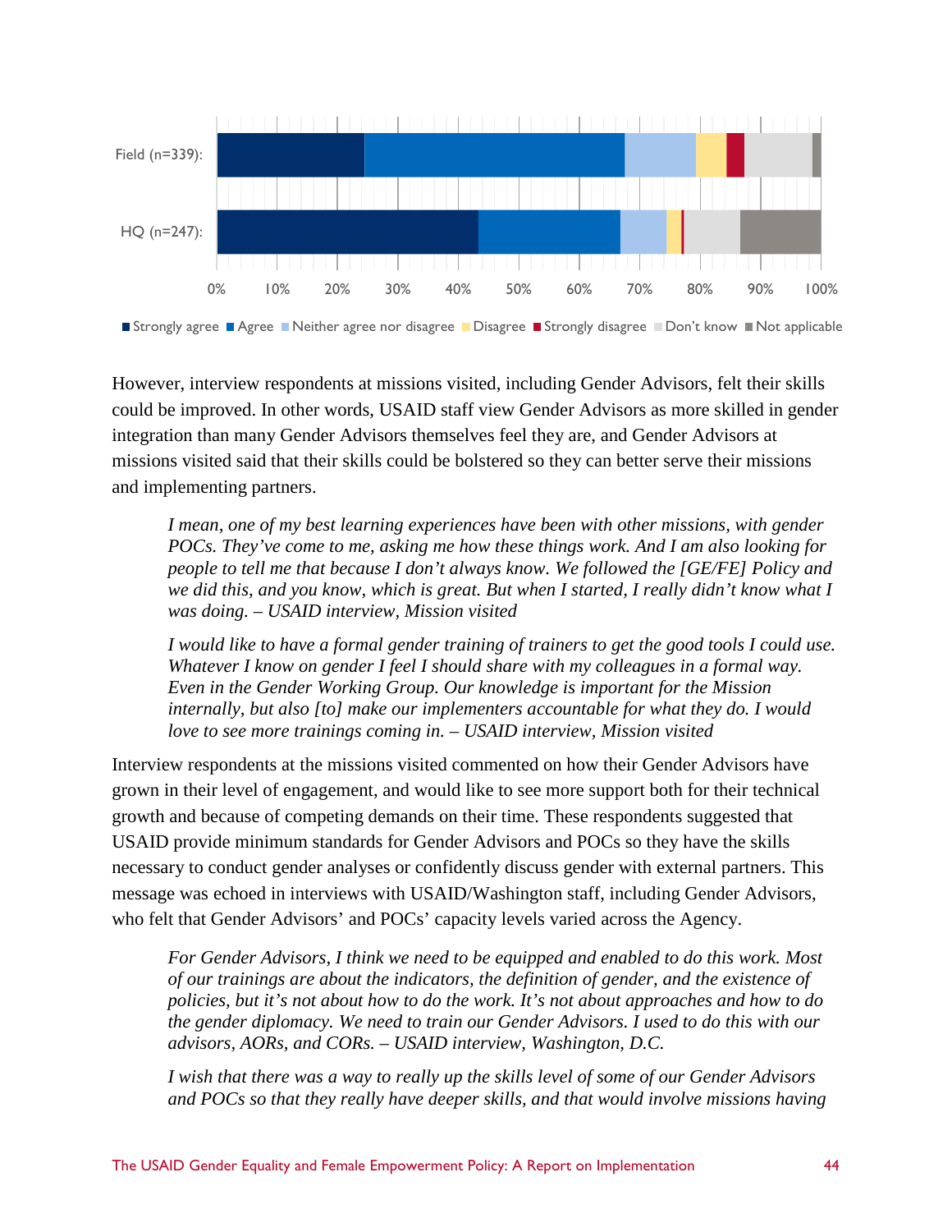Field (n=339):

HQ (n=247):

0% 10% 20% 30% 40% 50% 60% 70% 80% 90% 100%

■ Strongly agree ■ Agree ■ Neither agree nor disagree ■ Disagree ■ Strongly disagree ■ Don't know ■ Not applicable

However, interview respondents at missions visited, including Gender Advisors, felt their skills could be improved. In other words, USAID staff view Gender Advisors as more skilled in gender integration than many Gender Advisors themselves feel they are, and Gender Advisors at missions visited said that their skills could be bolstered so they can better serve their missions and implementing partners.

> *I mean, one of my best learning experiences have been with other missions, with gender POCs. They've come to me, asking me how these things work. And I am also looking for people to tell me that because I don't always know. We followed the [GE/FE] Policy and we did this, and you know, which is great. But when I started, I really didn't know what I was doing. – USAID interview, Mission visited*

> *I would like to have a formal gender training of trainers to get the good tools I could use. Whatever I know on gender I feel I should share with my colleagues in a formal way. Even in the Gender Working Group. Our knowledge is important for the Mission internally, but also [to] make our implementers accountable for what they do. I would love to see more trainings coming in. – USAID interview, Mission visited*

Interview respondents at the missions visited commented on how their Gender Advisors have grown in their level of engagement, and would like to see more support both for their technical growth and because of competing demands on their time. These respondents suggested that USAID provide minimum standards for Gender Advisors and POCs so they have the skills necessary to conduct gender analyses or confidently discuss gender with external partners. This message was echoed in interviews with USAID/Washington staff, including Gender Advisors, who felt that Gender Advisors' and POCs' capacity levels varied across the Agency.

> *For Gender Advisors, I think we need to be equipped and enabled to do this work. Most of our trainings are about the indicators, the definition of gender, and the existence of policies, but it's not about how to do the work. It's not about approaches and how to do the gender diplomacy. We need to train our Gender Advisors. I used to do this with our advisors, AORs, and CORs. – USAID interview, Washington, D.C.*

> *I wish that there was a way to really up the skills level of some of our Gender Advisors and POCs so that they really have deeper skills, and that would involve missions having*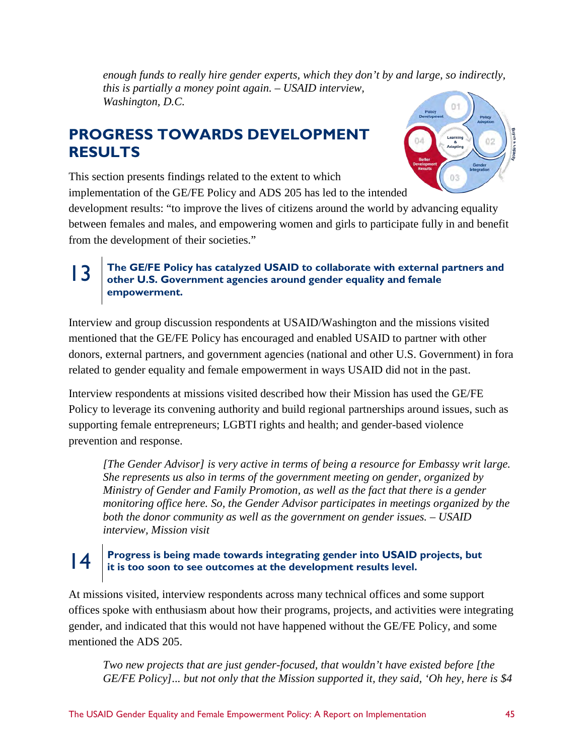*enough funds to really hire gender experts, which they don't by and large, so indirectly, this is partially a money point again. – USAID interview, Washington, D.C.*

## PROGRESS TOWARDS DEVELOPMENT RESULTS

This section presents findings related to the extent to which implementation of the GE/FE Policy and ADS 205 has led to the intended development results: "to improve the lives of citizens around the world by advancing equality between females and males, and empowering women and girls to participate fully in and benefit from the development of their societies."

### 13 The GE/FE Policy has catalyzed USAID to collaborate with external partners and other U.S. Government agencies around gender equality and female empowerment.

Interview and group discussion respondents at USAID/Washington and the missions visited mentioned that the GE/FE Policy has encouraged and enabled USAID to partner with other donors, external partners, and government agencies (national and other U.S. Government) in fora related to gender equality and female empowerment in ways USAID did not in the past.

Interview respondents at missions visited described how their Mission has used the GE/FE Policy to leverage its convening authority and build regional partnerships around issues, such as supporting female entrepreneurs; LGBTI rights and health; and gender-based violence prevention and response.

*[The Gender Advisor] is very active in terms of being a resource for Embassy writ large. She represents us also in terms of the government meeting on gender, organized by Ministry of Gender and Family Promotion, as well as the fact that there is a gender monitoring office here. So, the Gender Advisor participates in meetings organized by the both the donor community as well as the government on gender issues. – USAID interview, Mission visit*

### 14 Progress is being made towards integrating gender into USAID projects, but it is too soon to see outcomes at the development results level.

At missions visited, interview respondents across many technical offices and some support offices spoke with enthusiasm about how their programs, projects, and activities were integrating gender, and indicated that this would not have happened without the GE/FE Policy, and some mentioned the ADS 205.

*Two new projects that are just gender-focused, that wouldn't have existed before [the GE/FE Policy]... but not only that the Mission supported it, they said, 'Oh hey, here is $4*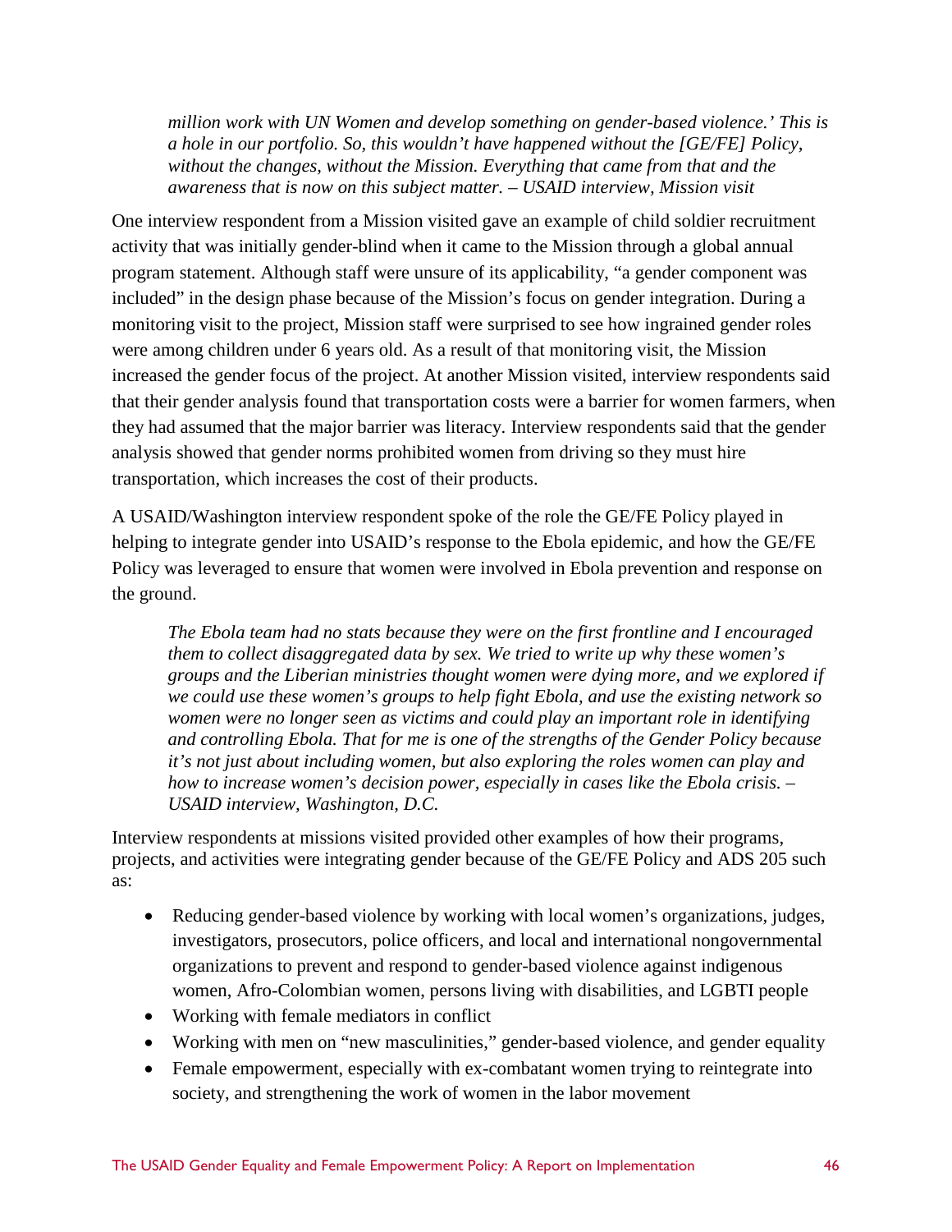> *million work with UN Women and develop something on gender-based violence.' This is a hole in our portfolio. So, this wouldn't have happened without the [GE/FE] Policy, without the changes, without the Mission. Everything that came from that and the awareness that is now on this subject matter. – USAID interview, Mission visit*

One interview respondent from a Mission visited gave an example of child soldier recruitment activity that was initially gender-blind when it came to the Mission through a global annual program statement. Although staff were unsure of its applicability, "a gender component was included" in the design phase because of the Mission's focus on gender integration. During a monitoring visit to the project, Mission staff were surprised to see how ingrained gender roles were among children under 6 years old. As a result of that monitoring visit, the Mission increased the gender focus of the project. At another Mission visited, interview respondents said that their gender analysis found that transportation costs were a barrier for women farmers, when they had assumed that the major barrier was literacy. Interview respondents said that the gender analysis showed that gender norms prohibited women from driving so they must hire transportation, which increases the cost of their products.

A USAID/Washington interview respondent spoke of the role the GE/FE Policy played in helping to integrate gender into USAID's response to the Ebola epidemic, and how the GE/FE Policy was leveraged to ensure that women were involved in Ebola prevention and response on the ground.

> *The Ebola team had no stats because they were on the first frontline and I encouraged them to collect disaggregated data by sex. We tried to write up why these women's groups and the Liberian ministries thought women were dying more, and we explored if we could use these women's groups to help fight Ebola, and use the existing network so women were no longer seen as victims and could play an important role in identifying and controlling Ebola. That for me is one of the strengths of the Gender Policy because it's not just about including women, but also exploring the roles women can play and how to increase women's decision power, especially in cases like the Ebola crisis. – USAID interview, Washington, D.C.*

Interview respondents at missions visited provided other examples of how their programs, projects, and activities were integrating gender because of the GE/FE Policy and ADS 205 such as:

- Reducing gender-based violence by working with local women's organizations, judges, investigators, prosecutors, police officers, and local and international nongovernmental organizations to prevent and respond to gender-based violence against indigenous women, Afro-Colombian women, persons living with disabilities, and LGBTI people
- Working with female mediators in conflict
- Working with men on "new masculinities," gender-based violence, and gender equality
- Female empowerment, especially with ex-combatant women trying to reintegrate into society, and strengthening the work of women in the labor movement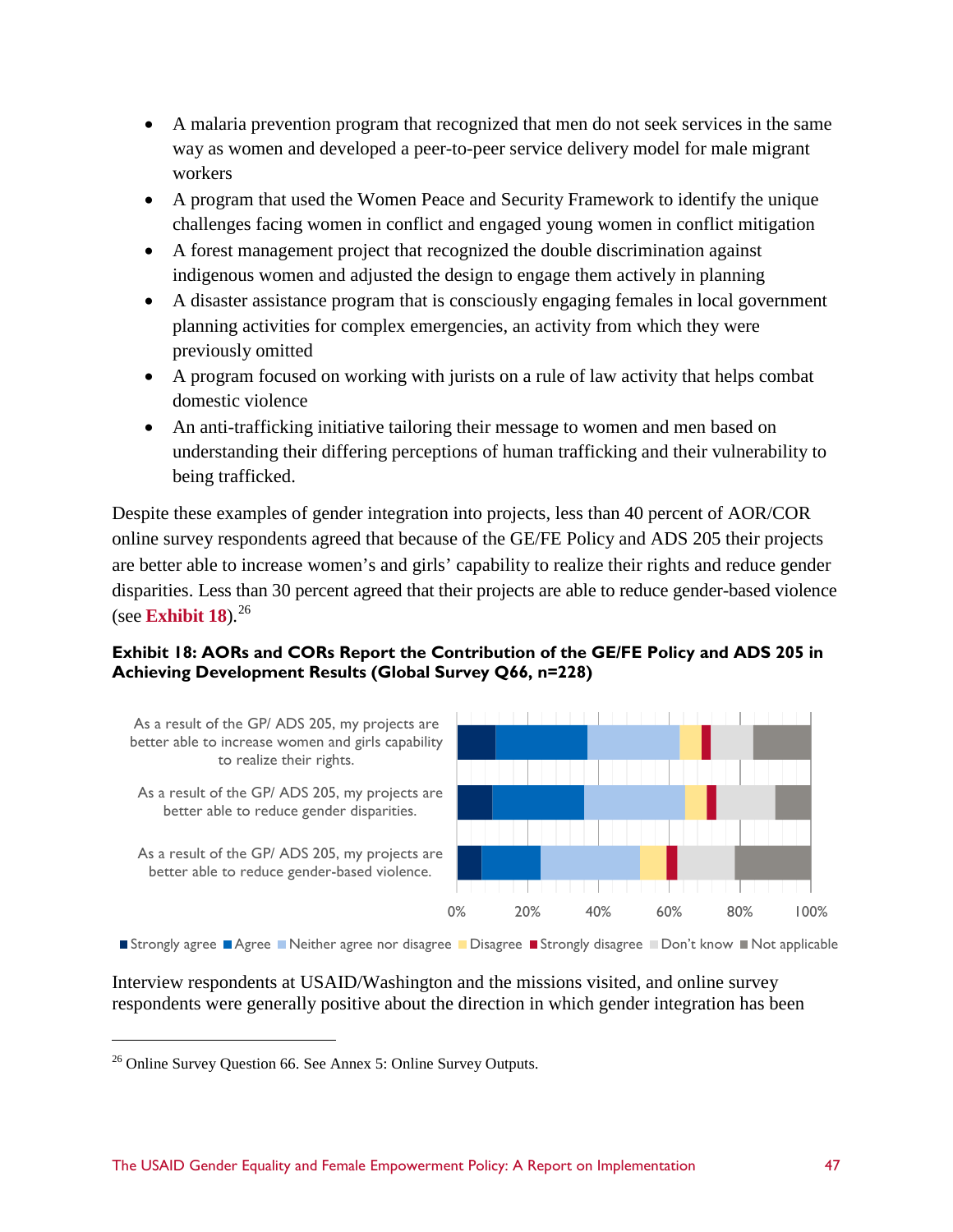- A malaria prevention program that recognized that men do not seek services in the same way as women and developed a peer-to-peer service delivery model for male migrant workers
- A program that used the Women Peace and Security Framework to identify the unique challenges facing women in conflict and engaged young women in conflict mitigation
- A forest management project that recognized the double discrimination against indigenous women and adjusted the design to engage them actively in planning
- A disaster assistance program that is consciously engaging females in local government planning activities for complex emergencies, an activity from which they were previously omitted
- A program focused on working with jurists on a rule of law activity that helps combat domestic violence
- An anti-trafficking initiative tailoring their message to women and men based on understanding their differing perceptions of human trafficking and their vulnerability to being trafficked.

Despite these examples of gender integration into projects, less than 40 percent of AOR/COR online survey respondents agreed that because of the GE/FE Policy and ADS 205 their projects are better able to increase women's and girls' capability to realize their rights and reduce gender disparities. Less than 30 percent agreed that their projects are able to reduce gender-based violence (see **Exhibit 18**).[26]

**Exhibit 18: AORs and CORs Report the Contribution of the GE/FE Policy and ADS 205 in Achieving Development Results (Global Survey Q66, n=228)**

As a result of the GP/ ADS 205, my projects are better able to increase women and girls capability to realize their rights.

As a result of the GP/ ADS 205, my projects are better able to reduce gender disparities.

As a result of the GP/ ADS 205, my projects are better able to reduce gender-based violence.

0% 20% 40% 60% 80% 100%

Strongly agree | Agree | Neither agree nor disagree | Disagree | Strongly disagree | Don't know | Not applicable

Interview respondents at USAID/Washington and the missions visited, and online survey respondents were generally positive about the direction in which gender integration has been

[26] Online Survey Question 66. See Annex 5: Online Survey Outputs.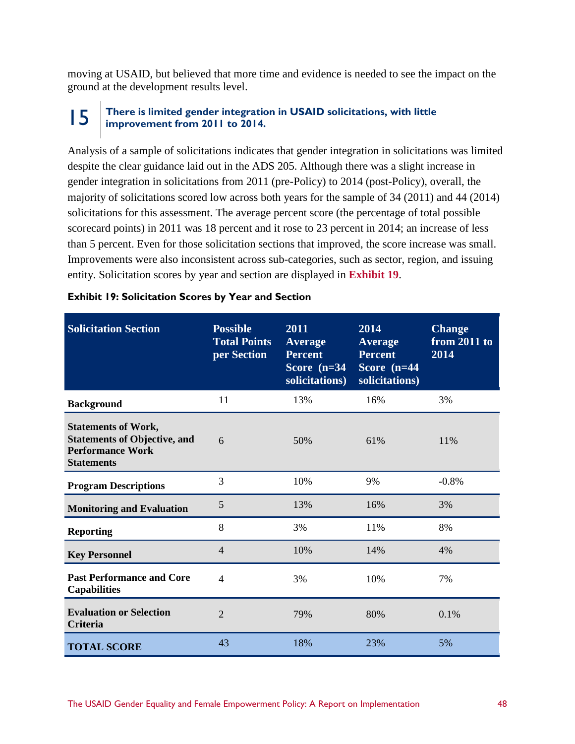moving at USAID, but believed that more time and evidence is needed to see the impact on the ground at the development results level.

### 15 There is limited gender integration in USAID solicitations, with little improvement from 2011 to 2014.

Analysis of a sample of solicitations indicates that gender integration in solicitations was limited despite the clear guidance laid out in the ADS 205. Although there was a slight increase in gender integration in solicitations from 2011 (pre-Policy) to 2014 (post-Policy), overall, the majority of solicitations scored low across both years for the sample of 34 (2011) and 44 (2014) solicitations for this assessment. The average percent score (the percentage of total possible scorecard points) in 2011 was 18 percent and it rose to 23 percent in 2014; an increase of less than 5 percent. Even for those solicitation sections that improved, the score increase was small. Improvements were also inconsistent across sub-categories, such as sector, region, and issuing entity. Solicitation scores by year and section are displayed in **Exhibit 19**.

**Exhibit 19: Solicitation Scores by Year and Section**

| Solicitation Section | Possible Total Points per Section | 2011 Average Percent Score (n=34 solicitations) | 2014 Average Percent Score (n=44 solicitations) | Change from 2011 to 2014 |
|---|---|---|---|---|
| **Background** | 11 | 13% | 16% | 3% |
| **Statements of Work, Statements of Objective, and Performance Work Statements** | 6 | 50% | 61% | 11% |
| **Program Descriptions** | 3 | 10% | 9% | -0.8% |
| **Monitoring and Evaluation** | 5 | 13% | 16% | 3% |
| **Reporting** | 8 | 3% | 11% | 8% |
| **Key Personnel** | 4 | 10% | 14% | 4% |
| **Past Performance and Core Capabilities** | 4 | 3% | 10% | 7% |
| **Evaluation or Selection Criteria** | 2 | 79% | 80% | 0.1% |
| **TOTAL SCORE** | 43 | 18% | 23% | 5% |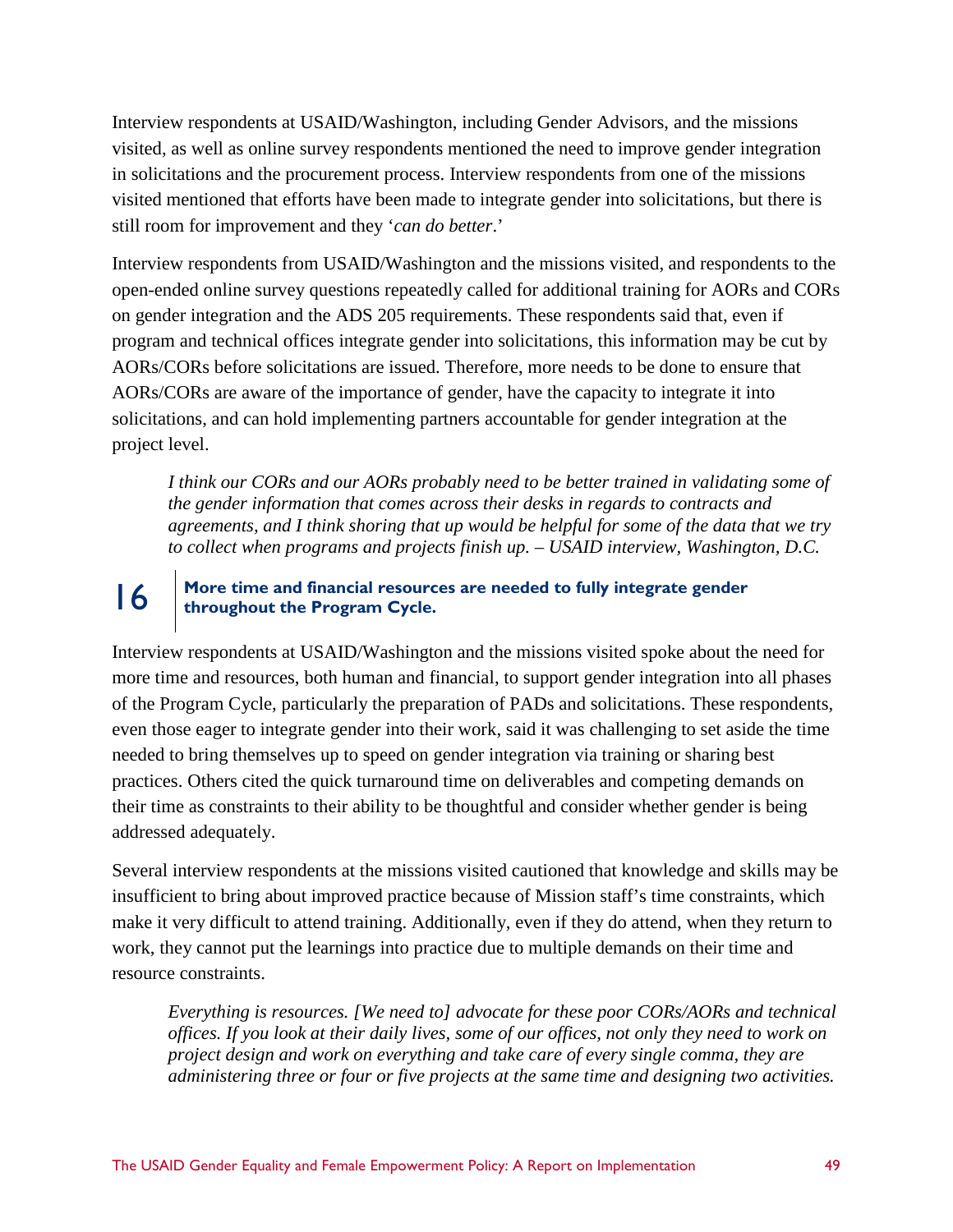Interview respondents at USAID/Washington, including Gender Advisors, and the missions visited, as well as online survey respondents mentioned the need to improve gender integration in solicitations and the procurement process. Interview respondents from one of the missions visited mentioned that efforts have been made to integrate gender into solicitations, but there is still room for improvement and they '*can do better*.'

Interview respondents from USAID/Washington and the missions visited, and respondents to the open-ended online survey questions repeatedly called for additional training for AORs and CORs on gender integration and the ADS 205 requirements. These respondents said that, even if program and technical offices integrate gender into solicitations, this information may be cut by AORs/CORs before solicitations are issued. Therefore, more needs to be done to ensure that AORs/CORs are aware of the importance of gender, have the capacity to integrate it into solicitations, and can hold implementing partners accountable for gender integration at the project level.

> *I think our CORs and our AORs probably need to be better trained in validating some of the gender information that comes across their desks in regards to contracts and agreements, and I think shoring that up would be helpful for some of the data that we try to collect when programs and projects finish up. – USAID interview, Washington, D.C.*

## 16 More time and financial resources are needed to fully integrate gender throughout the Program Cycle.

Interview respondents at USAID/Washington and the missions visited spoke about the need for more time and resources, both human and financial, to support gender integration into all phases of the Program Cycle, particularly the preparation of PADs and solicitations. These respondents, even those eager to integrate gender into their work, said it was challenging to set aside the time needed to bring themselves up to speed on gender integration via training or sharing best practices. Others cited the quick turnaround time on deliverables and competing demands on their time as constraints to their ability to be thoughtful and consider whether gender is being addressed adequately.

Several interview respondents at the missions visited cautioned that knowledge and skills may be insufficient to bring about improved practice because of Mission staff's time constraints, which make it very difficult to attend training. Additionally, even if they do attend, when they return to work, they cannot put the learnings into practice due to multiple demands on their time and resource constraints.

> *Everything is resources. [We need to] advocate for these poor CORs/AORs and technical offices. If you look at their daily lives, some of our offices, not only they need to work on project design and work on everything and take care of every single comma, they are administering three or four or five projects at the same time and designing two activities.*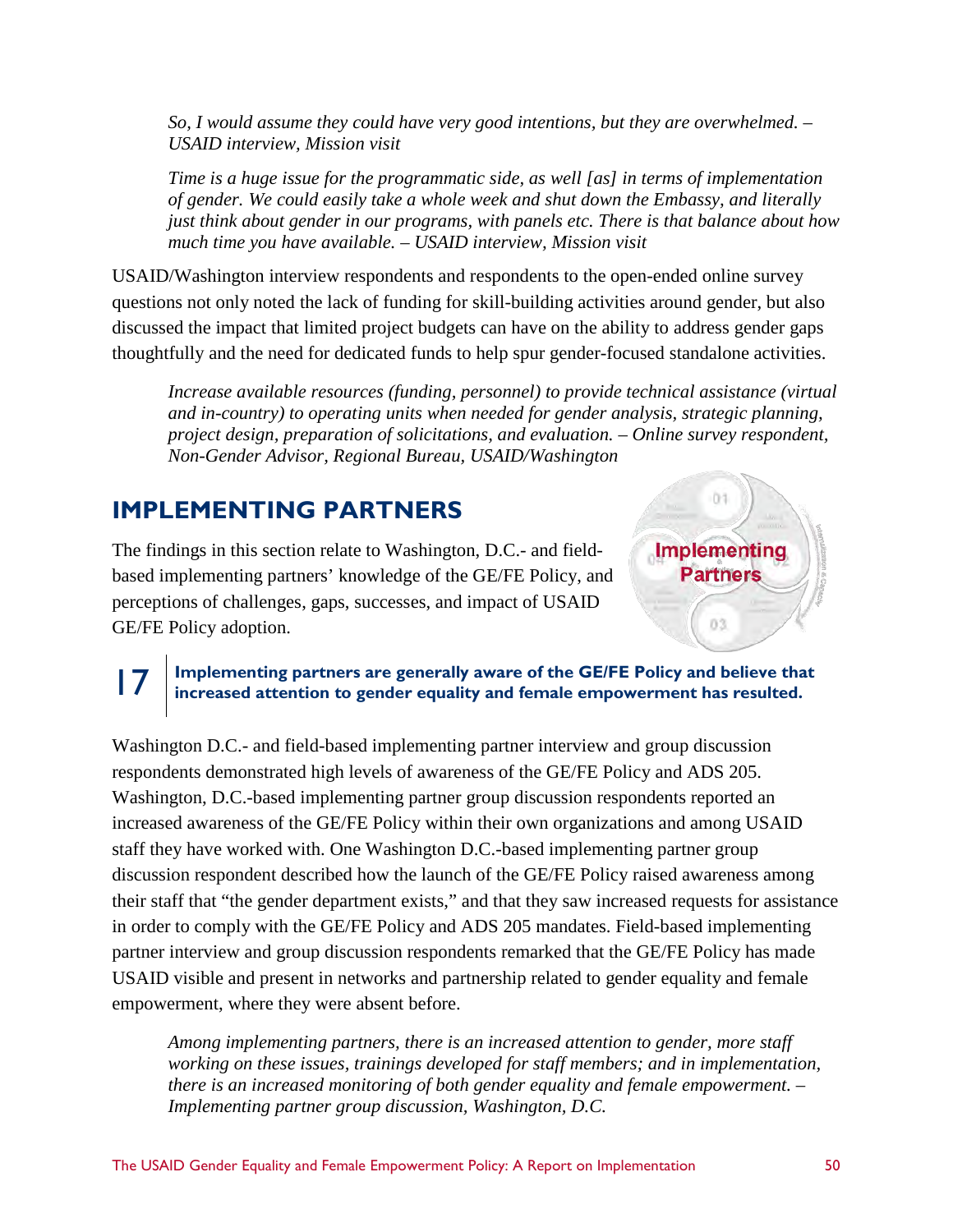*So, I would assume they could have very good intentions, but they are overwhelmed. – USAID interview, Mission visit*

*Time is a huge issue for the programmatic side, as well [as] in terms of implementation of gender. We could easily take a whole week and shut down the Embassy, and literally just think about gender in our programs, with panels etc. There is that balance about how much time you have available. – USAID interview, Mission visit*

USAID/Washington interview respondents and respondents to the open-ended online survey questions not only noted the lack of funding for skill-building activities around gender, but also discussed the impact that limited project budgets can have on the ability to address gender gaps thoughtfully and the need for dedicated funds to help spur gender-focused standalone activities.

*Increase available resources (funding, personnel) to provide technical assistance (virtual and in-country) to operating units when needed for gender analysis, strategic planning, project design, preparation of solicitations, and evaluation. – Online survey respondent, Non-Gender Advisor, Regional Bureau, USAID/Washington*

## IMPLEMENTING PARTNERS

The findings in this section relate to Washington, D.C.- and field-based implementing partners' knowledge of the GE/FE Policy, and perceptions of challenges, gaps, successes, and impact of USAID GE/FE Policy adoption.

### 17 Implementing partners are generally aware of the GE/FE Policy and believe that increased attention to gender equality and female empowerment has resulted.

Washington D.C.- and field-based implementing partner interview and group discussion respondents demonstrated high levels of awareness of the GE/FE Policy and ADS 205. Washington, D.C.-based implementing partner group discussion respondents reported an increased awareness of the GE/FE Policy within their own organizations and among USAID staff they have worked with. One Washington D.C.-based implementing partner group discussion respondent described how the launch of the GE/FE Policy raised awareness among their staff that "the gender department exists," and that they saw increased requests for assistance in order to comply with the GE/FE Policy and ADS 205 mandates. Field-based implementing partner interview and group discussion respondents remarked that the GE/FE Policy has made USAID visible and present in networks and partnership related to gender equality and female empowerment, where they were absent before.

*Among implementing partners, there is an increased attention to gender, more staff working on these issues, trainings developed for staff members; and in implementation, there is an increased monitoring of both gender equality and female empowerment. – Implementing partner group discussion, Washington, D.C.*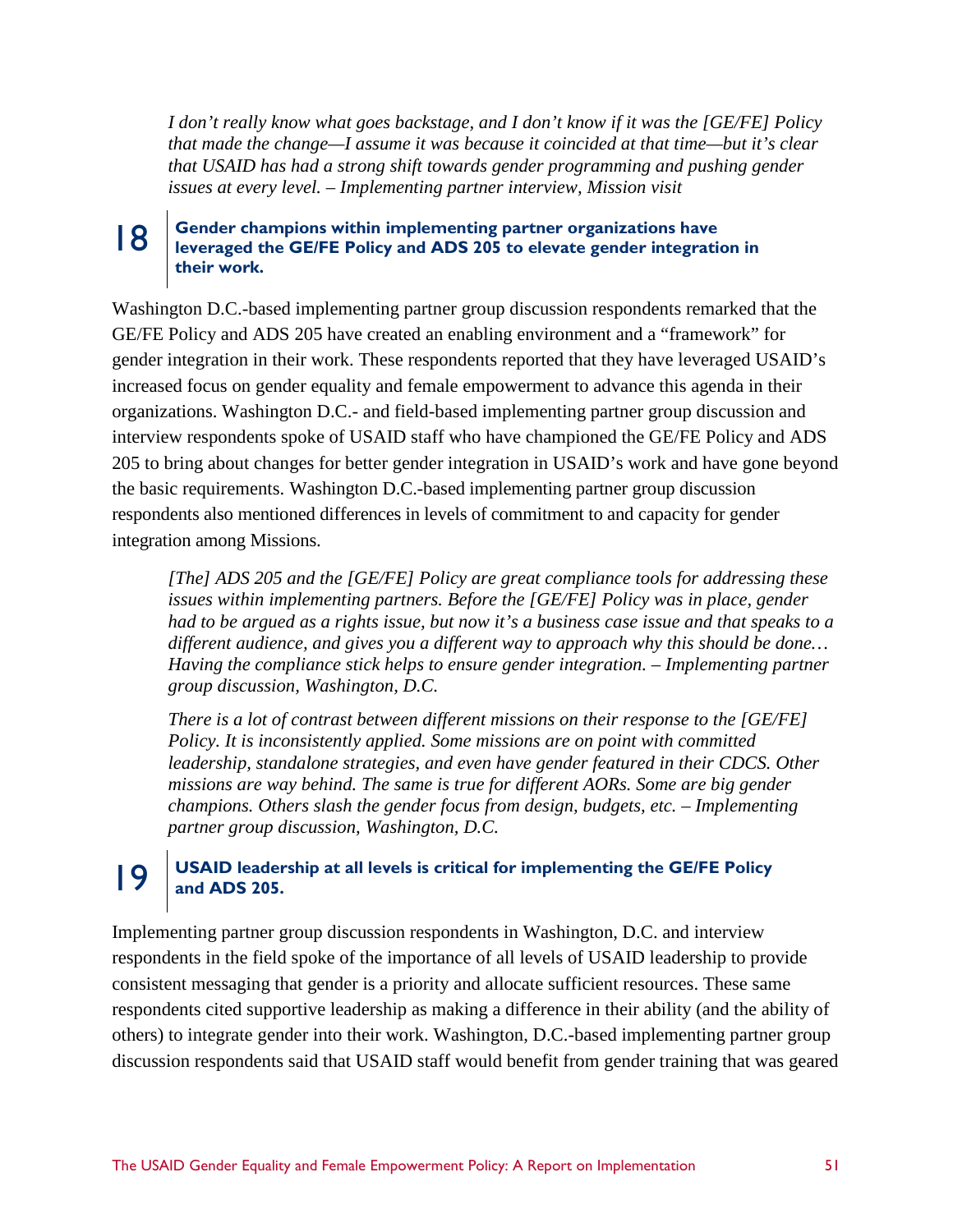*I don't really know what goes backstage, and I don't know if it was the [GE/FE] Policy that made the change—I assume it was because it coincided at that time—but it's clear that USAID has had a strong shift towards gender programming and pushing gender issues at every level. – Implementing partner interview, Mission visit*

### 18 Gender champions within implementing partner organizations have leveraged the GE/FE Policy and ADS 205 to elevate gender integration in their work.

Washington D.C.-based implementing partner group discussion respondents remarked that the GE/FE Policy and ADS 205 have created an enabling environment and a "framework" for gender integration in their work. These respondents reported that they have leveraged USAID's increased focus on gender equality and female empowerment to advance this agenda in their organizations. Washington D.C.- and field-based implementing partner group discussion and interview respondents spoke of USAID staff who have championed the GE/FE Policy and ADS 205 to bring about changes for better gender integration in USAID's work and have gone beyond the basic requirements. Washington D.C.-based implementing partner group discussion respondents also mentioned differences in levels of commitment to and capacity for gender integration among Missions.

*[The] ADS 205 and the [GE/FE] Policy are great compliance tools for addressing these issues within implementing partners. Before the [GE/FE] Policy was in place, gender had to be argued as a rights issue, but now it's a business case issue and that speaks to a different audience, and gives you a different way to approach why this should be done… Having the compliance stick helps to ensure gender integration. – Implementing partner group discussion, Washington, D.C.*

*There is a lot of contrast between different missions on their response to the [GE/FE] Policy. It is inconsistently applied. Some missions are on point with committed leadership, standalone strategies, and even have gender featured in their CDCS. Other missions are way behind. The same is true for different AORs. Some are big gender champions. Others slash the gender focus from design, budgets, etc. – Implementing partner group discussion, Washington, D.C.*

### 19 USAID leadership at all levels is critical for implementing the GE/FE Policy and ADS 205.

Implementing partner group discussion respondents in Washington, D.C. and interview respondents in the field spoke of the importance of all levels of USAID leadership to provide consistent messaging that gender is a priority and allocate sufficient resources. These same respondents cited supportive leadership as making a difference in their ability (and the ability of others) to integrate gender into their work. Washington, D.C.-based implementing partner group discussion respondents said that USAID staff would benefit from gender training that was geared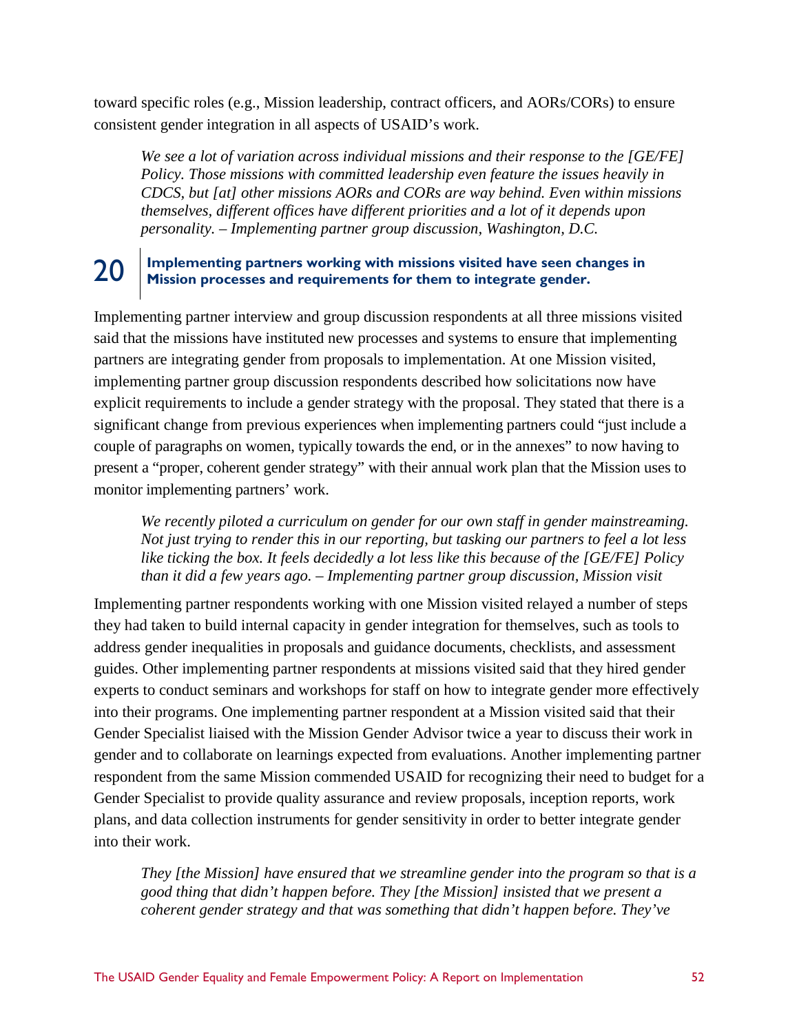toward specific roles (e.g., Mission leadership, contract officers, and AORs/CORs) to ensure consistent gender integration in all aspects of USAID's work.

> *We see a lot of variation across individual missions and their response to the [GE/FE] Policy. Those missions with committed leadership even feature the issues heavily in CDCS, but [at] other missions AORs and CORs are way behind. Even within missions themselves, different offices have different priorities and a lot of it depends upon personality. – Implementing partner group discussion, Washington, D.C.*

## 20 Implementing partners working with missions visited have seen changes in Mission processes and requirements for them to integrate gender.

Implementing partner interview and group discussion respondents at all three missions visited said that the missions have instituted new processes and systems to ensure that implementing partners are integrating gender from proposals to implementation. At one Mission visited, implementing partner group discussion respondents described how solicitations now have explicit requirements to include a gender strategy with the proposal. They stated that there is a significant change from previous experiences when implementing partners could "just include a couple of paragraphs on women, typically towards the end, or in the annexes" to now having to present a "proper, coherent gender strategy" with their annual work plan that the Mission uses to monitor implementing partners' work.

> *We recently piloted a curriculum on gender for our own staff in gender mainstreaming. Not just trying to render this in our reporting, but tasking our partners to feel a lot less like ticking the box. It feels decidedly a lot less like this because of the [GE/FE] Policy than it did a few years ago. – Implementing partner group discussion, Mission visit*

Implementing partner respondents working with one Mission visited relayed a number of steps they had taken to build internal capacity in gender integration for themselves, such as tools to address gender inequalities in proposals and guidance documents, checklists, and assessment guides. Other implementing partner respondents at missions visited said that they hired gender experts to conduct seminars and workshops for staff on how to integrate gender more effectively into their programs. One implementing partner respondent at a Mission visited said that their Gender Specialist liaised with the Mission Gender Advisor twice a year to discuss their work in gender and to collaborate on learnings expected from evaluations. Another implementing partner respondent from the same Mission commended USAID for recognizing their need to budget for a Gender Specialist to provide quality assurance and review proposals, inception reports, work plans, and data collection instruments for gender sensitivity in order to better integrate gender into their work.

> *They [the Mission] have ensured that we streamline gender into the program so that is a good thing that didn't happen before. They [the Mission] insisted that we present a coherent gender strategy and that was something that didn't happen before. They've*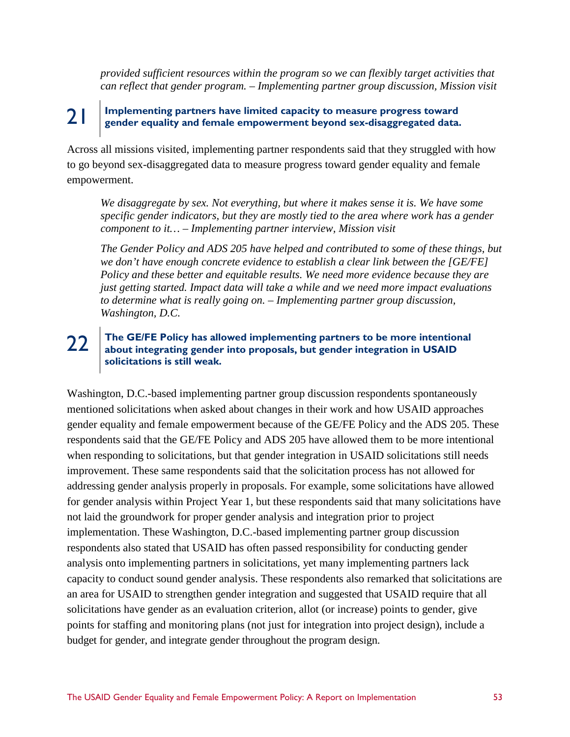*provided sufficient resources within the program so we can flexibly target activities that can reflect that gender program. – Implementing partner group discussion, Mission visit*

## 21 Implementing partners have limited capacity to measure progress toward gender equality and female empowerment beyond sex-disaggregated data.

Across all missions visited, implementing partner respondents said that they struggled with how to go beyond sex-disaggregated data to measure progress toward gender equality and female empowerment.

> *We disaggregate by sex. Not everything, but where it makes sense it is. We have some specific gender indicators, but they are mostly tied to the area where work has a gender component to it… – Implementing partner interview, Mission visit*

> *The Gender Policy and ADS 205 have helped and contributed to some of these things, but we don't have enough concrete evidence to establish a clear link between the [GE/FE] Policy and these better and equitable results. We need more evidence because they are just getting started. Impact data will take a while and we need more impact evaluations to determine what is really going on. – Implementing partner group discussion, Washington, D.C.*

## 22 The GE/FE Policy has allowed implementing partners to be more intentional about integrating gender into proposals, but gender integration in USAID solicitations is still weak.

Washington, D.C.-based implementing partner group discussion respondents spontaneously mentioned solicitations when asked about changes in their work and how USAID approaches gender equality and female empowerment because of the GE/FE Policy and the ADS 205. These respondents said that the GE/FE Policy and ADS 205 have allowed them to be more intentional when responding to solicitations, but that gender integration in USAID solicitations still needs improvement. These same respondents said that the solicitation process has not allowed for addressing gender analysis properly in proposals. For example, some solicitations have allowed for gender analysis within Project Year 1, but these respondents said that many solicitations have not laid the groundwork for proper gender analysis and integration prior to project implementation. These Washington, D.C.-based implementing partner group discussion respondents also stated that USAID has often passed responsibility for conducting gender analysis onto implementing partners in solicitations, yet many implementing partners lack capacity to conduct sound gender analysis. These respondents also remarked that solicitations are an area for USAID to strengthen gender integration and suggested that USAID require that all solicitations have gender as an evaluation criterion, allot (or increase) points to gender, give points for staffing and monitoring plans (not just for integration into project design), include a budget for gender, and integrate gender throughout the program design.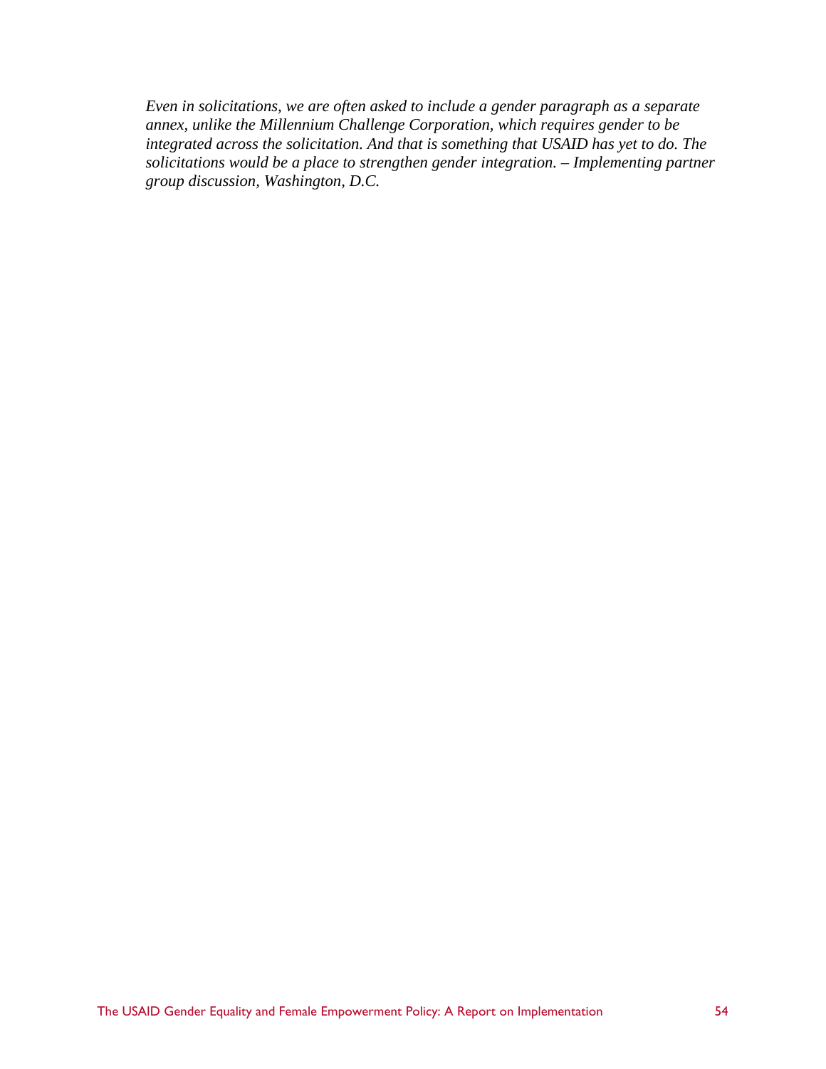*Even in solicitations, we are often asked to include a gender paragraph as a separate annex, unlike the Millennium Challenge Corporation, which requires gender to be integrated across the solicitation. And that is something that USAID has yet to do. The solicitations would be a place to strengthen gender integration. – Implementing partner group discussion, Washington, D.C.*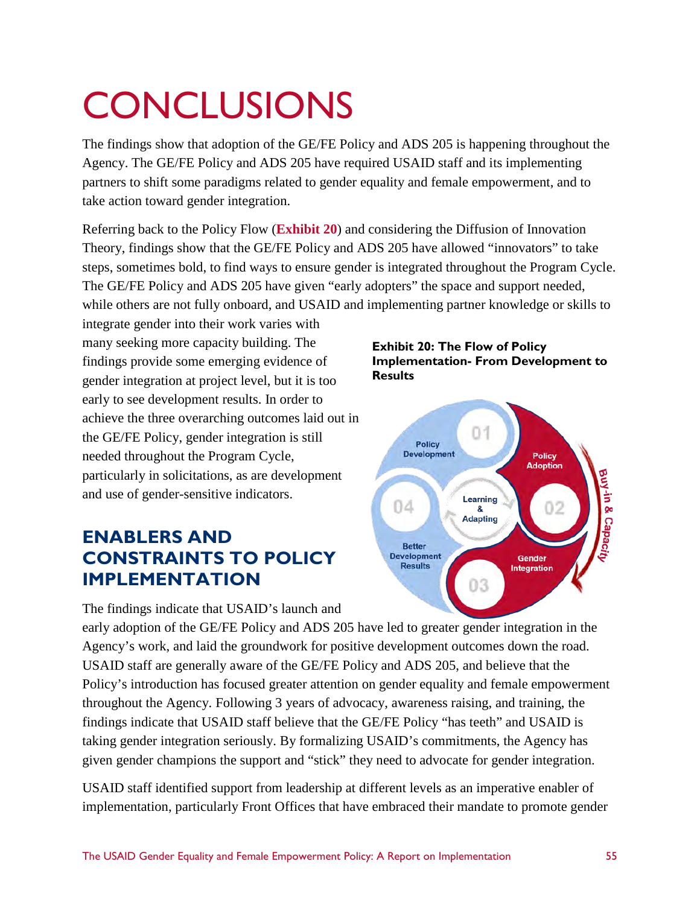# CONCLUSIONS

The findings show that adoption of the GE/FE Policy and ADS 205 is happening throughout the Agency. The GE/FE Policy and ADS 205 have required USAID staff and its implementing partners to shift some paradigms related to gender equality and female empowerment, and to take action toward gender integration.

Referring back to the Policy Flow (**Exhibit 20**) and considering the Diffusion of Innovation Theory, findings show that the GE/FE Policy and ADS 205 have allowed "innovators" to take steps, sometimes bold, to find ways to ensure gender is integrated throughout the Program Cycle. The GE/FE Policy and ADS 205 have given "early adopters" the space and support needed, while others are not fully onboard, and USAID and implementing partner knowledge or skills to integrate gender into their work varies with many seeking more capacity building. The findings provide some emerging evidence of gender integration at project level, but it is too early to see development results. In order to achieve the three overarching outcomes laid out in the GE/FE Policy, gender integration is still needed throughout the Program Cycle, particularly in solicitations, as are development and use of gender-sensitive indicators.

**Exhibit 20: The Flow of Policy Implementation- From Development to Results**

01 Policy Development
02 Policy Adoption
03 Gender Integration
04 Better Development Results
Learning & Adapting
Buy-in & Capacity

## ENABLERS AND CONSTRAINTS TO POLICY IMPLEMENTATION

The findings indicate that USAID's launch and early adoption of the GE/FE Policy and ADS 205 have led to greater gender integration in the Agency's work, and laid the groundwork for positive development outcomes down the road. USAID staff are generally aware of the GE/FE Policy and ADS 205, and believe that the Policy's introduction has focused greater attention on gender equality and female empowerment throughout the Agency. Following 3 years of advocacy, awareness raising, and training, the findings indicate that USAID staff believe that the GE/FE Policy "has teeth" and USAID is taking gender integration seriously. By formalizing USAID's commitments, the Agency has given gender champions the support and "stick" they need to advocate for gender integration.

USAID staff identified support from leadership at different levels as an imperative enabler of implementation, particularly Front Offices that have embraced their mandate to promote gender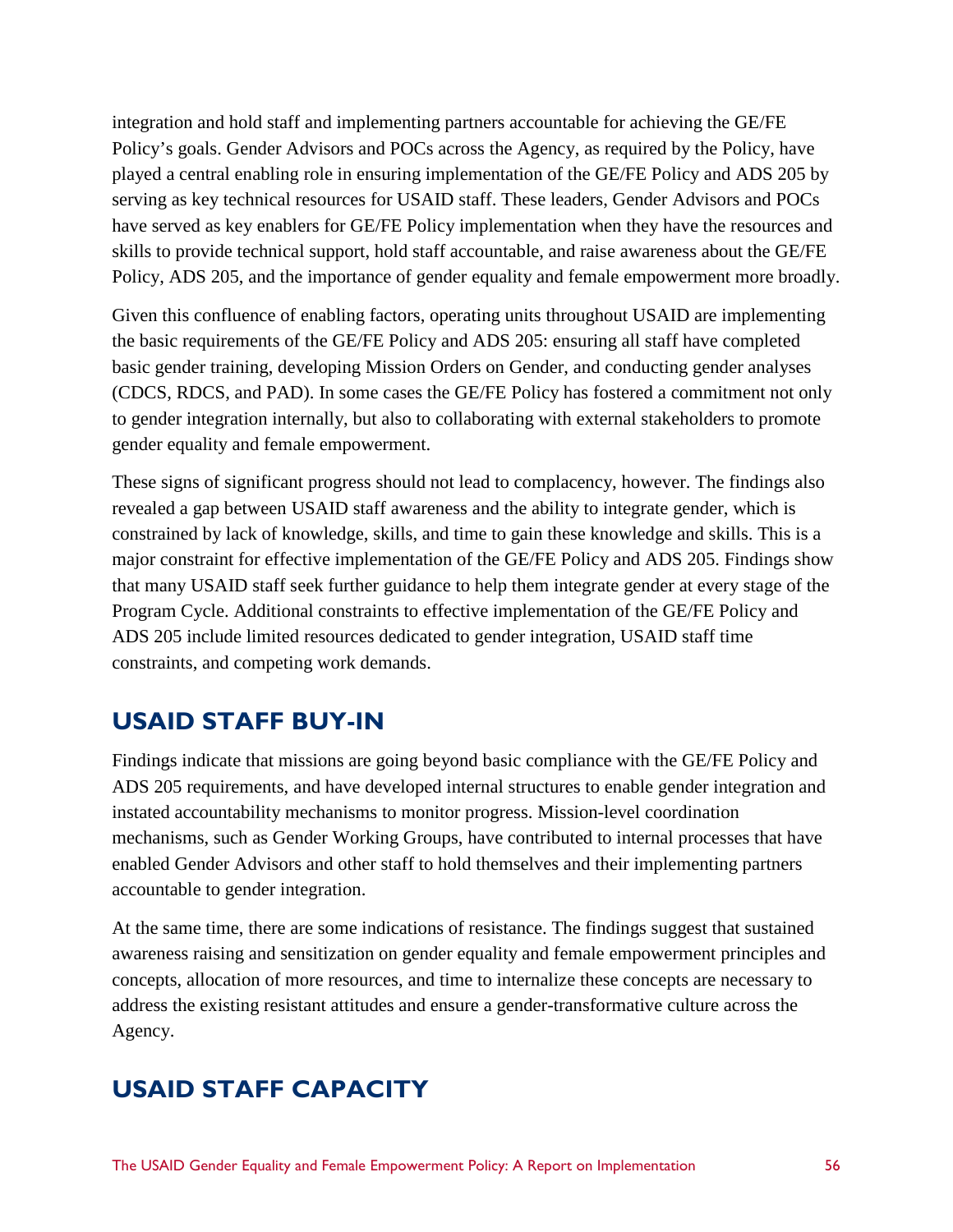integration and hold staff and implementing partners accountable for achieving the GE/FE Policy's goals. Gender Advisors and POCs across the Agency, as required by the Policy, have played a central enabling role in ensuring implementation of the GE/FE Policy and ADS 205 by serving as key technical resources for USAID staff. These leaders, Gender Advisors and POCs have served as key enablers for GE/FE Policy implementation when they have the resources and skills to provide technical support, hold staff accountable, and raise awareness about the GE/FE Policy, ADS 205, and the importance of gender equality and female empowerment more broadly.

Given this confluence of enabling factors, operating units throughout USAID are implementing the basic requirements of the GE/FE Policy and ADS 205: ensuring all staff have completed basic gender training, developing Mission Orders on Gender, and conducting gender analyses (CDCS, RDCS, and PAD). In some cases the GE/FE Policy has fostered a commitment not only to gender integration internally, but also to collaborating with external stakeholders to promote gender equality and female empowerment.

These signs of significant progress should not lead to complacency, however. The findings also revealed a gap between USAID staff awareness and the ability to integrate gender, which is constrained by lack of knowledge, skills, and time to gain these knowledge and skills. This is a major constraint for effective implementation of the GE/FE Policy and ADS 205. Findings show that many USAID staff seek further guidance to help them integrate gender at every stage of the Program Cycle. Additional constraints to effective implementation of the GE/FE Policy and ADS 205 include limited resources dedicated to gender integration, USAID staff time constraints, and competing work demands.

## USAID STAFF BUY-IN

Findings indicate that missions are going beyond basic compliance with the GE/FE Policy and ADS 205 requirements, and have developed internal structures to enable gender integration and instated accountability mechanisms to monitor progress. Mission-level coordination mechanisms, such as Gender Working Groups, have contributed to internal processes that have enabled Gender Advisors and other staff to hold themselves and their implementing partners accountable to gender integration.

At the same time, there are some indications of resistance. The findings suggest that sustained awareness raising and sensitization on gender equality and female empowerment principles and concepts, allocation of more resources, and time to internalize these concepts are necessary to address the existing resistant attitudes and ensure a gender-transformative culture across the Agency.

## USAID STAFF CAPACITY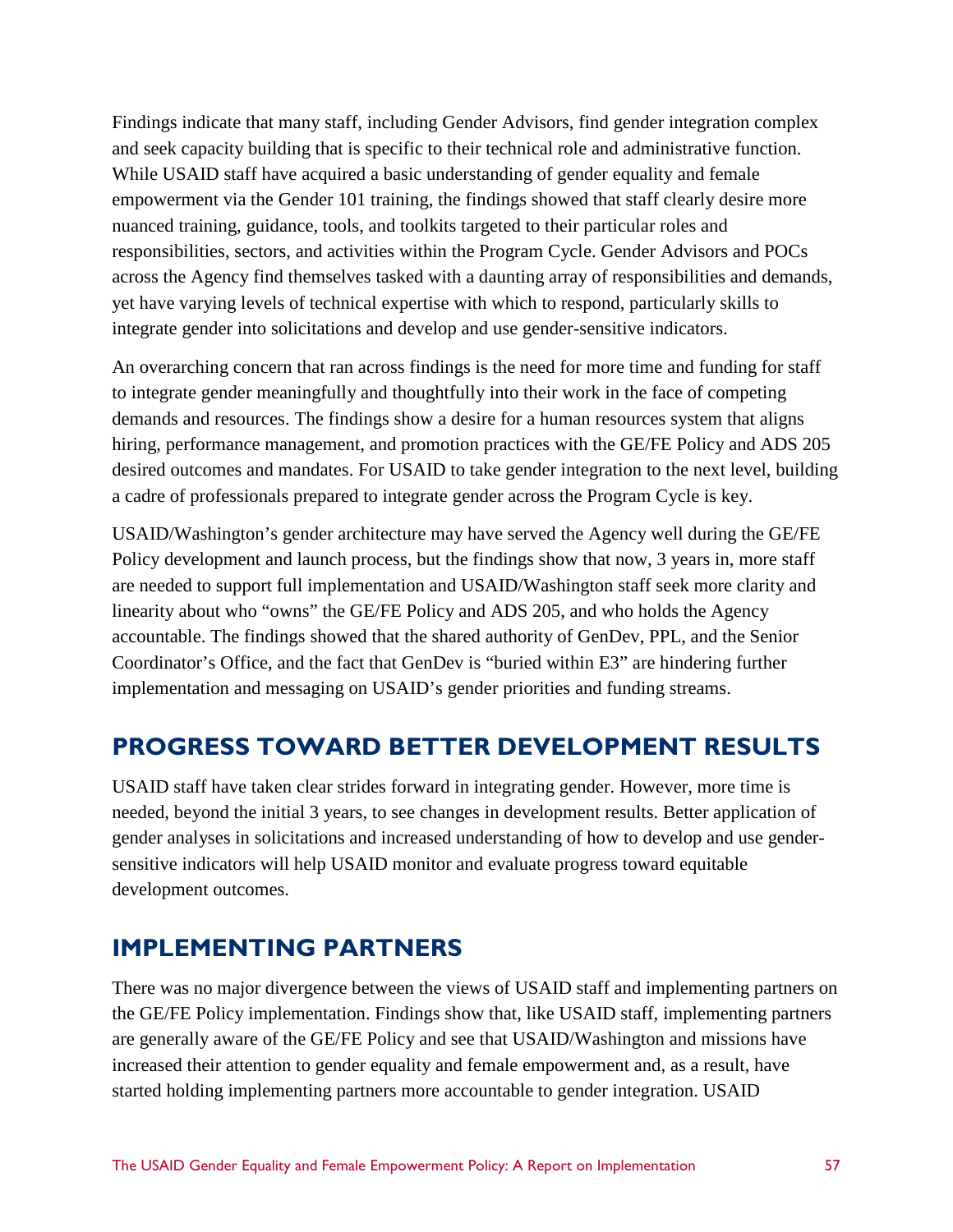Findings indicate that many staff, including Gender Advisors, find gender integration complex and seek capacity building that is specific to their technical role and administrative function. While USAID staff have acquired a basic understanding of gender equality and female empowerment via the Gender 101 training, the findings showed that staff clearly desire more nuanced training, guidance, tools, and toolkits targeted to their particular roles and responsibilities, sectors, and activities within the Program Cycle. Gender Advisors and POCs across the Agency find themselves tasked with a daunting array of responsibilities and demands, yet have varying levels of technical expertise with which to respond, particularly skills to integrate gender into solicitations and develop and use gender-sensitive indicators.

An overarching concern that ran across findings is the need for more time and funding for staff to integrate gender meaningfully and thoughtfully into their work in the face of competing demands and resources. The findings show a desire for a human resources system that aligns hiring, performance management, and promotion practices with the GE/FE Policy and ADS 205 desired outcomes and mandates. For USAID to take gender integration to the next level, building a cadre of professionals prepared to integrate gender across the Program Cycle is key.

USAID/Washington's gender architecture may have served the Agency well during the GE/FE Policy development and launch process, but the findings show that now, 3 years in, more staff are needed to support full implementation and USAID/Washington staff seek more clarity and linearity about who "owns" the GE/FE Policy and ADS 205, and who holds the Agency accountable. The findings showed that the shared authority of GenDev, PPL, and the Senior Coordinator's Office, and the fact that GenDev is "buried within E3" are hindering further implementation and messaging on USAID's gender priorities and funding streams.

## PROGRESS TOWARD BETTER DEVELOPMENT RESULTS

USAID staff have taken clear strides forward in integrating gender. However, more time is needed, beyond the initial 3 years, to see changes in development results. Better application of gender analyses in solicitations and increased understanding of how to develop and use gender-sensitive indicators will help USAID monitor and evaluate progress toward equitable development outcomes.

## IMPLEMENTING PARTNERS

There was no major divergence between the views of USAID staff and implementing partners on the GE/FE Policy implementation. Findings show that, like USAID staff, implementing partners are generally aware of the GE/FE Policy and see that USAID/Washington and missions have increased their attention to gender equality and female empowerment and, as a result, have started holding implementing partners more accountable to gender integration. USAID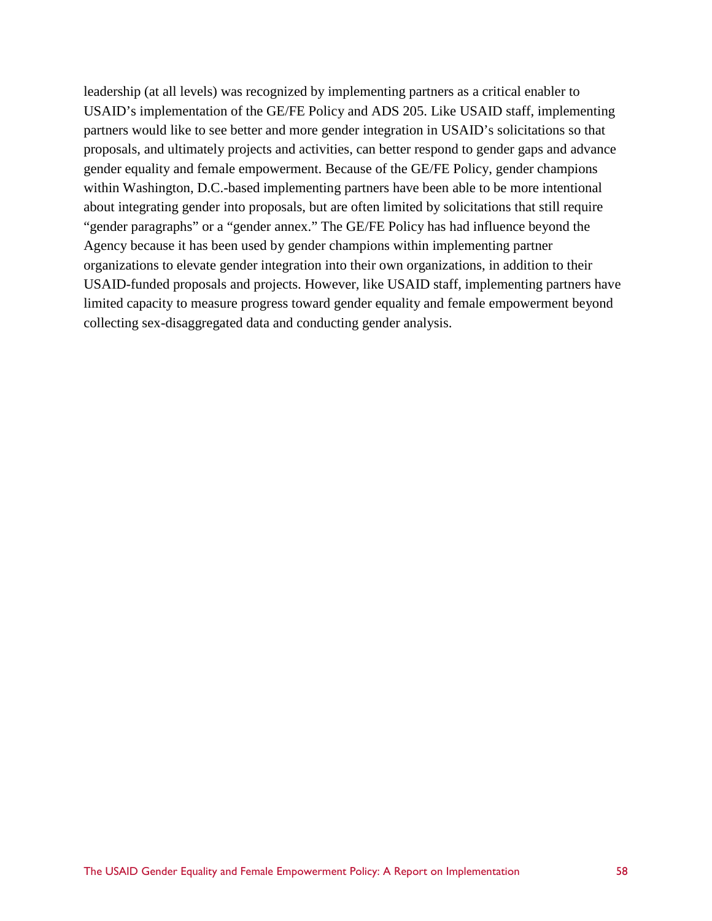leadership (at all levels) was recognized by implementing partners as a critical enabler to USAID's implementation of the GE/FE Policy and ADS 205. Like USAID staff, implementing partners would like to see better and more gender integration in USAID's solicitations so that proposals, and ultimately projects and activities, can better respond to gender gaps and advance gender equality and female empowerment. Because of the GE/FE Policy, gender champions within Washington, D.C.-based implementing partners have been able to be more intentional about integrating gender into proposals, but are often limited by solicitations that still require "gender paragraphs" or a "gender annex." The GE/FE Policy has had influence beyond the Agency because it has been used by gender champions within implementing partner organizations to elevate gender integration into their own organizations, in addition to their USAID-funded proposals and projects. However, like USAID staff, implementing partners have limited capacity to measure progress toward gender equality and female empowerment beyond collecting sex-disaggregated data and conducting gender analysis.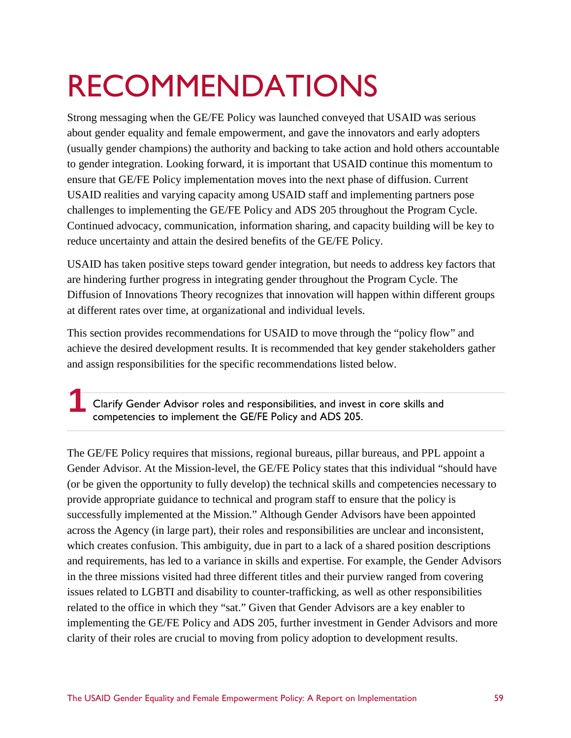# RECOMMENDATIONS

Strong messaging when the GE/FE Policy was launched conveyed that USAID was serious about gender equality and female empowerment, and gave the innovators and early adopters (usually gender champions) the authority and backing to take action and hold others accountable to gender integration. Looking forward, it is important that USAID continue this momentum to ensure that GE/FE Policy implementation moves into the next phase of diffusion. Current USAID realities and varying capacity among USAID staff and implementing partners pose challenges to implementing the GE/FE Policy and ADS 205 throughout the Program Cycle. Continued advocacy, communication, information sharing, and capacity building will be key to reduce uncertainty and attain the desired benefits of the GE/FE Policy.

USAID has taken positive steps toward gender integration, but needs to address key factors that are hindering further progress in integrating gender throughout the Program Cycle. The Diffusion of Innovations Theory recognizes that innovation will happen within different groups at different rates over time, at organizational and individual levels.

This section provides recommendations for USAID to move through the "policy flow" and achieve the desired development results. It is recommended that key gender stakeholders gather and assign responsibilities for the specific recommendations listed below.

## 1 Clarify Gender Advisor roles and responsibilities, and invest in core skills and competencies to implement the GE/FE Policy and ADS 205.

The GE/FE Policy requires that missions, regional bureaus, pillar bureaus, and PPL appoint a Gender Advisor. At the Mission-level, the GE/FE Policy states that this individual "should have (or be given the opportunity to fully develop) the technical skills and competencies necessary to provide appropriate guidance to technical and program staff to ensure that the policy is successfully implemented at the Mission." Although Gender Advisors have been appointed across the Agency (in large part), their roles and responsibilities are unclear and inconsistent, which creates confusion. This ambiguity, due in part to a lack of a shared position descriptions and requirements, has led to a variance in skills and expertise. For example, the Gender Advisors in the three missions visited had three different titles and their purview ranged from covering issues related to LGBTI and disability to counter-trafficking, as well as other responsibilities related to the office in which they "sat." Given that Gender Advisors are a key enabler to implementing the GE/FE Policy and ADS 205, further investment in Gender Advisors and more clarity of their roles are crucial to moving from policy adoption to development results.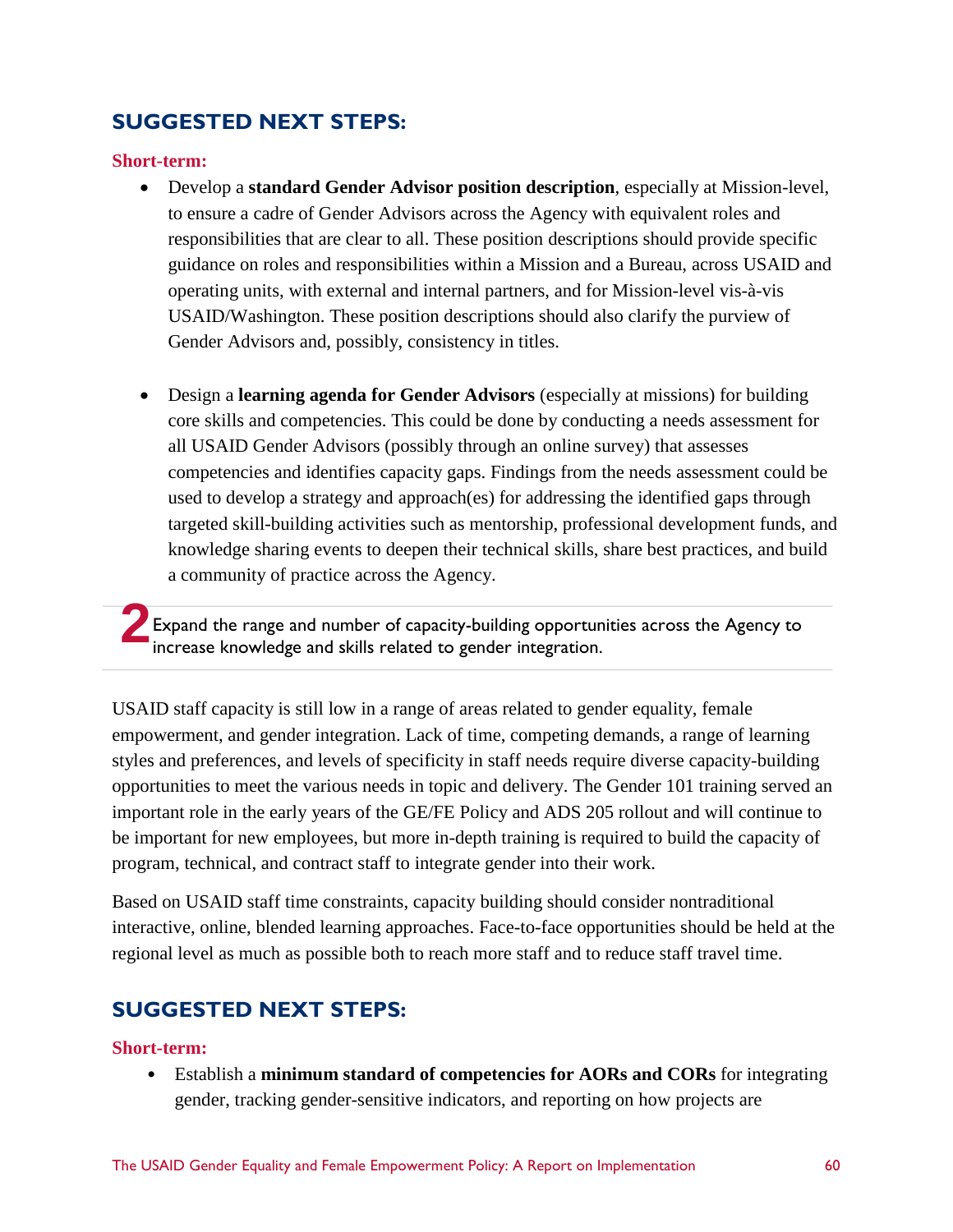## SUGGESTED NEXT STEPS:

**Short-term:**

- Develop a **standard Gender Advisor position description**, especially at Mission-level, to ensure a cadre of Gender Advisors across the Agency with equivalent roles and responsibilities that are clear to all. These position descriptions should provide specific guidance on roles and responsibilities within a Mission and a Bureau, across USAID and operating units, with external and internal partners, and for Mission-level vis-à-vis USAID/Washington. These position descriptions should also clarify the purview of Gender Advisors and, possibly, consistency in titles.

- Design a **learning agenda for Gender Advisors** (especially at missions) for building core skills and competencies. This could be done by conducting a needs assessment for all USAID Gender Advisors (possibly through an online survey) that assesses competencies and identifies capacity gaps. Findings from the needs assessment could be used to develop a strategy and approach(es) for addressing the identified gaps through targeted skill-building activities such as mentorship, professional development funds, and knowledge sharing events to deepen their technical skills, share best practices, and build a community of practice across the Agency.

### 2 Expand the range and number of capacity-building opportunities across the Agency to increase knowledge and skills related to gender integration.

USAID staff capacity is still low in a range of areas related to gender equality, female empowerment, and gender integration. Lack of time, competing demands, a range of learning styles and preferences, and levels of specificity in staff needs require diverse capacity-building opportunities to meet the various needs in topic and delivery. The Gender 101 training served an important role in the early years of the GE/FE Policy and ADS 205 rollout and will continue to be important for new employees, but more in-depth training is required to build the capacity of program, technical, and contract staff to integrate gender into their work.

Based on USAID staff time constraints, capacity building should consider nontraditional interactive, online, blended learning approaches. Face-to-face opportunities should be held at the regional level as much as possible both to reach more staff and to reduce staff travel time.

## SUGGESTED NEXT STEPS:

**Short-term:**

- Establish a **minimum standard of competencies for AORs and CORs** for integrating gender, tracking gender-sensitive indicators, and reporting on how projects are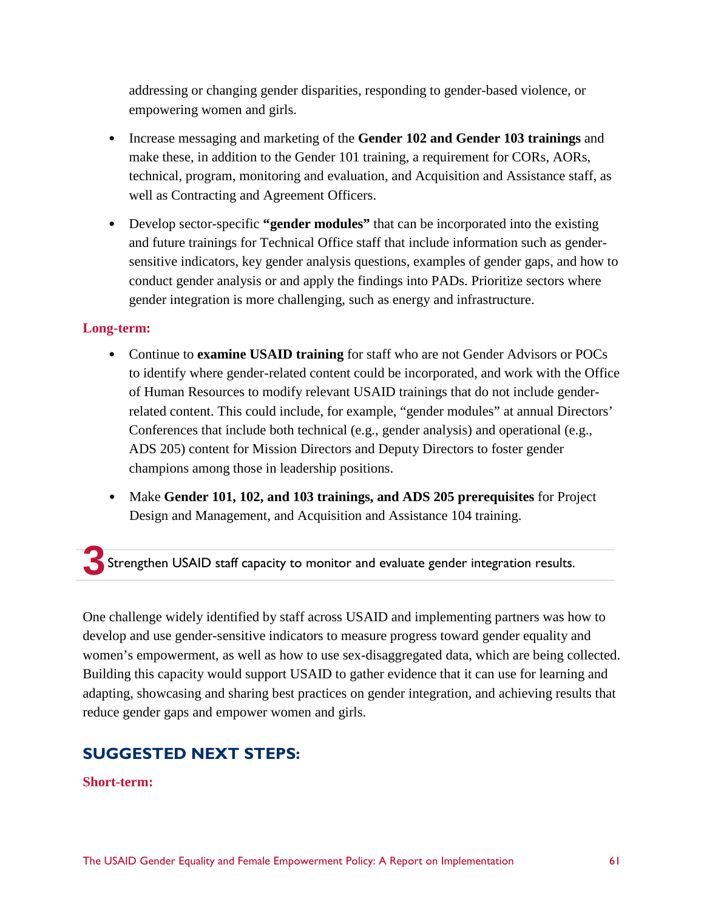addressing or changing gender disparities, responding to gender-based violence, or empowering women and girls.

- Increase messaging and marketing of the **Gender 102 and Gender 103 trainings** and make these, in addition to the Gender 101 training, a requirement for CORs, AORs, technical, program, monitoring and evaluation, and Acquisition and Assistance staff, as well as Contracting and Agreement Officers.
- Develop sector-specific **"gender modules"** that can be incorporated into the existing and future trainings for Technical Office staff that include information such as gender-sensitive indicators, key gender analysis questions, examples of gender gaps, and how to conduct gender analysis or and apply the findings into PADs. Prioritize sectors where gender integration is more challenging, such as energy and infrastructure.

**Long-term:**

- Continue to **examine USAID training** for staff who are not Gender Advisors or POCs to identify where gender-related content could be incorporated, and work with the Office of Human Resources to modify relevant USAID trainings that do not include gender-related content. This could include, for example, "gender modules" at annual Directors' Conferences that include both technical (e.g., gender analysis) and operational (e.g., ADS 205) content for Mission Directors and Deputy Directors to foster gender champions among those in leadership positions.
- Make **Gender 101, 102, and 103 trainings, and ADS 205 prerequisites** for Project Design and Management, and Acquisition and Assistance 104 training.

## 3 Strengthen USAID staff capacity to monitor and evaluate gender integration results.

One challenge widely identified by staff across USAID and implementing partners was how to develop and use gender-sensitive indicators to measure progress toward gender equality and women's empowerment, as well as how to use sex-disaggregated data, which are being collected. Building this capacity would support USAID to gather evidence that it can use for learning and adapting, showcasing and sharing best practices on gender integration, and achieving results that reduce gender gaps and empower women and girls.

### SUGGESTED NEXT STEPS:

**Short-term:**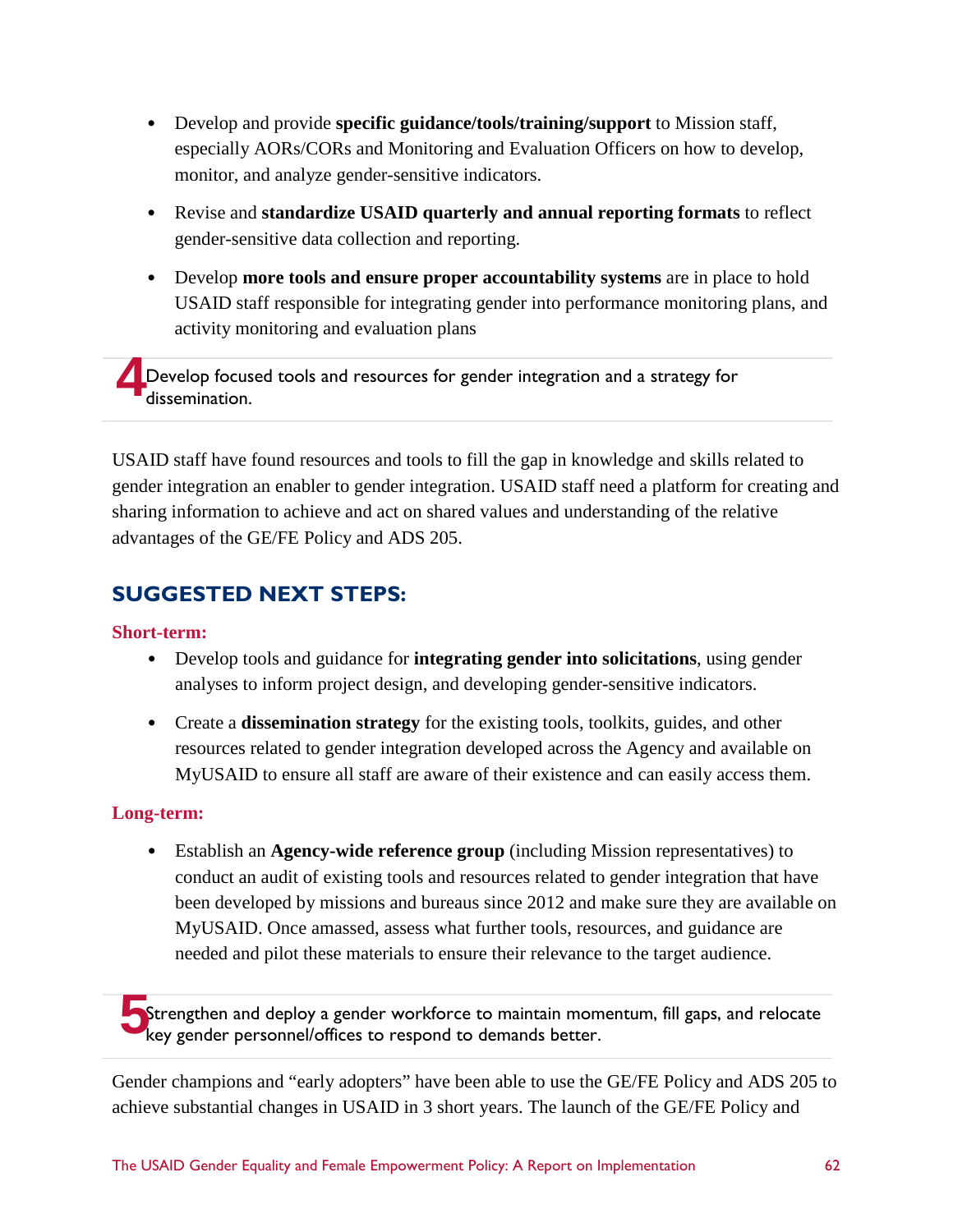- Develop and provide **specific guidance/tools/training/support** to Mission staff, especially AORs/CORs and Monitoring and Evaluation Officers on how to develop, monitor, and analyze gender-sensitive indicators.
- Revise and **standardize USAID quarterly and annual reporting formats** to reflect gender-sensitive data collection and reporting.
- Develop **more tools and ensure proper accountability systems** are in place to hold USAID staff responsible for integrating gender into performance monitoring plans, and activity monitoring and evaluation plans

## 4 Develop focused tools and resources for gender integration and a strategy for dissemination.

USAID staff have found resources and tools to fill the gap in knowledge and skills related to gender integration an enabler to gender integration. USAID staff need a platform for creating and sharing information to achieve and act on shared values and understanding of the relative advantages of the GE/FE Policy and ADS 205.

### SUGGESTED NEXT STEPS:

**Short-term:**

- Develop tools and guidance for **integrating gender into solicitations**, using gender analyses to inform project design, and developing gender-sensitive indicators.
- Create a **dissemination strategy** for the existing tools, toolkits, guides, and other resources related to gender integration developed across the Agency and available on MyUSAID to ensure all staff are aware of their existence and can easily access them.

**Long-term:**

- Establish an **Agency-wide reference group** (including Mission representatives) to conduct an audit of existing tools and resources related to gender integration that have been developed by missions and bureaus since 2012 and make sure they are available on MyUSAID. Once amassed, assess what further tools, resources, and guidance are needed and pilot these materials to ensure their relevance to the target audience.

## 5 Strengthen and deploy a gender workforce to maintain momentum, fill gaps, and relocate key gender personnel/offices to respond to demands better.

Gender champions and "early adopters" have been able to use the GE/FE Policy and ADS 205 to achieve substantial changes in USAID in 3 short years. The launch of the GE/FE Policy and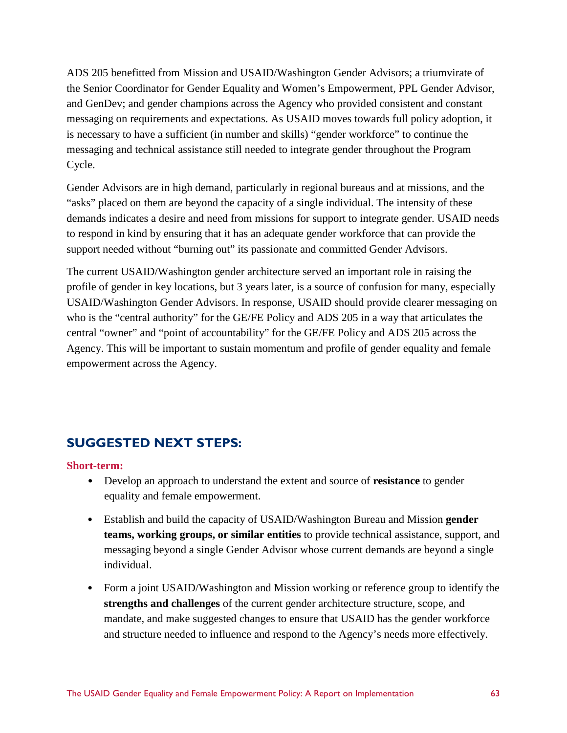ADS 205 benefitted from Mission and USAID/Washington Gender Advisors; a triumvirate of the Senior Coordinator for Gender Equality and Women's Empowerment, PPL Gender Advisor, and GenDev; and gender champions across the Agency who provided consistent and constant messaging on requirements and expectations. As USAID moves towards full policy adoption, it is necessary to have a sufficient (in number and skills) "gender workforce" to continue the messaging and technical assistance still needed to integrate gender throughout the Program Cycle.

Gender Advisors are in high demand, particularly in regional bureaus and at missions, and the "asks" placed on them are beyond the capacity of a single individual. The intensity of these demands indicates a desire and need from missions for support to integrate gender. USAID needs to respond in kind by ensuring that it has an adequate gender workforce that can provide the support needed without "burning out" its passionate and committed Gender Advisors.

The current USAID/Washington gender architecture served an important role in raising the profile of gender in key locations, but 3 years later, is a source of confusion for many, especially USAID/Washington Gender Advisors. In response, USAID should provide clearer messaging on who is the "central authority" for the GE/FE Policy and ADS 205 in a way that articulates the central "owner" and "point of accountability" for the GE/FE Policy and ADS 205 across the Agency. This will be important to sustain momentum and profile of gender equality and female empowerment across the Agency.

## SUGGESTED NEXT STEPS:

**Short-term:**

- Develop an approach to understand the extent and source of **resistance** to gender equality and female empowerment.
- Establish and build the capacity of USAID/Washington Bureau and Mission **gender teams, working groups, or similar entities** to provide technical assistance, support, and messaging beyond a single Gender Advisor whose current demands are beyond a single individual.
- Form a joint USAID/Washington and Mission working or reference group to identify the **strengths and challenges** of the current gender architecture structure, scope, and mandate, and make suggested changes to ensure that USAID has the gender workforce and structure needed to influence and respond to the Agency's needs more effectively.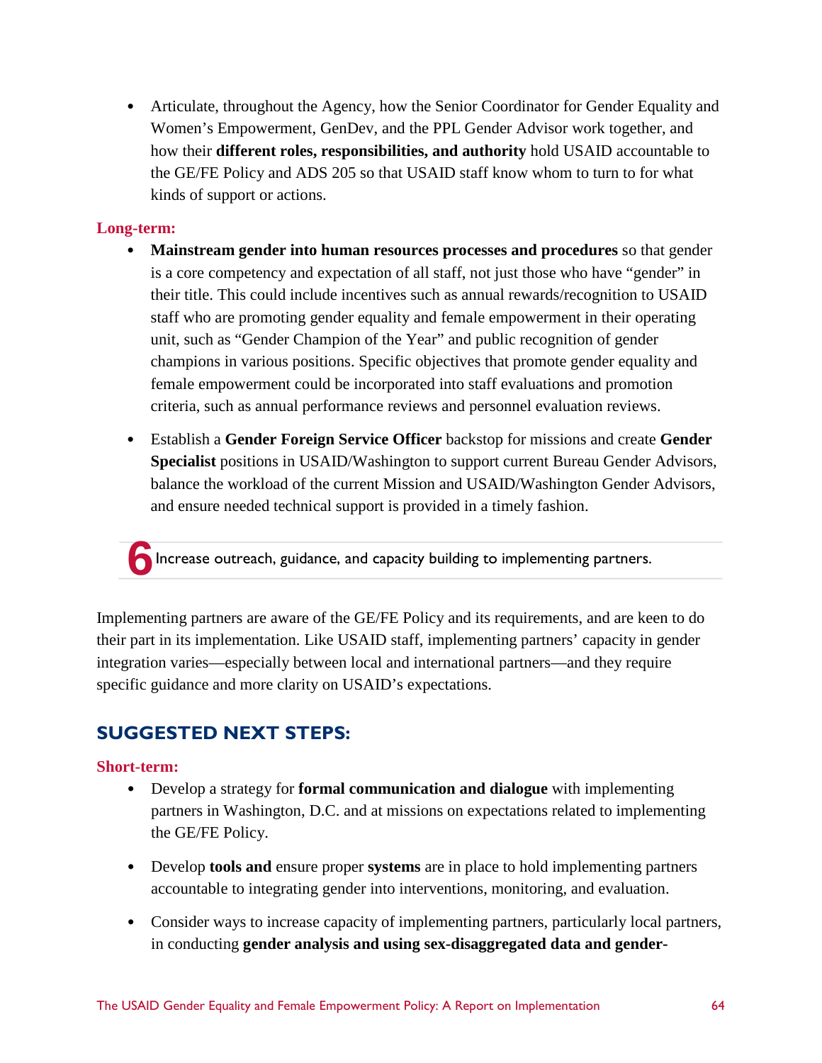- Articulate, throughout the Agency, how the Senior Coordinator for Gender Equality and Women's Empowerment, GenDev, and the PPL Gender Advisor work together, and how their **different roles, responsibilities, and authority** hold USAID accountable to the GE/FE Policy and ADS 205 so that USAID staff know whom to turn to for what kinds of support or actions.

**Long-term:**

- **Mainstream gender into human resources processes and procedures** so that gender is a core competency and expectation of all staff, not just those who have "gender" in their title. This could include incentives such as annual rewards/recognition to USAID staff who are promoting gender equality and female empowerment in their operating unit, such as "Gender Champion of the Year" and public recognition of gender champions in various positions. Specific objectives that promote gender equality and female empowerment could be incorporated into staff evaluations and promotion criteria, such as annual performance reviews and personnel evaluation reviews.

- Establish a **Gender Foreign Service Officer** backstop for missions and create **Gender Specialist** positions in USAID/Washington to support current Bureau Gender Advisors, balance the workload of the current Mission and USAID/Washington Gender Advisors, and ensure needed technical support is provided in a timely fashion.

## 6 Increase outreach, guidance, and capacity building to implementing partners.

Implementing partners are aware of the GE/FE Policy and its requirements, and are keen to do their part in its implementation. Like USAID staff, implementing partners' capacity in gender integration varies—especially between local and international partners—and they require specific guidance and more clarity on USAID's expectations.

## SUGGESTED NEXT STEPS:

**Short-term:**

- Develop a strategy for **formal communication and dialogue** with implementing partners in Washington, D.C. and at missions on expectations related to implementing the GE/FE Policy.

- Develop **tools and** ensure proper **systems** are in place to hold implementing partners accountable to integrating gender into interventions, monitoring, and evaluation.

- Consider ways to increase capacity of implementing partners, particularly local partners, in conducting **gender analysis and using sex-disaggregated data and gender-**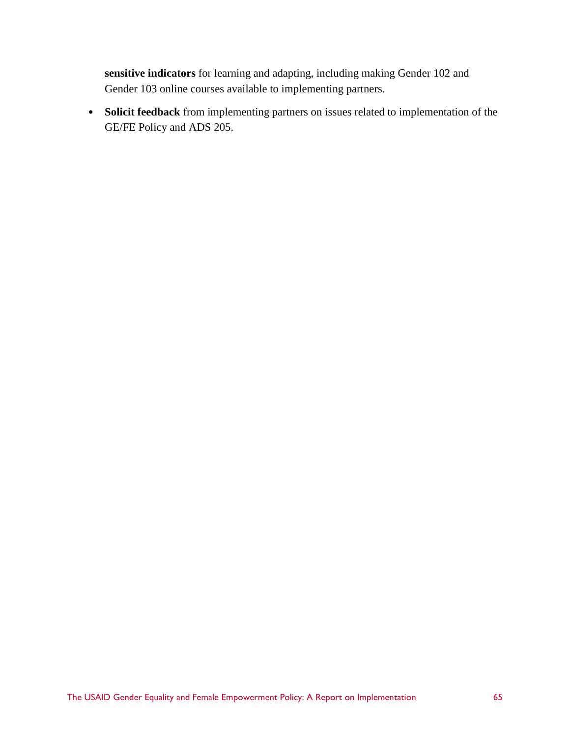**sensitive indicators** for learning and adapting, including making Gender 102 and Gender 103 online courses available to implementing partners.

- **Solicit feedback** from implementing partners on issues related to implementation of the GE/FE Policy and ADS 205.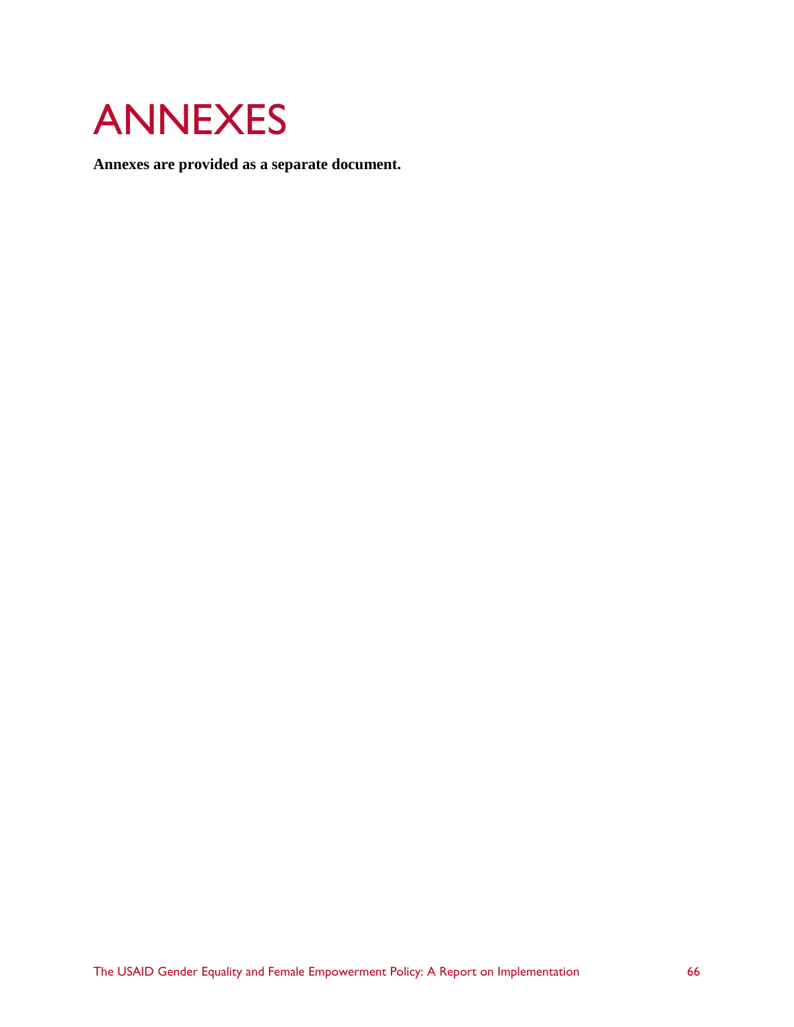# ANNEXES

**Annexes are provided as a separate document.**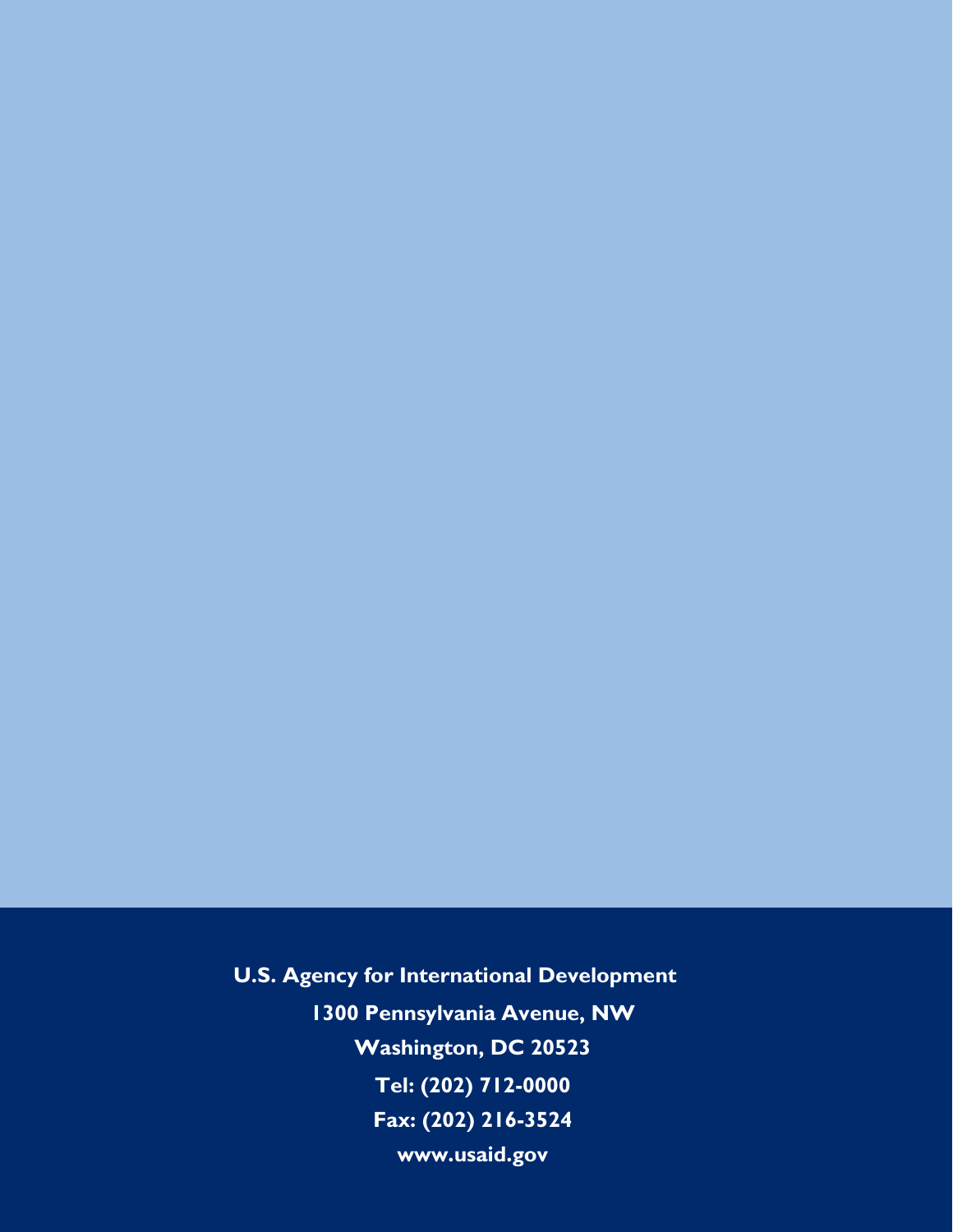**U.S. Agency for International Development**

**1300 Pennsylvania Avenue, NW**

**Washington, DC 20523**

**Tel: (202) 712-0000**

**Fax: (202) 216-3524**

**www.usaid.gov**